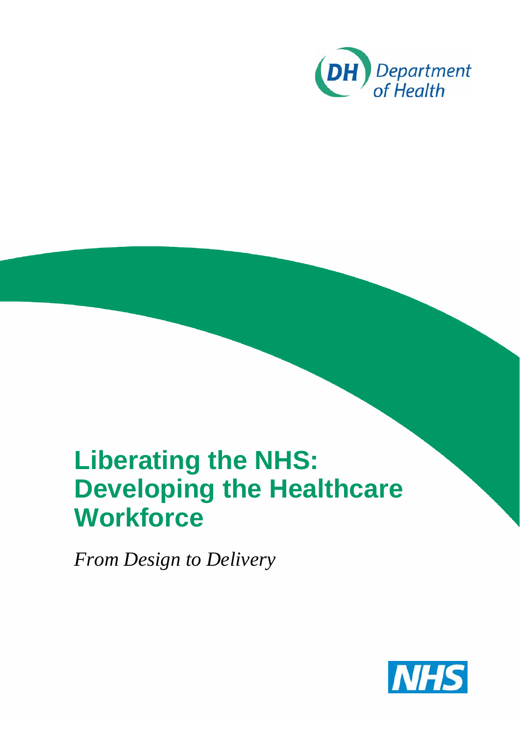Department of Health

# Liberating the NHS: Developing the Healthcare Workforce

*From Design to Delivery*

NHS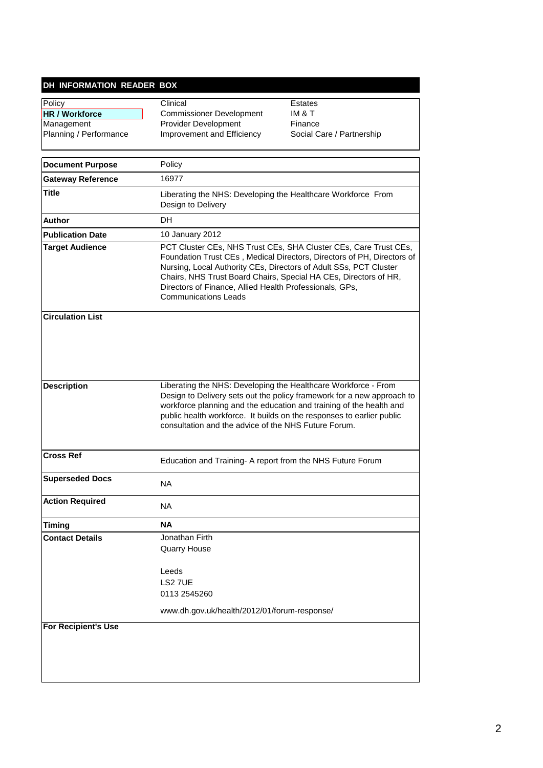## DH INFORMATION READER BOX

| Policy | Clinical | Estates |
|---|---|---|
| **HR / Workforce** | Commissioner Development | IM & T |
| Management | Provider Development | Finance |
| Planning / Performance | Improvement and Efficiency | Social Care / Partnership |

| | |
|---|---|
| **Document Purpose** | Policy |
| **Gateway Reference** | 16977 |
| **Title** | Liberating the NHS: Developing the Healthcare Workforce From Design to Delivery |
| **Author** | DH |
| **Publication Date** | 10 January 2012 |
| **Target Audience** | PCT Cluster CEs, NHS Trust CEs, SHA Cluster CEs, Care Trust CEs, Foundation Trust CEs , Medical Directors, Directors of PH, Directors of Nursing, Local Authority CEs, Directors of Adult SSs, PCT Cluster Chairs, NHS Trust Board Chairs, Special HA CEs, Directors of HR, Directors of Finance, Allied Health Professionals, GPs, Communications Leads |
| **Circulation List** | |
| **Description** | Liberating the NHS: Developing the Healthcare Workforce - From Design to Delivery sets out the policy framework for a new approach to workforce planning and the education and training of the health and public health workforce. It builds on the responses to earlier public consultation and the advice of the NHS Future Forum. |
| **Cross Ref** | Education and Training- A report from the NHS Future Forum |
| **Superseded Docs** | NA |
| **Action Required** | NA |
| **Timing** | **NA** |
| **Contact Details** | Jonathan Firth<br>Quarry House<br><br>Leeds<br>LS2 7UE<br>0113 2545260<br><br>www.dh.gov.uk/health/2012/01/forum-response/ |
| **For Recipient's Use** | |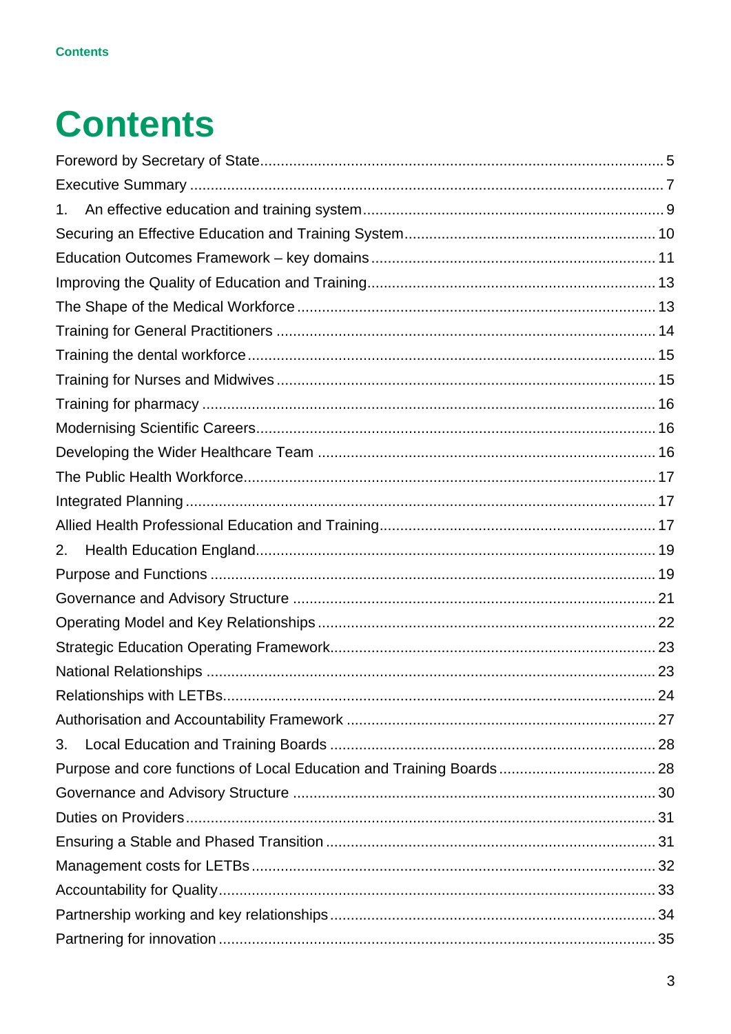# Contents

Foreword by Secretary of State ........ 5

Executive Summary ........ 7

1. An effective education and training system ........ 9

Securing an Effective Education and Training System ........ 10

Education Outcomes Framework – key domains ........ 11

Improving the Quality of Education and Training ........ 13

The Shape of the Medical Workforce ........ 13

Training for General Practitioners ........ 14

Training the dental workforce ........ 15

Training for Nurses and Midwives ........ 15

Training for pharmacy ........ 16

Modernising Scientific Careers ........ 16

Developing the Wider Healthcare Team ........ 16

The Public Health Workforce ........ 17

Integrated Planning ........ 17

Allied Health Professional Education and Training ........ 17

2. Health Education England ........ 19

Purpose and Functions ........ 19

Governance and Advisory Structure ........ 21

Operating Model and Key Relationships ........ 22

Strategic Education Operating Framework ........ 23

National Relationships ........ 23

Relationships with LETBs ........ 24

Authorisation and Accountability Framework ........ 27

3. Local Education and Training Boards ........ 28

Purpose and core functions of Local Education and Training Boards ........ 28

Governance and Advisory Structure ........ 30

Duties on Providers ........ 31

Ensuring a Stable and Phased Transition ........ 31

Management costs for LETBs ........ 32

Accountability for Quality ........ 33

Partnership working and key relationships ........ 34

Partnering for innovation ........ 35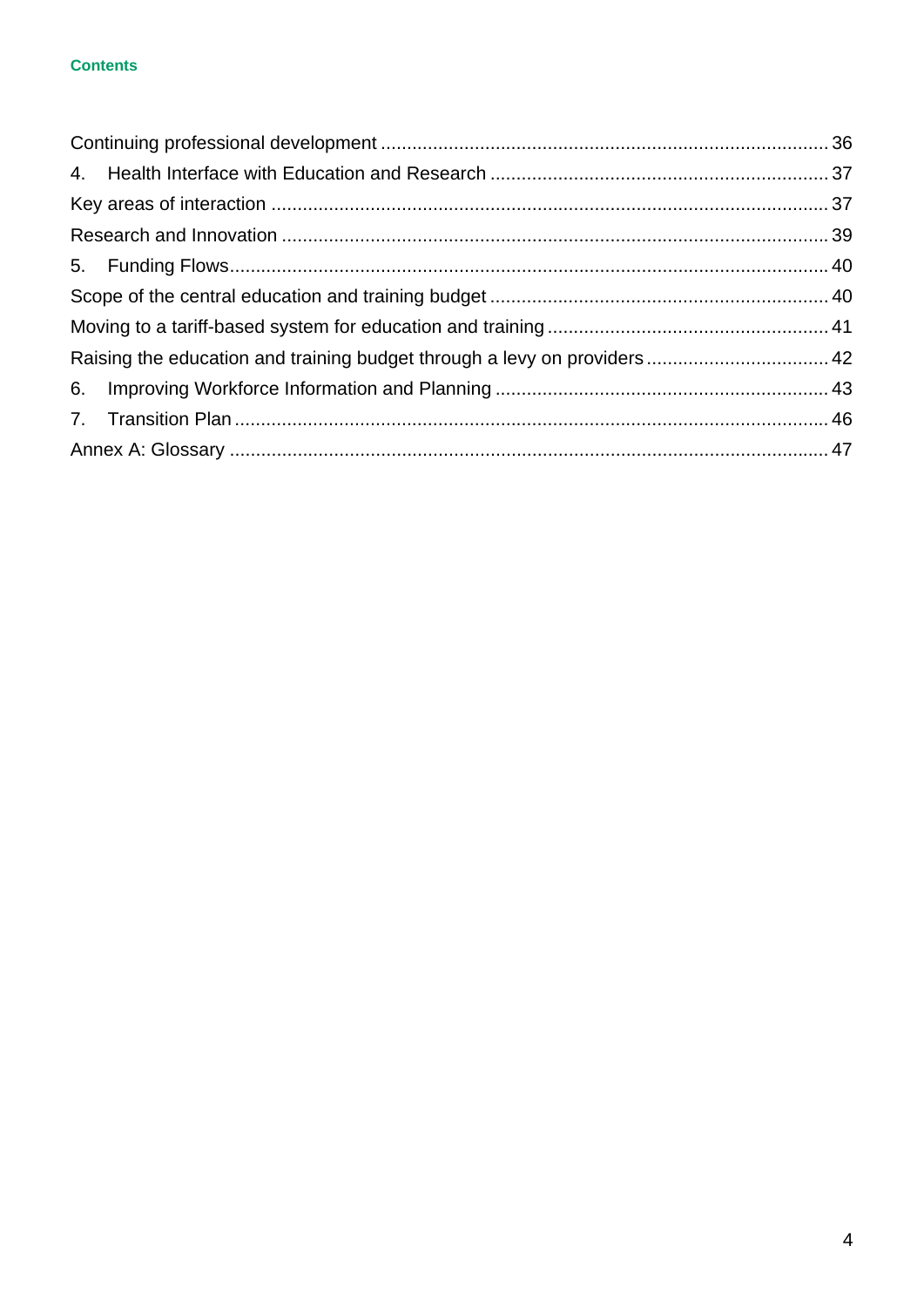**Contents**

Continuing professional development ..................................................................................... 36
4. Health Interface with Education and Research ................................................................ 37
Key areas of interaction ......................................................................................................... 37
Research and Innovation ....................................................................................................... 39
5. Funding Flows.................................................................................................................. 40
Scope of the central education and training budget ................................................................ 40
Moving to a tariff-based system for education and training ..................................................... 41
Raising the education and training budget through a levy on providers .................................. 42
6. Improving Workforce Information and Planning ............................................................... 43
7. Transition Plan ................................................................................................................. 46
Annex A: Glossary ................................................................................................................. 47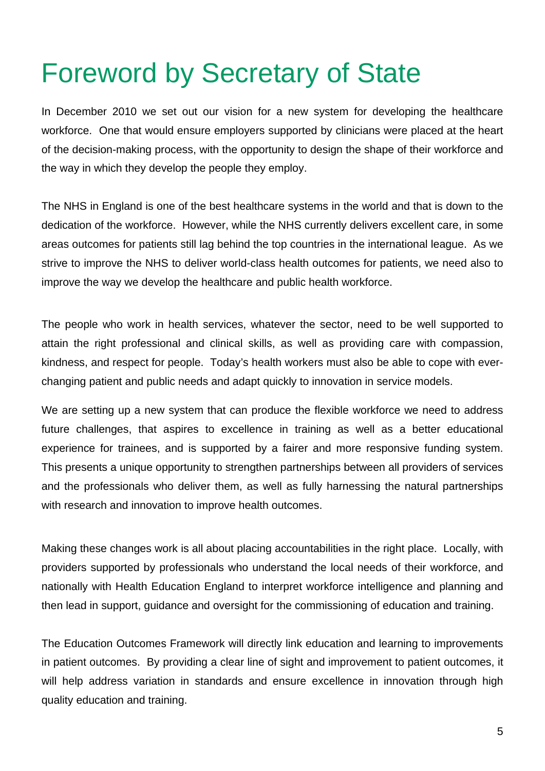# Foreword by Secretary of State

In December 2010 we set out our vision for a new system for developing the healthcare workforce. One that would ensure employers supported by clinicians were placed at the heart of the decision-making process, with the opportunity to design the shape of their workforce and the way in which they develop the people they employ.

The NHS in England is one of the best healthcare systems in the world and that is down to the dedication of the workforce. However, while the NHS currently delivers excellent care, in some areas outcomes for patients still lag behind the top countries in the international league. As we strive to improve the NHS to deliver world-class health outcomes for patients, we need also to improve the way we develop the healthcare and public health workforce.

The people who work in health services, whatever the sector, need to be well supported to attain the right professional and clinical skills, as well as providing care with compassion, kindness, and respect for people. Today's health workers must also be able to cope with ever-changing patient and public needs and adapt quickly to innovation in service models.

We are setting up a new system that can produce the flexible workforce we need to address future challenges, that aspires to excellence in training as well as a better educational experience for trainees, and is supported by a fairer and more responsive funding system. This presents a unique opportunity to strengthen partnerships between all providers of services and the professionals who deliver them, as well as fully harnessing the natural partnerships with research and innovation to improve health outcomes.

Making these changes work is all about placing accountabilities in the right place. Locally, with providers supported by professionals who understand the local needs of their workforce, and nationally with Health Education England to interpret workforce intelligence and planning and then lead in support, guidance and oversight for the commissioning of education and training.

The Education Outcomes Framework will directly link education and learning to improvements in patient outcomes. By providing a clear line of sight and improvement to patient outcomes, it will help address variation in standards and ensure excellence in innovation through high quality education and training.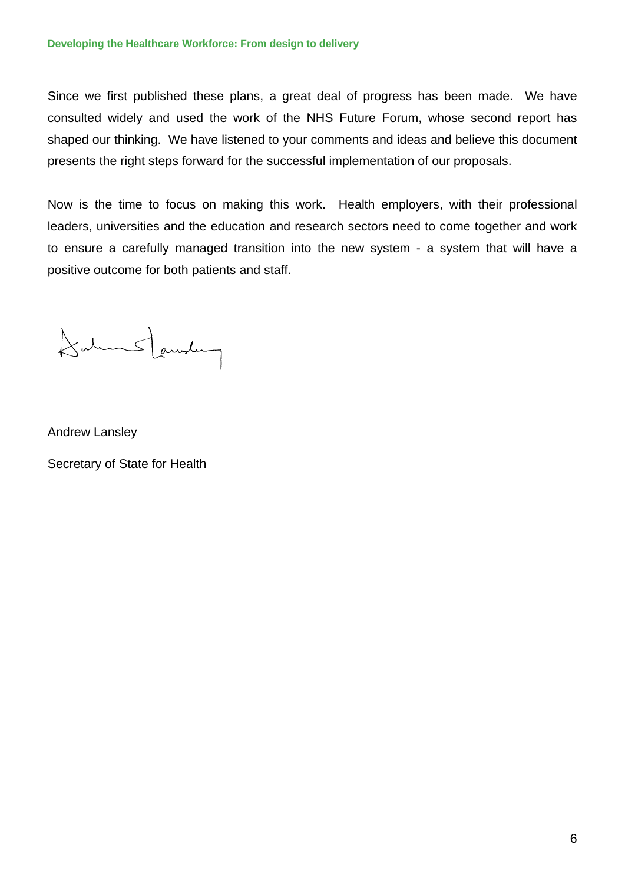Since we first published these plans, a great deal of progress has been made. We have consulted widely and used the work of the NHS Future Forum, whose second report has shaped our thinking. We have listened to your comments and ideas and believe this document presents the right steps forward for the successful implementation of our proposals.

Now is the time to focus on making this work. Health employers, with their professional leaders, universities and the education and research sectors need to come together and work to ensure a carefully managed transition into the new system - a system that will have a positive outcome for both patients and staff.

Andrew Lansley

Secretary of State for Health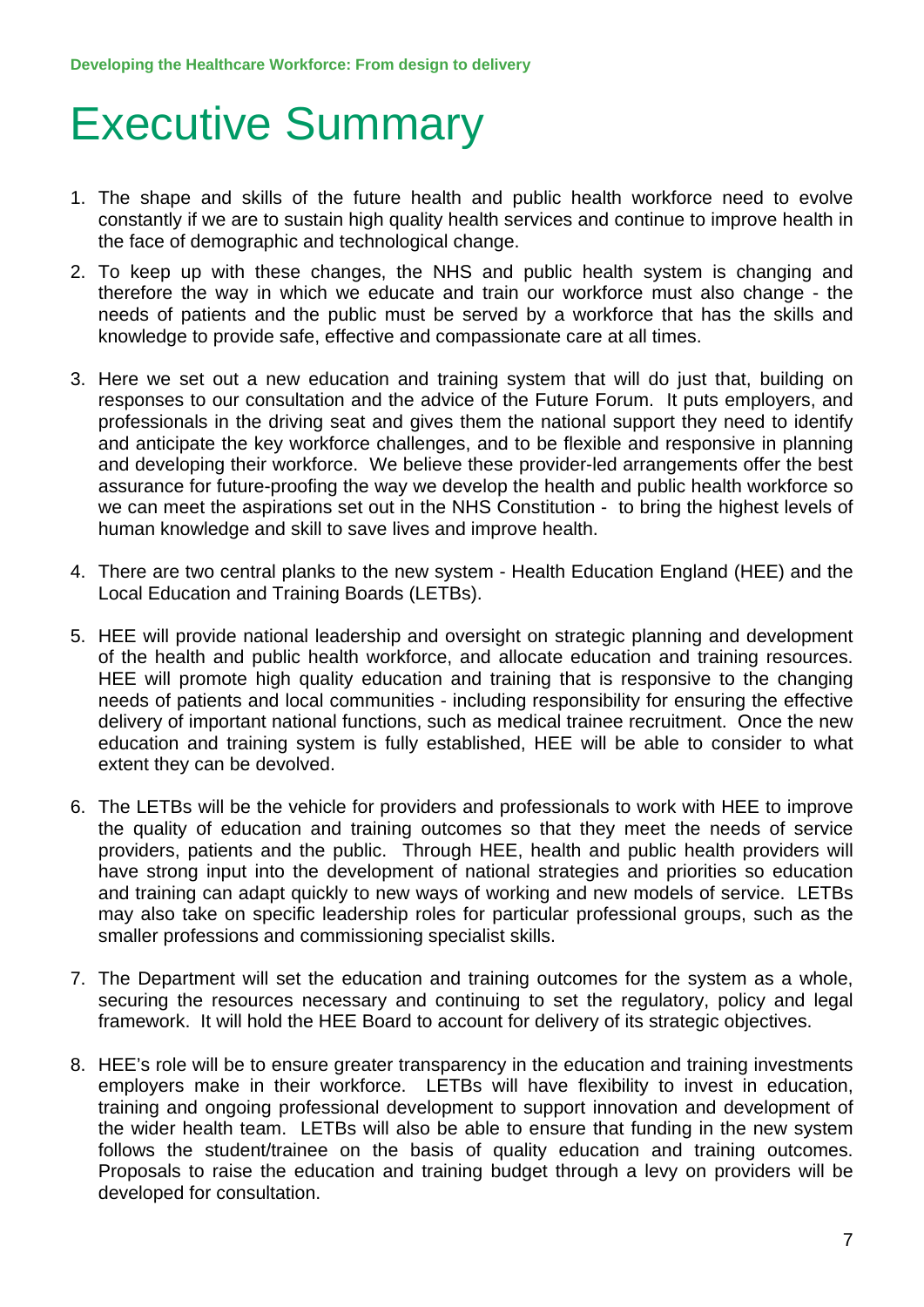# Executive Summary

1. The shape and skills of the future health and public health workforce need to evolve constantly if we are to sustain high quality health services and continue to improve health in the face of demographic and technological change.

2. To keep up with these changes, the NHS and public health system is changing and therefore the way in which we educate and train our workforce must also change - the needs of patients and the public must be served by a workforce that has the skills and knowledge to provide safe, effective and compassionate care at all times.

3. Here we set out a new education and training system that will do just that, building on responses to our consultation and the advice of the Future Forum. It puts employers, and professionals in the driving seat and gives them the national support they need to identify and anticipate the key workforce challenges, and to be flexible and responsive in planning and developing their workforce. We believe these provider-led arrangements offer the best assurance for future-proofing the way we develop the health and public health workforce so we can meet the aspirations set out in the NHS Constitution - to bring the highest levels of human knowledge and skill to save lives and improve health.

4. There are two central planks to the new system - Health Education England (HEE) and the Local Education and Training Boards (LETBs).

5. HEE will provide national leadership and oversight on strategic planning and development of the health and public health workforce, and allocate education and training resources. HEE will promote high quality education and training that is responsive to the changing needs of patients and local communities - including responsibility for ensuring the effective delivery of important national functions, such as medical trainee recruitment. Once the new education and training system is fully established, HEE will be able to consider to what extent they can be devolved.

6. The LETBs will be the vehicle for providers and professionals to work with HEE to improve the quality of education and training outcomes so that they meet the needs of service providers, patients and the public. Through HEE, health and public health providers will have strong input into the development of national strategies and priorities so education and training can adapt quickly to new ways of working and new models of service. LETBs may also take on specific leadership roles for particular professional groups, such as the smaller professions and commissioning specialist skills.

7. The Department will set the education and training outcomes for the system as a whole, securing the resources necessary and continuing to set the regulatory, policy and legal framework. It will hold the HEE Board to account for delivery of its strategic objectives.

8. HEE's role will be to ensure greater transparency in the education and training investments employers make in their workforce. LETBs will have flexibility to invest in education, training and ongoing professional development to support innovation and development of the wider health team. LETBs will also be able to ensure that funding in the new system follows the student/trainee on the basis of quality education and training outcomes. Proposals to raise the education and training budget through a levy on providers will be developed for consultation.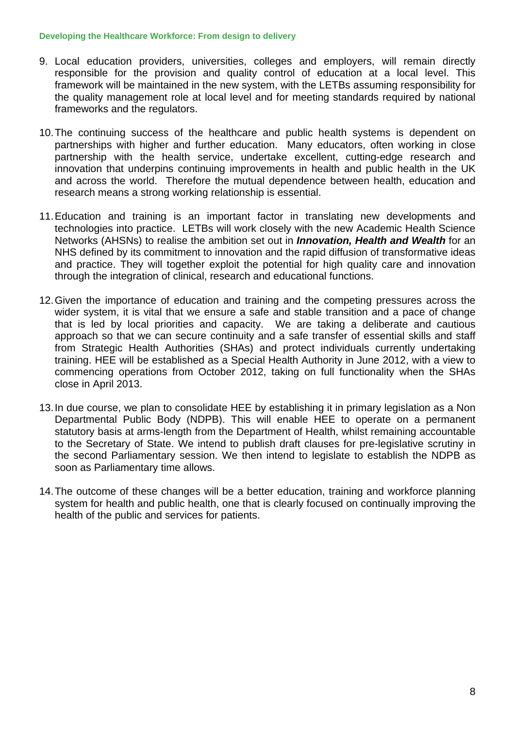9. Local education providers, universities, colleges and employers, will remain directly responsible for the provision and quality control of education at a local level. This framework will be maintained in the new system, with the LETBs assuming responsibility for the quality management role at local level and for meeting standards required by national frameworks and the regulators.

10. The continuing success of the healthcare and public health systems is dependent on partnerships with higher and further education. Many educators, often working in close partnership with the health service, undertake excellent, cutting-edge research and innovation that underpins continuing improvements in health and public health in the UK and across the world. Therefore the mutual dependence between health, education and research means a strong working relationship is essential.

11. Education and training is an important factor in translating new developments and technologies into practice. LETBs will work closely with the new Academic Health Science Networks (AHSNs) to realise the ambition set out in ***Innovation, Health and Wealth*** for an NHS defined by its commitment to innovation and the rapid diffusion of transformative ideas and practice. They will together exploit the potential for high quality care and innovation through the integration of clinical, research and educational functions.

12. Given the importance of education and training and the competing pressures across the wider system, it is vital that we ensure a safe and stable transition and a pace of change that is led by local priorities and capacity. We are taking a deliberate and cautious approach so that we can secure continuity and a safe transfer of essential skills and staff from Strategic Health Authorities (SHAs) and protect individuals currently undertaking training. HEE will be established as a Special Health Authority in June 2012, with a view to commencing operations from October 2012, taking on full functionality when the SHAs close in April 2013.

13. In due course, we plan to consolidate HEE by establishing it in primary legislation as a Non Departmental Public Body (NDPB). This will enable HEE to operate on a permanent statutory basis at arms-length from the Department of Health, whilst remaining accountable to the Secretary of State. We intend to publish draft clauses for pre-legislative scrutiny in the second Parliamentary session. We then intend to legislate to establish the NDPB as soon as Parliamentary time allows.

14. The outcome of these changes will be a better education, training and workforce planning system for health and public health, one that is clearly focused on continually improving the health of the public and services for patients.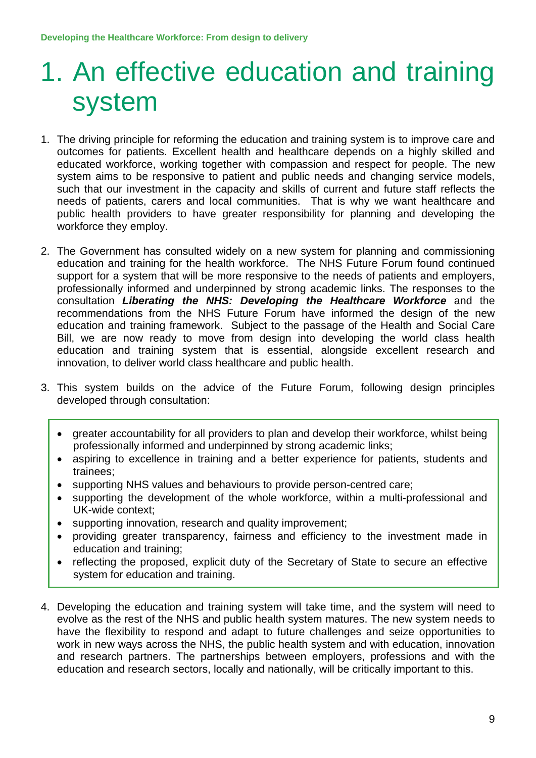# 1. An effective education and training system

1. The driving principle for reforming the education and training system is to improve care and outcomes for patients. Excellent health and healthcare depends on a highly skilled and educated workforce, working together with compassion and respect for people. The new system aims to be responsive to patient and public needs and changing service models, such that our investment in the capacity and skills of current and future staff reflects the needs of patients, carers and local communities. That is why we want healthcare and public health providers to have greater responsibility for planning and developing the workforce they employ.

2. The Government has consulted widely on a new system for planning and commissioning education and training for the health workforce. The NHS Future Forum found continued support for a system that will be more responsive to the needs of patients and employers, professionally informed and underpinned by strong academic links. The responses to the consultation ***Liberating the NHS: Developing the Healthcare Workforce*** and the recommendations from the NHS Future Forum have informed the design of the new education and training framework. Subject to the passage of the Health and Social Care Bill, we are now ready to move from design into developing the world class health education and training system that is essential, alongside excellent research and innovation, to deliver world class healthcare and public health.

3. This system builds on the advice of the Future Forum, following design principles developed through consultation:

   - greater accountability for all providers to plan and develop their workforce, whilst being professionally informed and underpinned by strong academic links;
   - aspiring to excellence in training and a better experience for patients, students and trainees;
   - supporting NHS values and behaviours to provide person-centred care;
   - supporting the development of the whole workforce, within a multi-professional and UK-wide context;
   - supporting innovation, research and quality improvement;
   - providing greater transparency, fairness and efficiency to the investment made in education and training;
   - reflecting the proposed, explicit duty of the Secretary of State to secure an effective system for education and training.

4. Developing the education and training system will take time, and the system will need to evolve as the rest of the NHS and public health system matures. The new system needs to have the flexibility to respond and adapt to future challenges and seize opportunities to work in new ways across the NHS, the public health system and with education, innovation and research partners. The partnerships between employers, professions and with the education and research sectors, locally and nationally, will be critically important to this.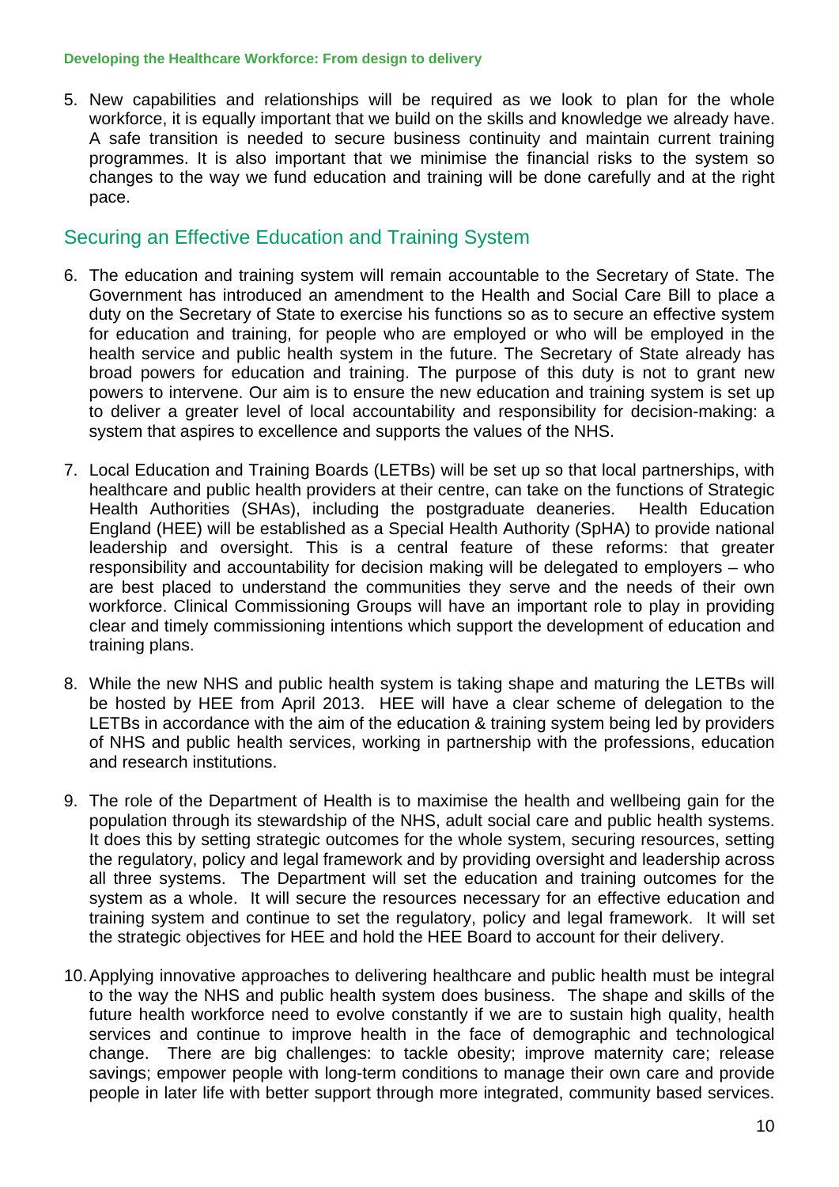5. New capabilities and relationships will be required as we look to plan for the whole workforce, it is equally important that we build on the skills and knowledge we already have. A safe transition is needed to secure business continuity and maintain current training programmes. It is also important that we minimise the financial risks to the system so changes to the way we fund education and training will be done carefully and at the right pace.

## Securing an Effective Education and Training System

6. The education and training system will remain accountable to the Secretary of State. The Government has introduced an amendment to the Health and Social Care Bill to place a duty on the Secretary of State to exercise his functions so as to secure an effective system for education and training, for people who are employed or who will be employed in the health service and public health system in the future. The Secretary of State already has broad powers for education and training. The purpose of this duty is not to grant new powers to intervene. Our aim is to ensure the new education and training system is set up to deliver a greater level of local accountability and responsibility for decision-making: a system that aspires to excellence and supports the values of the NHS.

7. Local Education and Training Boards (LETBs) will be set up so that local partnerships, with healthcare and public health providers at their centre, can take on the functions of Strategic Health Authorities (SHAs), including the postgraduate deaneries. Health Education England (HEE) will be established as a Special Health Authority (SpHA) to provide national leadership and oversight. This is a central feature of these reforms: that greater responsibility and accountability for decision making will be delegated to employers – who are best placed to understand the communities they serve and the needs of their own workforce. Clinical Commissioning Groups will have an important role to play in providing clear and timely commissioning intentions which support the development of education and training plans.

8. While the new NHS and public health system is taking shape and maturing the LETBs will be hosted by HEE from April 2013. HEE will have a clear scheme of delegation to the LETBs in accordance with the aim of the education & training system being led by providers of NHS and public health services, working in partnership with the professions, education and research institutions.

9. The role of the Department of Health is to maximise the health and wellbeing gain for the population through its stewardship of the NHS, adult social care and public health systems. It does this by setting strategic outcomes for the whole system, securing resources, setting the regulatory, policy and legal framework and by providing oversight and leadership across all three systems. The Department will set the education and training outcomes for the system as a whole. It will secure the resources necessary for an effective education and training system and continue to set the regulatory, policy and legal framework. It will set the strategic objectives for HEE and hold the HEE Board to account for their delivery.

10. Applying innovative approaches to delivering healthcare and public health must be integral to the way the NHS and public health system does business. The shape and skills of the future health workforce need to evolve constantly if we are to sustain high quality, health services and continue to improve health in the face of demographic and technological change. There are big challenges: to tackle obesity; improve maternity care; release savings; empower people with long-term conditions to manage their own care and provide people in later life with better support through more integrated, community based services.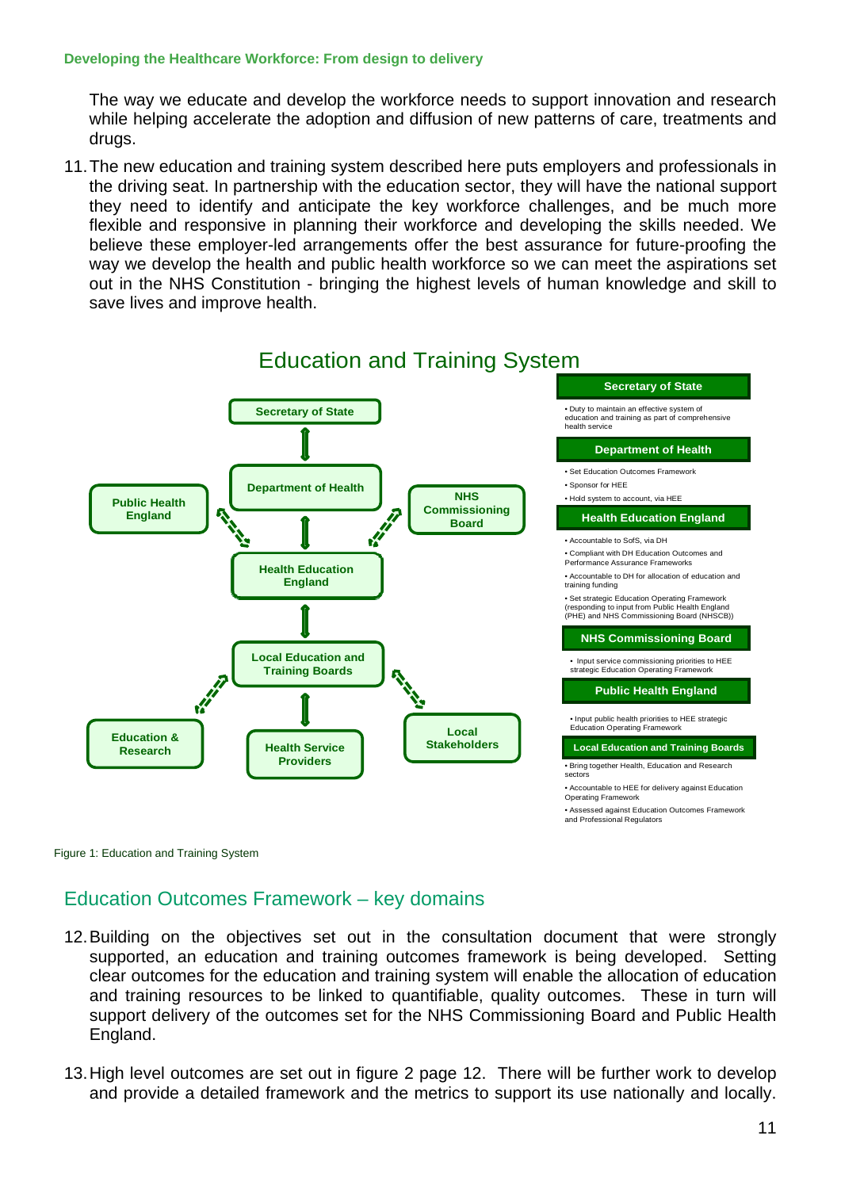The way we educate and develop the workforce needs to support innovation and research while helping accelerate the adoption and diffusion of new patterns of care, treatments and drugs.

11. The new education and training system described here puts employers and professionals in the driving seat. In partnership with the education sector, they will have the national support they need to identify and anticipate the key workforce challenges, and be much more flexible and responsive in planning their workforce and developing the skills needed. We believe these employer-led arrangements offer the best assurance for future-proofing the way we develop the health and public health workforce so we can meet the aspirations set out in the NHS Constitution - bringing the highest levels of human knowledge and skill to save lives and improve health.

## Education and Training System

Secretary of State

Department of Health

Public Health England

NHS Commissioning Board

Health Education England

Local Education and Training Boards

Education & Research

Health Service Providers

Local Stakeholders

**Secretary of State**

- Duty to maintain an effective system of education and training as part of comprehensive health service

**Department of Health**

- Set Education Outcomes Framework
- Sponsor for HEE
- Hold system to account, via HEE

**Health Education England**

- Accountable to SofS, via DH
- Compliant with DH Education Outcomes and Performance Assurance Frameworks
- Accountable to DH for allocation of education and training funding
- Set strategic Education Operating Framework (responding to input from Public Health England (PHE) and NHS Commissioning Board (NHSCB))

**NHS Commissioning Board**

- Input service commissioning priorities to HEE strategic Education Operating Framework

**Public Health England**

- Input public health priorities to HEE strategic Education Operating Framework

**Local Education and Training Boards**

- Bring together Health, Education and Research sectors
- Accountable to HEE for delivery against Education Operating Framework
- Assessed against Education Outcomes Framework and Professional Regulators

Figure 1: Education and Training System

## Education Outcomes Framework – key domains

12. Building on the objectives set out in the consultation document that were strongly supported, an education and training outcomes framework is being developed. Setting clear outcomes for the education and training system will enable the allocation of education and training resources to be linked to quantifiable, quality outcomes. These in turn will support delivery of the outcomes set for the NHS Commissioning Board and Public Health England.

13. High level outcomes are set out in figure 2 page 12. There will be further work to develop and provide a detailed framework and the metrics to support its use nationally and locally.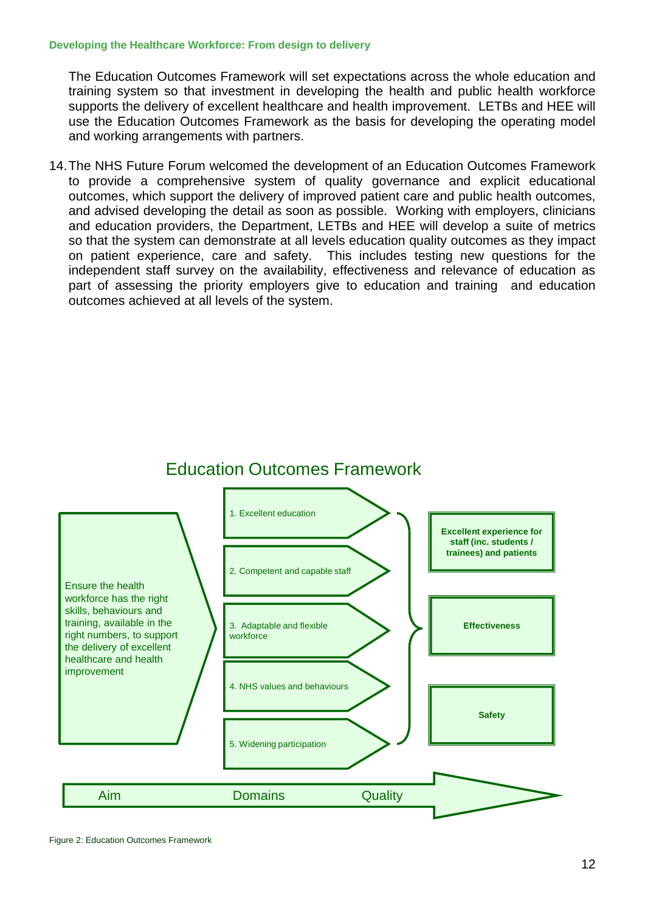The Education Outcomes Framework will set expectations across the whole education and training system so that investment in developing the health and public health workforce supports the delivery of excellent healthcare and health improvement. LETBs and HEE will use the Education Outcomes Framework as the basis for developing the operating model and working arrangements with partners.

14. The NHS Future Forum welcomed the development of an Education Outcomes Framework to provide a comprehensive system of quality governance and explicit educational outcomes, which support the delivery of improved patient care and public health outcomes, and advised developing the detail as soon as possible. Working with employers, clinicians and education providers, the Department, LETBs and HEE will develop a suite of metrics so that the system can demonstrate at all levels education quality outcomes as they impact on patient experience, care and safety. This includes testing new questions for the independent staff survey on the availability, effectiveness and relevance of education as part of assessing the priority employers give to education and training and education outcomes achieved at all levels of the system.

## Education Outcomes Framework

| Aim | Domains | Quality |
| --- | --- | --- |
| Ensure the health workforce has the right skills, behaviours and training, available in the right numbers, to support the delivery of excellent healthcare and health improvement | 1. Excellent education | **Excellent experience for staff (inc. students / trainees) and patients** |
| | 2. Competent and capable staff | **Effectiveness** |
| | 3. Adaptable and flexible workforce | **Safety** |
| | 4. NHS values and behaviours | |
| | 5. Widening participation | |

Figure 2: Education Outcomes Framework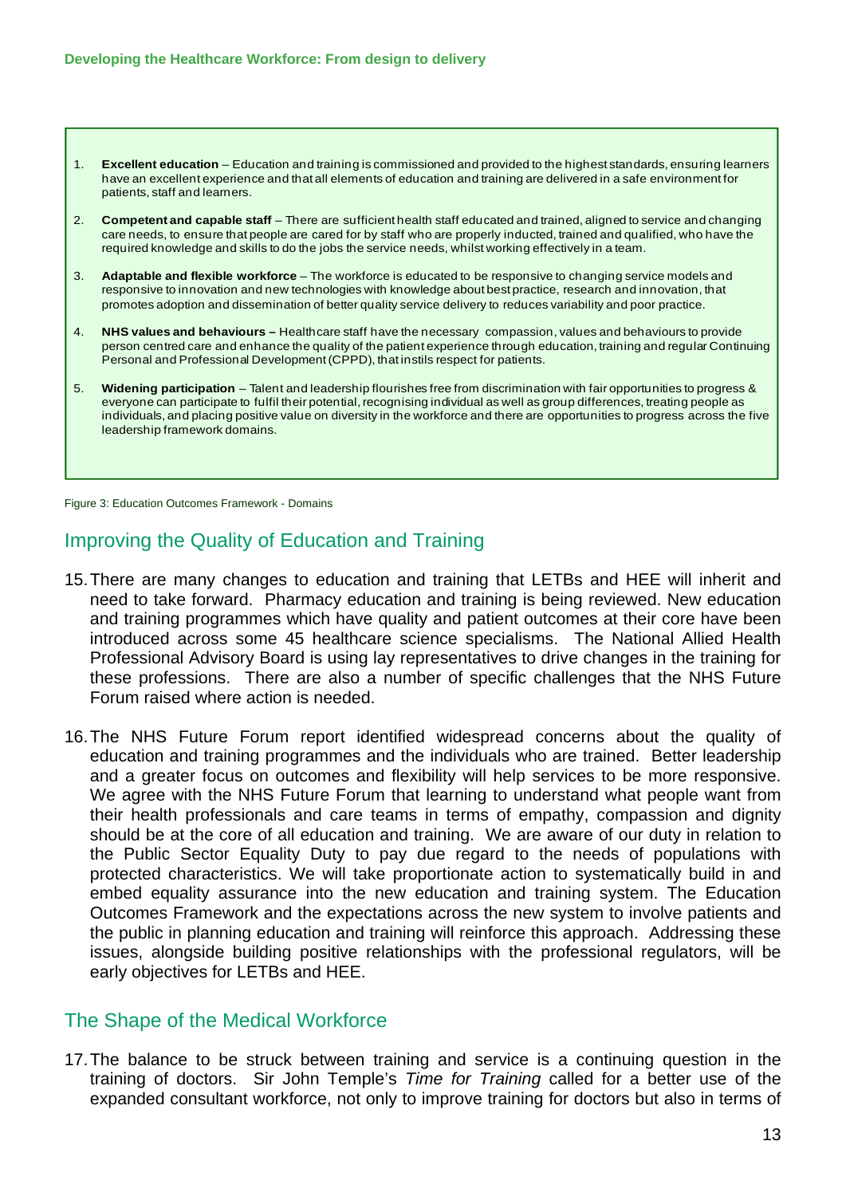1. **Excellent education** – Education and training is commissioned and provided to the highest standards, ensuring learners have an excellent experience and that all elements of education and training are delivered in a safe environment for patients, staff and learners.
2. **Competent and capable staff** – There are sufficient health staff educated and trained, aligned to service and changing care needs, to ensure that people are cared for by staff who are properly inducted, trained and qualified, who have the required knowledge and skills to do the jobs the service needs, whilst working effectively in a team.
3. **Adaptable and flexible workforce** – The workforce is educated to be responsive to changing service models and responsive to innovation and new technologies with knowledge about best practice, research and innovation, that promotes adoption and dissemination of better quality service delivery to reduces variability and poor practice.
4. **NHS values and behaviours –** Healthcare staff have the necessary compassion, values and behaviours to provide person centred care and enhance the quality of the patient experience through education, training and regular Continuing Personal and Professional Development (CPPD), that instils respect for patients.
5. **Widening participation** – Talent and leadership flourishes free from discrimination with fair opportunities to progress & everyone can participate to fulfil their potential, recognising individual as well as group differences, treating people as individuals, and placing positive value on diversity in the workforce and there are opportunities to progress across the five leadership framework domains.

Figure 3: Education Outcomes Framework - Domains

## Improving the Quality of Education and Training

15. There are many changes to education and training that LETBs and HEE will inherit and need to take forward. Pharmacy education and training is being reviewed. New education and training programmes which have quality and patient outcomes at their core have been introduced across some 45 healthcare science specialisms. The National Allied Health Professional Advisory Board is using lay representatives to drive changes in the training for these professions. There are also a number of specific challenges that the NHS Future Forum raised where action is needed.

16. The NHS Future Forum report identified widespread concerns about the quality of education and training programmes and the individuals who are trained. Better leadership and a greater focus on outcomes and flexibility will help services to be more responsive. We agree with the NHS Future Forum that learning to understand what people want from their health professionals and care teams in terms of empathy, compassion and dignity should be at the core of all education and training. We are aware of our duty in relation to the Public Sector Equality Duty to pay due regard to the needs of populations with protected characteristics. We will take proportionate action to systematically build in and embed equality assurance into the new education and training system. The Education Outcomes Framework and the expectations across the new system to involve patients and the public in planning education and training will reinforce this approach. Addressing these issues, alongside building positive relationships with the professional regulators, will be early objectives for LETBs and HEE.

## The Shape of the Medical Workforce

17. The balance to be struck between training and service is a continuing question in the training of doctors. Sir John Temple's *Time for Training* called for a better use of the expanded consultant workforce, not only to improve training for doctors but also in terms of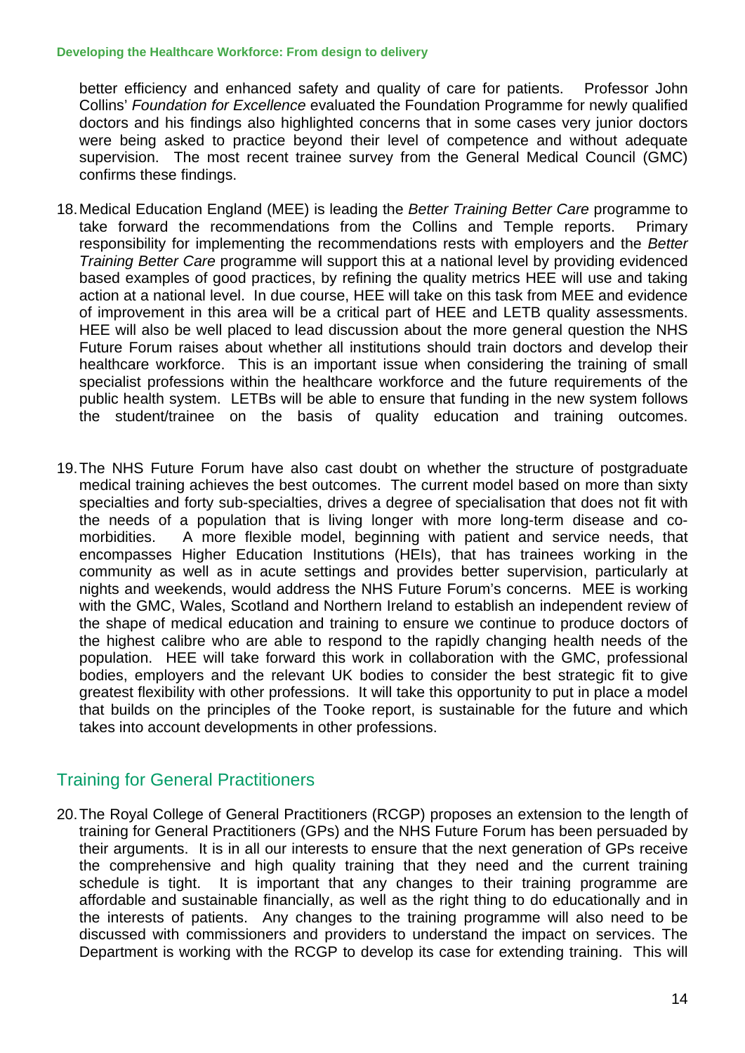better efficiency and enhanced safety and quality of care for patients. Professor John Collins' *Foundation for Excellence* evaluated the Foundation Programme for newly qualified doctors and his findings also highlighted concerns that in some cases very junior doctors were being asked to practice beyond their level of competence and without adequate supervision. The most recent trainee survey from the General Medical Council (GMC) confirms these findings.

18. Medical Education England (MEE) is leading the *Better Training Better Care* programme to take forward the recommendations from the Collins and Temple reports. Primary responsibility for implementing the recommendations rests with employers and the *Better Training Better Care* programme will support this at a national level by providing evidenced based examples of good practices, by refining the quality metrics HEE will use and taking action at a national level. In due course, HEE will take on this task from MEE and evidence of improvement in this area will be a critical part of HEE and LETB quality assessments. HEE will also be well placed to lead discussion about the more general question the NHS Future Forum raises about whether all institutions should train doctors and develop their healthcare workforce. This is an important issue when considering the training of small specialist professions within the healthcare workforce and the future requirements of the public health system. LETBs will be able to ensure that funding in the new system follows the student/trainee on the basis of quality education and training outcomes.

19. The NHS Future Forum have also cast doubt on whether the structure of postgraduate medical training achieves the best outcomes. The current model based on more than sixty specialties and forty sub-specialties, drives a degree of specialisation that does not fit with the needs of a population that is living longer with more long-term disease and co-morbidities. A more flexible model, beginning with patient and service needs, that encompasses Higher Education Institutions (HEIs), that has trainees working in the community as well as in acute settings and provides better supervision, particularly at nights and weekends, would address the NHS Future Forum's concerns. MEE is working with the GMC, Wales, Scotland and Northern Ireland to establish an independent review of the shape of medical education and training to ensure we continue to produce doctors of the highest calibre who are able to respond to the rapidly changing health needs of the population. HEE will take forward this work in collaboration with the GMC, professional bodies, employers and the relevant UK bodies to consider the best strategic fit to give greatest flexibility with other professions. It will take this opportunity to put in place a model that builds on the principles of the Tooke report, is sustainable for the future and which takes into account developments in other professions.

## Training for General Practitioners

20. The Royal College of General Practitioners (RCGP) proposes an extension to the length of training for General Practitioners (GPs) and the NHS Future Forum has been persuaded by their arguments. It is in all our interests to ensure that the next generation of GPs receive the comprehensive and high quality training that they need and the current training schedule is tight. It is important that any changes to their training programme are affordable and sustainable financially, as well as the right thing to do educationally and in the interests of patients. Any changes to the training programme will also need to be discussed with commissioners and providers to understand the impact on services. The Department is working with the RCGP to develop its case for extending training. This will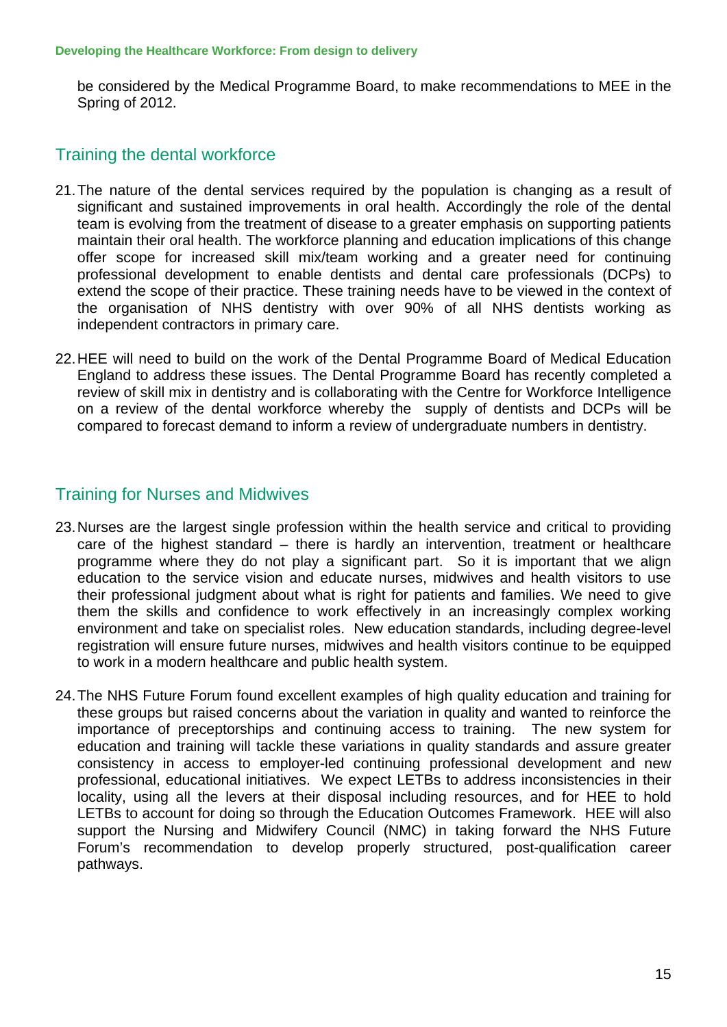be considered by the Medical Programme Board, to make recommendations to MEE in the Spring of 2012.

## Training the dental workforce

21. The nature of the dental services required by the population is changing as a result of significant and sustained improvements in oral health. Accordingly the role of the dental team is evolving from the treatment of disease to a greater emphasis on supporting patients maintain their oral health. The workforce planning and education implications of this change offer scope for increased skill mix/team working and a greater need for continuing professional development to enable dentists and dental care professionals (DCPs) to extend the scope of their practice. These training needs have to be viewed in the context of the organisation of NHS dentistry with over 90% of all NHS dentists working as independent contractors in primary care.

22. HEE will need to build on the work of the Dental Programme Board of Medical Education England to address these issues. The Dental Programme Board has recently completed a review of skill mix in dentistry and is collaborating with the Centre for Workforce Intelligence on a review of the dental workforce whereby the supply of dentists and DCPs will be compared to forecast demand to inform a review of undergraduate numbers in dentistry.

## Training for Nurses and Midwives

23. Nurses are the largest single profession within the health service and critical to providing care of the highest standard – there is hardly an intervention, treatment or healthcare programme where they do not play a significant part. So it is important that we align education to the service vision and educate nurses, midwives and health visitors to use their professional judgment about what is right for patients and families. We need to give them the skills and confidence to work effectively in an increasingly complex working environment and take on specialist roles. New education standards, including degree-level registration will ensure future nurses, midwives and health visitors continue to be equipped to work in a modern healthcare and public health system.

24. The NHS Future Forum found excellent examples of high quality education and training for these groups but raised concerns about the variation in quality and wanted to reinforce the importance of preceptorships and continuing access to training. The new system for education and training will tackle these variations in quality standards and assure greater consistency in access to employer-led continuing professional development and new professional, educational initiatives. We expect LETBs to address inconsistencies in their locality, using all the levers at their disposal including resources, and for HEE to hold LETBs to account for doing so through the Education Outcomes Framework. HEE will also support the Nursing and Midwifery Council (NMC) in taking forward the NHS Future Forum's recommendation to develop properly structured, post-qualification career pathways.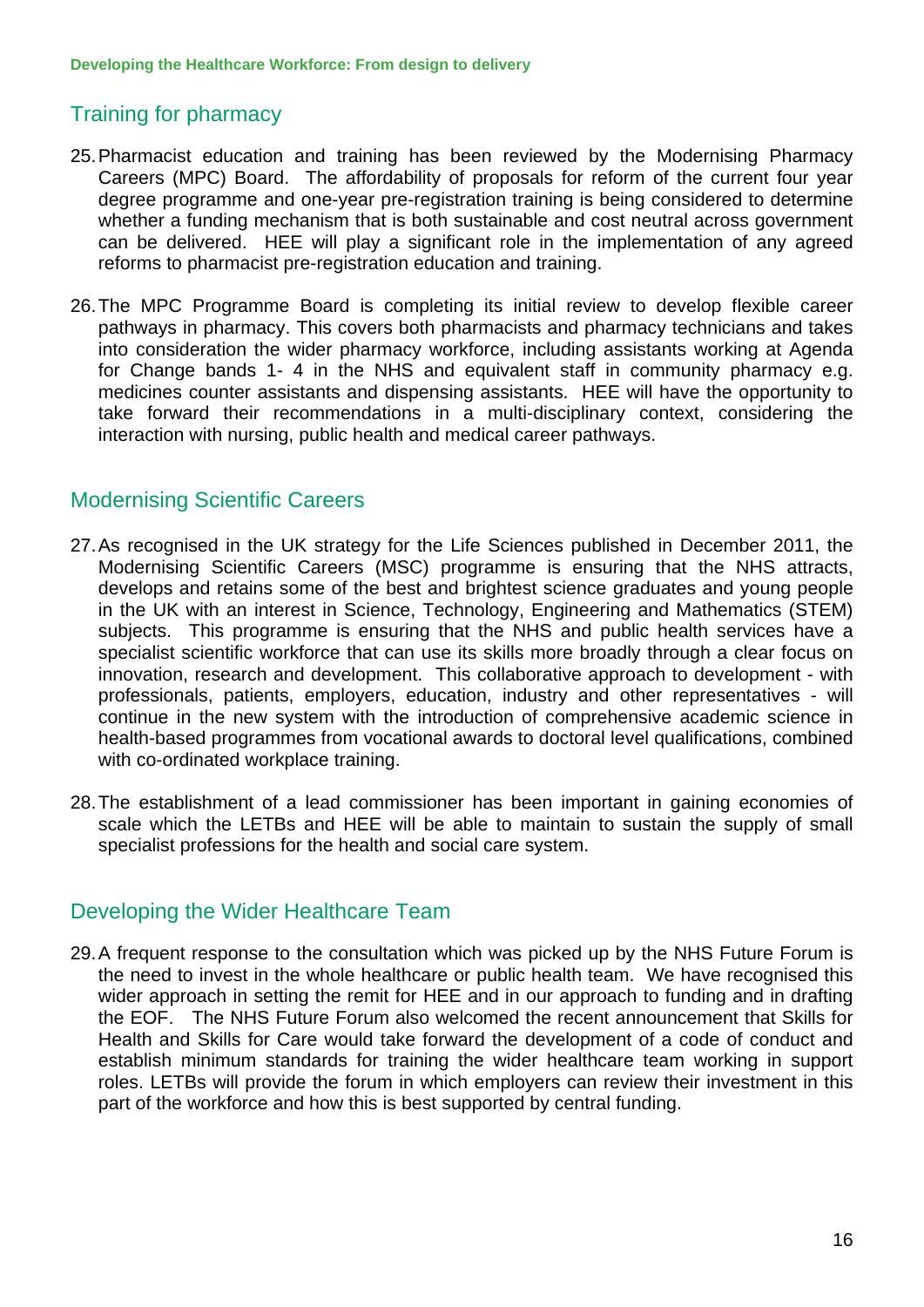## Training for pharmacy

25. Pharmacist education and training has been reviewed by the Modernising Pharmacy Careers (MPC) Board. The affordability of proposals for reform of the current four year degree programme and one-year pre-registration training is being considered to determine whether a funding mechanism that is both sustainable and cost neutral across government can be delivered. HEE will play a significant role in the implementation of any agreed reforms to pharmacist pre-registration education and training.

26. The MPC Programme Board is completing its initial review to develop flexible career pathways in pharmacy. This covers both pharmacists and pharmacy technicians and takes into consideration the wider pharmacy workforce, including assistants working at Agenda for Change bands 1- 4 in the NHS and equivalent staff in community pharmacy e.g. medicines counter assistants and dispensing assistants. HEE will have the opportunity to take forward their recommendations in a multi-disciplinary context, considering the interaction with nursing, public health and medical career pathways.

## Modernising Scientific Careers

27. As recognised in the UK strategy for the Life Sciences published in December 2011, the Modernising Scientific Careers (MSC) programme is ensuring that the NHS attracts, develops and retains some of the best and brightest science graduates and young people in the UK with an interest in Science, Technology, Engineering and Mathematics (STEM) subjects. This programme is ensuring that the NHS and public health services have a specialist scientific workforce that can use its skills more broadly through a clear focus on innovation, research and development. This collaborative approach to development - with professionals, patients, employers, education, industry and other representatives - will continue in the new system with the introduction of comprehensive academic science in health-based programmes from vocational awards to doctoral level qualifications, combined with co-ordinated workplace training.

28. The establishment of a lead commissioner has been important in gaining economies of scale which the LETBs and HEE will be able to maintain to sustain the supply of small specialist professions for the health and social care system.

## Developing the Wider Healthcare Team

29. A frequent response to the consultation which was picked up by the NHS Future Forum is the need to invest in the whole healthcare or public health team. We have recognised this wider approach in setting the remit for HEE and in our approach to funding and in drafting the EOF. The NHS Future Forum also welcomed the recent announcement that Skills for Health and Skills for Care would take forward the development of a code of conduct and establish minimum standards for training the wider healthcare team working in support roles. LETBs will provide the forum in which employers can review their investment in this part of the workforce and how this is best supported by central funding.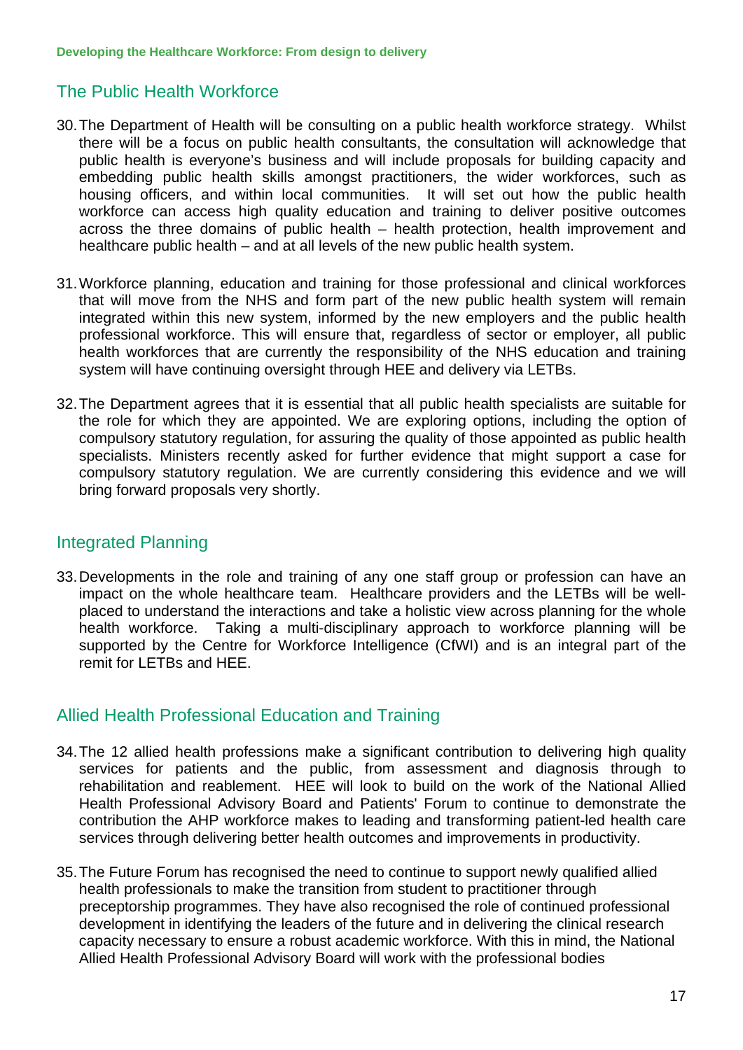## The Public Health Workforce

30. The Department of Health will be consulting on a public health workforce strategy. Whilst there will be a focus on public health consultants, the consultation will acknowledge that public health is everyone's business and will include proposals for building capacity and embedding public health skills amongst practitioners, the wider workforces, such as housing officers, and within local communities. It will set out how the public health workforce can access high quality education and training to deliver positive outcomes across the three domains of public health – health protection, health improvement and healthcare public health – and at all levels of the new public health system.

31. Workforce planning, education and training for those professional and clinical workforces that will move from the NHS and form part of the new public health system will remain integrated within this new system, informed by the new employers and the public health professional workforce. This will ensure that, regardless of sector or employer, all public health workforces that are currently the responsibility of the NHS education and training system will have continuing oversight through HEE and delivery via LETBs.

32. The Department agrees that it is essential that all public health specialists are suitable for the role for which they are appointed. We are exploring options, including the option of compulsory statutory regulation, for assuring the quality of those appointed as public health specialists. Ministers recently asked for further evidence that might support a case for compulsory statutory regulation. We are currently considering this evidence and we will bring forward proposals very shortly.

## Integrated Planning

33. Developments in the role and training of any one staff group or profession can have an impact on the whole healthcare team. Healthcare providers and the LETBs will be well-placed to understand the interactions and take a holistic view across planning for the whole health workforce. Taking a multi-disciplinary approach to workforce planning will be supported by the Centre for Workforce Intelligence (CfWI) and is an integral part of the remit for LETBs and HEE.

## Allied Health Professional Education and Training

34. The 12 allied health professions make a significant contribution to delivering high quality services for patients and the public, from assessment and diagnosis through to rehabilitation and reablement. HEE will look to build on the work of the National Allied Health Professional Advisory Board and Patients' Forum to continue to demonstrate the contribution the AHP workforce makes to leading and transforming patient-led health care services through delivering better health outcomes and improvements in productivity.

35. The Future Forum has recognised the need to continue to support newly qualified allied health professionals to make the transition from student to practitioner through preceptorship programmes. They have also recognised the role of continued professional development in identifying the leaders of the future and in delivering the clinical research capacity necessary to ensure a robust academic workforce. With this in mind, the National Allied Health Professional Advisory Board will work with the professional bodies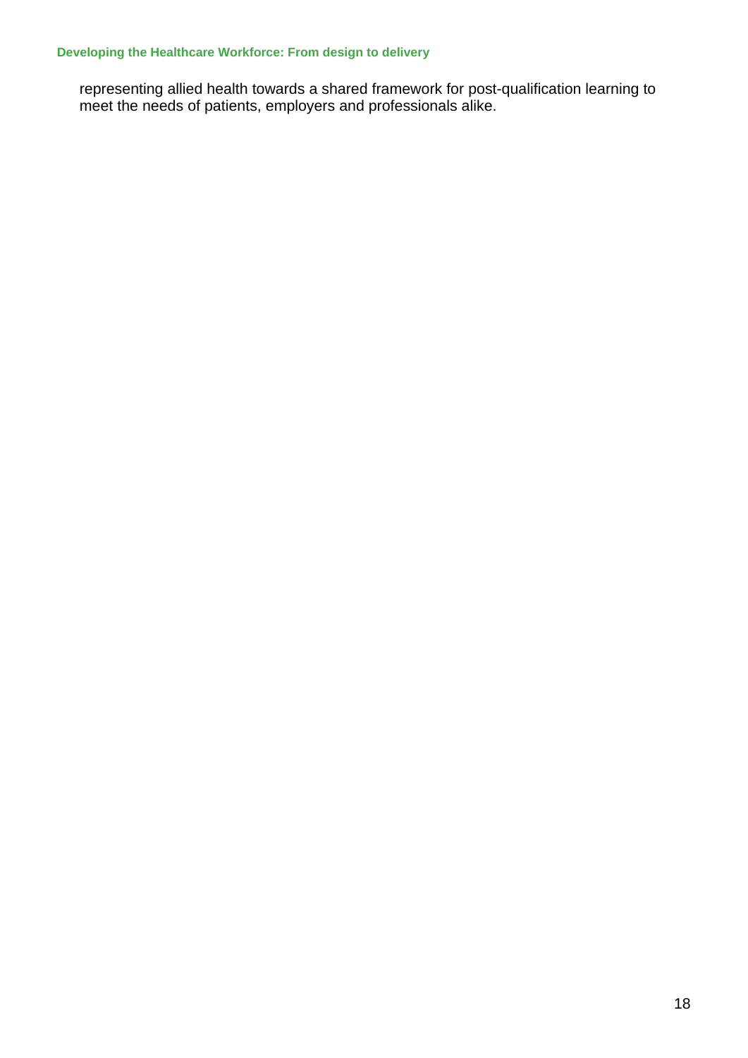representing allied health towards a shared framework for post-qualification learning to meet the needs of patients, employers and professionals alike.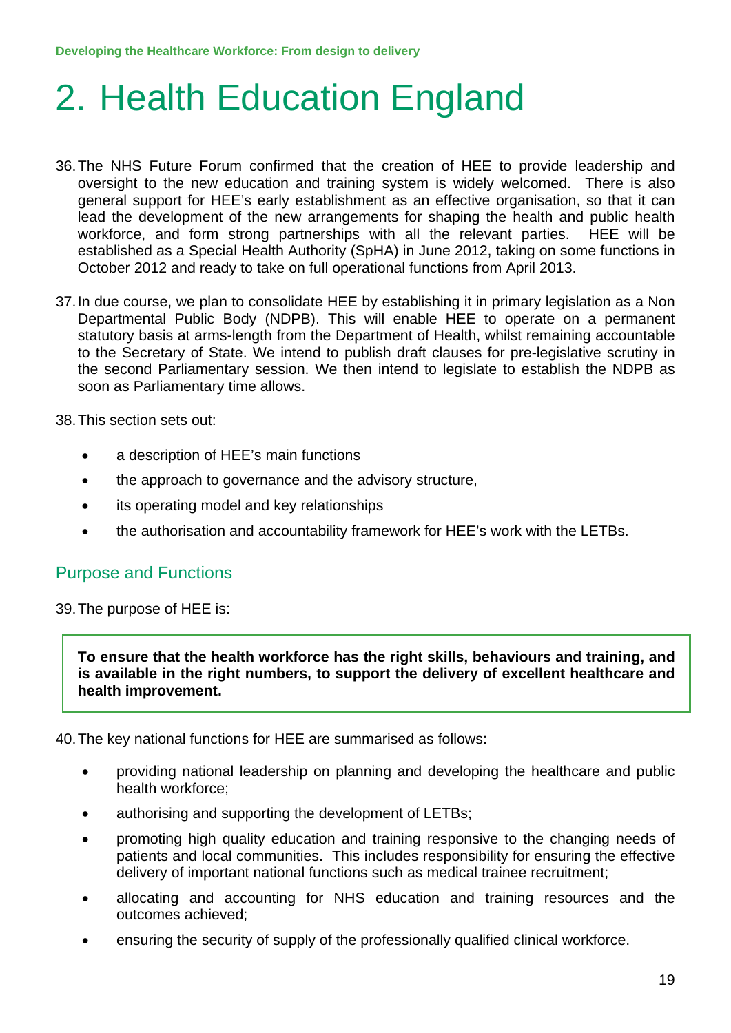# 2. Health Education England

36. The NHS Future Forum confirmed that the creation of HEE to provide leadership and oversight to the new education and training system is widely welcomed. There is also general support for HEE's early establishment as an effective organisation, so that it can lead the development of the new arrangements for shaping the health and public health workforce, and form strong partnerships with all the relevant parties. HEE will be established as a Special Health Authority (SpHA) in June 2012, taking on some functions in October 2012 and ready to take on full operational functions from April 2013.

37. In due course, we plan to consolidate HEE by establishing it in primary legislation as a Non Departmental Public Body (NDPB). This will enable HEE to operate on a permanent statutory basis at arms-length from the Department of Health, whilst remaining accountable to the Secretary of State. We intend to publish draft clauses for pre-legislative scrutiny in the second Parliamentary session. We then intend to legislate to establish the NDPB as soon as Parliamentary time allows.

38. This section sets out:

- a description of HEE's main functions
- the approach to governance and the advisory structure,
- its operating model and key relationships
- the authorisation and accountability framework for HEE's work with the LETBs.

## Purpose and Functions

39. The purpose of HEE is:

> **To ensure that the health workforce has the right skills, behaviours and training, and is available in the right numbers, to support the delivery of excellent healthcare and health improvement.**

40. The key national functions for HEE are summarised as follows:

- providing national leadership on planning and developing the healthcare and public health workforce;
- authorising and supporting the development of LETBs;
- promoting high quality education and training responsive to the changing needs of patients and local communities. This includes responsibility for ensuring the effective delivery of important national functions such as medical trainee recruitment;
- allocating and accounting for NHS education and training resources and the outcomes achieved;
- ensuring the security of supply of the professionally qualified clinical workforce.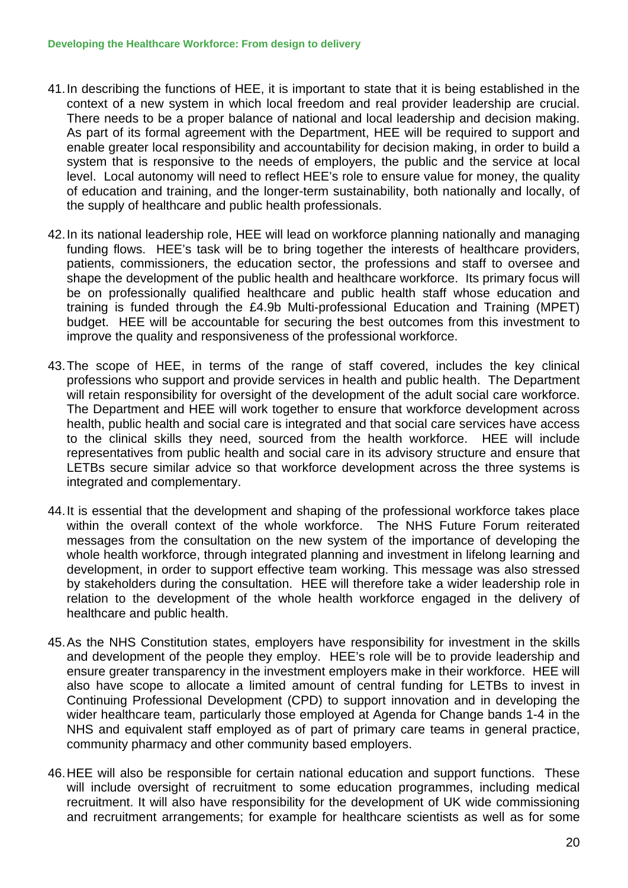41. In describing the functions of HEE, it is important to state that it is being established in the context of a new system in which local freedom and real provider leadership are crucial. There needs to be a proper balance of national and local leadership and decision making. As part of its formal agreement with the Department, HEE will be required to support and enable greater local responsibility and accountability for decision making, in order to build a system that is responsive to the needs of employers, the public and the service at local level. Local autonomy will need to reflect HEE's role to ensure value for money, the quality of education and training, and the longer-term sustainability, both nationally and locally, of the supply of healthcare and public health professionals.

42. In its national leadership role, HEE will lead on workforce planning nationally and managing funding flows. HEE's task will be to bring together the interests of healthcare providers, patients, commissioners, the education sector, the professions and staff to oversee and shape the development of the public health and healthcare workforce. Its primary focus will be on professionally qualified healthcare and public health staff whose education and training is funded through the £4.9b Multi-professional Education and Training (MPET) budget. HEE will be accountable for securing the best outcomes from this investment to improve the quality and responsiveness of the professional workforce.

43. The scope of HEE, in terms of the range of staff covered, includes the key clinical professions who support and provide services in health and public health. The Department will retain responsibility for oversight of the development of the adult social care workforce. The Department and HEE will work together to ensure that workforce development across health, public health and social care is integrated and that social care services have access to the clinical skills they need, sourced from the health workforce. HEE will include representatives from public health and social care in its advisory structure and ensure that LETBs secure similar advice so that workforce development across the three systems is integrated and complementary.

44. It is essential that the development and shaping of the professional workforce takes place within the overall context of the whole workforce. The NHS Future Forum reiterated messages from the consultation on the new system of the importance of developing the whole health workforce, through integrated planning and investment in lifelong learning and development, in order to support effective team working. This message was also stressed by stakeholders during the consultation. HEE will therefore take a wider leadership role in relation to the development of the whole health workforce engaged in the delivery of healthcare and public health.

45. As the NHS Constitution states, employers have responsibility for investment in the skills and development of the people they employ. HEE's role will be to provide leadership and ensure greater transparency in the investment employers make in their workforce. HEE will also have scope to allocate a limited amount of central funding for LETBs to invest in Continuing Professional Development (CPD) to support innovation and in developing the wider healthcare team, particularly those employed at Agenda for Change bands 1-4 in the NHS and equivalent staff employed as of part of primary care teams in general practice, community pharmacy and other community based employers.

46. HEE will also be responsible for certain national education and support functions. These will include oversight of recruitment to some education programmes, including medical recruitment. It will also have responsibility for the development of UK wide commissioning and recruitment arrangements; for example for healthcare scientists as well as for some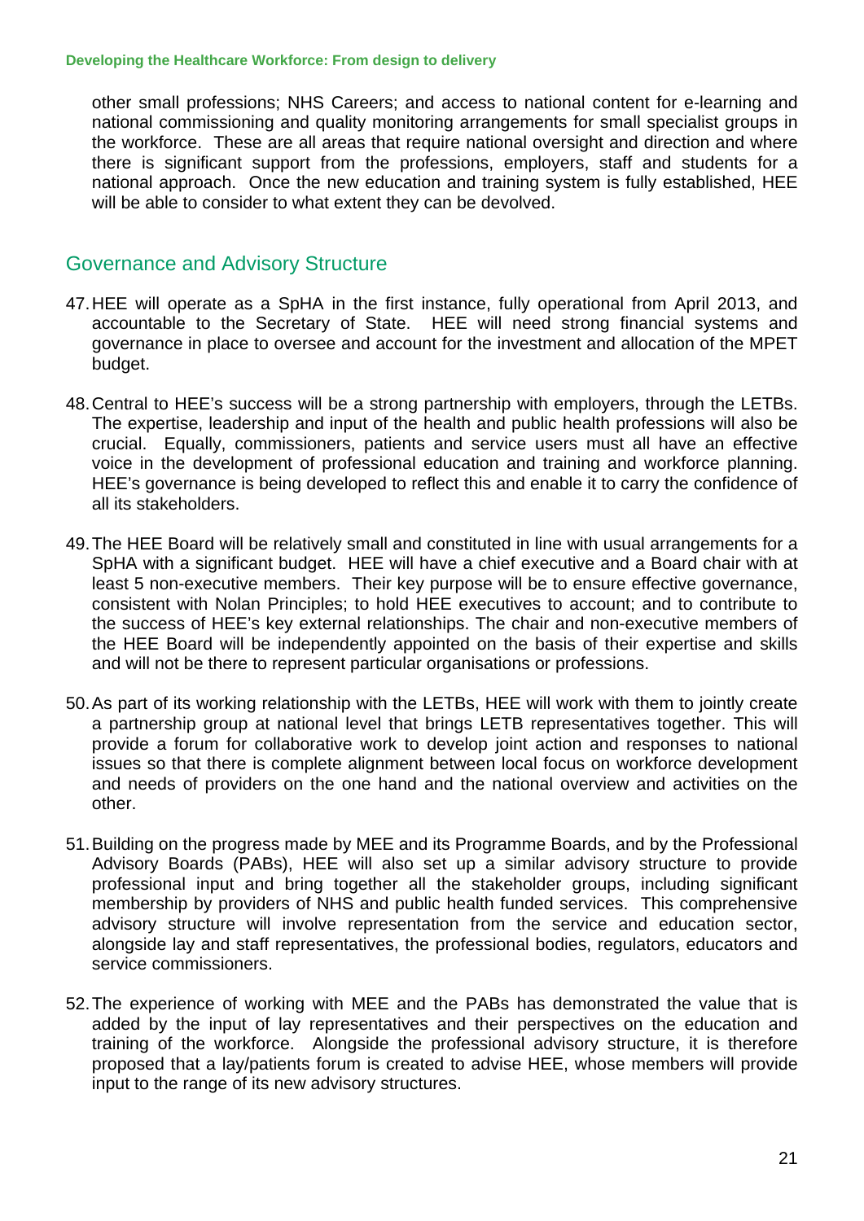other small professions; NHS Careers; and access to national content for e-learning and national commissioning and quality monitoring arrangements for small specialist groups in the workforce. These are all areas that require national oversight and direction and where there is significant support from the professions, employers, staff and students for a national approach. Once the new education and training system is fully established, HEE will be able to consider to what extent they can be devolved.

## Governance and Advisory Structure

47. HEE will operate as a SpHA in the first instance, fully operational from April 2013, and accountable to the Secretary of State. HEE will need strong financial systems and governance in place to oversee and account for the investment and allocation of the MPET budget.

48. Central to HEE's success will be a strong partnership with employers, through the LETBs. The expertise, leadership and input of the health and public health professions will also be crucial. Equally, commissioners, patients and service users must all have an effective voice in the development of professional education and training and workforce planning. HEE's governance is being developed to reflect this and enable it to carry the confidence of all its stakeholders.

49. The HEE Board will be relatively small and constituted in line with usual arrangements for a SpHA with a significant budget. HEE will have a chief executive and a Board chair with at least 5 non-executive members. Their key purpose will be to ensure effective governance, consistent with Nolan Principles; to hold HEE executives to account; and to contribute to the success of HEE's key external relationships. The chair and non-executive members of the HEE Board will be independently appointed on the basis of their expertise and skills and will not be there to represent particular organisations or professions.

50. As part of its working relationship with the LETBs, HEE will work with them to jointly create a partnership group at national level that brings LETB representatives together. This will provide a forum for collaborative work to develop joint action and responses to national issues so that there is complete alignment between local focus on workforce development and needs of providers on the one hand and the national overview and activities on the other.

51. Building on the progress made by MEE and its Programme Boards, and by the Professional Advisory Boards (PABs), HEE will also set up a similar advisory structure to provide professional input and bring together all the stakeholder groups, including significant membership by providers of NHS and public health funded services. This comprehensive advisory structure will involve representation from the service and education sector, alongside lay and staff representatives, the professional bodies, regulators, educators and service commissioners.

52. The experience of working with MEE and the PABs has demonstrated the value that is added by the input of lay representatives and their perspectives on the education and training of the workforce. Alongside the professional advisory structure, it is therefore proposed that a lay/patients forum is created to advise HEE, whose members will provide input to the range of its new advisory structures.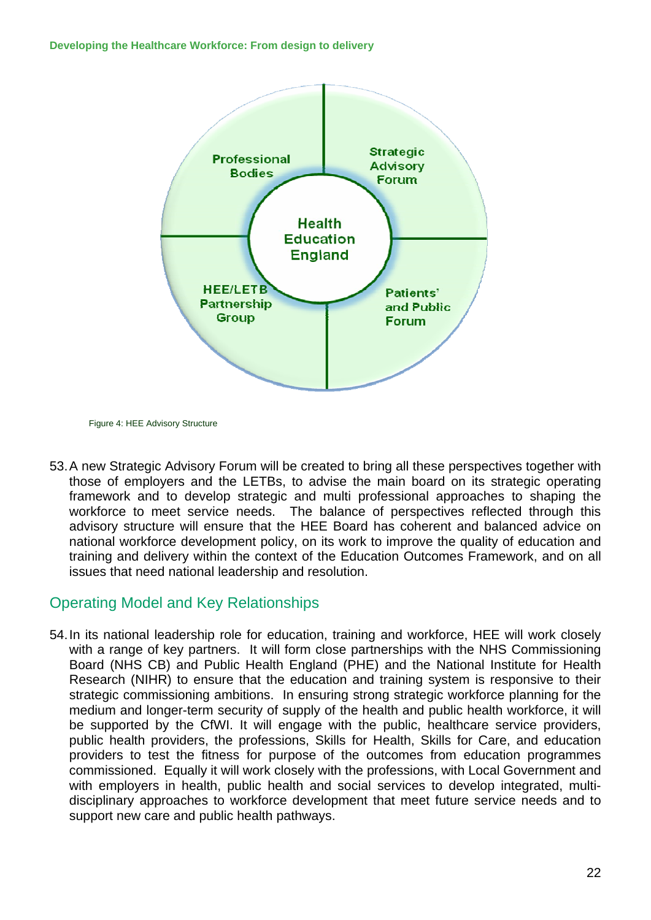Professional Bodies

Strategic Advisory Forum

Health Education England

HEE/LETB Partnership Group

Patients' and Public Forum

Figure 4: HEE Advisory Structure

53. A new Strategic Advisory Forum will be created to bring all these perspectives together with those of employers and the LETBs, to advise the main board on its strategic operating framework and to develop strategic and multi professional approaches to shaping the workforce to meet service needs. The balance of perspectives reflected through this advisory structure will ensure that the HEE Board has coherent and balanced advice on national workforce development policy, on its work to improve the quality of education and training and delivery within the context of the Education Outcomes Framework, and on all issues that need national leadership and resolution.

## Operating Model and Key Relationships

54. In its national leadership role for education, training and workforce, HEE will work closely with a range of key partners. It will form close partnerships with the NHS Commissioning Board (NHS CB) and Public Health England (PHE) and the National Institute for Health Research (NIHR) to ensure that the education and training system is responsive to their strategic commissioning ambitions. In ensuring strong strategic workforce planning for the medium and longer-term security of supply of the health and public health workforce, it will be supported by the CfWI. It will engage with the public, healthcare service providers, public health providers, the professions, Skills for Health, Skills for Care, and education providers to test the fitness for purpose of the outcomes from education programmes commissioned. Equally it will work closely with the professions, with Local Government and with employers in health, public health and social services to develop integrated, multi-disciplinary approaches to workforce development that meet future service needs and to support new care and public health pathways.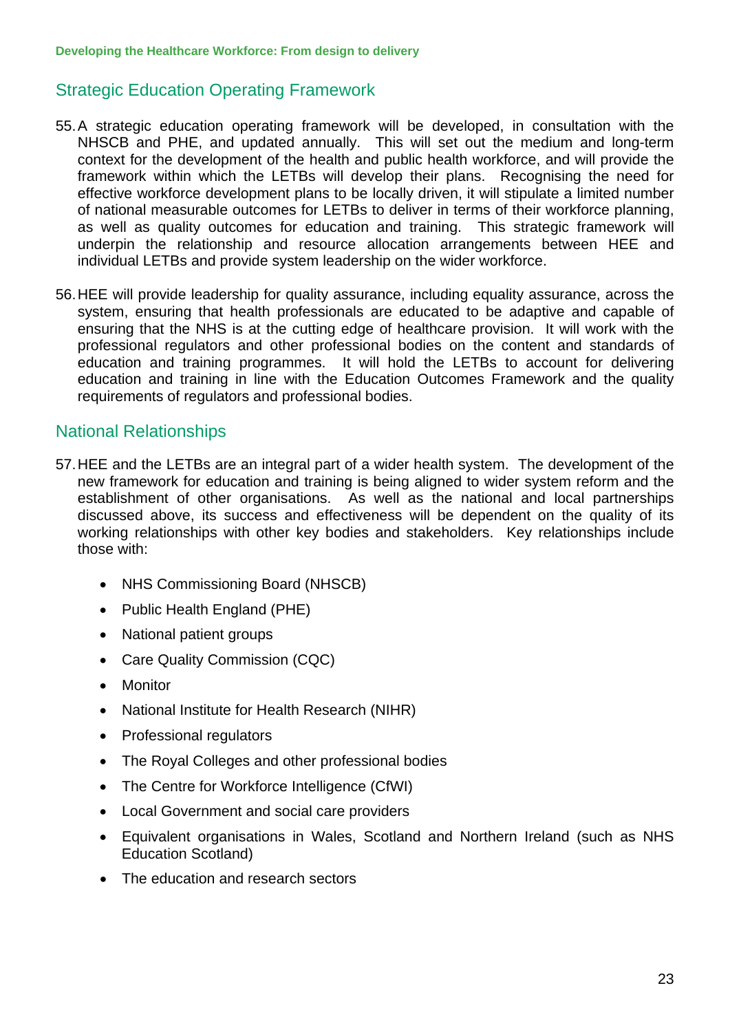## Strategic Education Operating Framework

55. A strategic education operating framework will be developed, in consultation with the NHSCB and PHE, and updated annually. This will set out the medium and long-term context for the development of the health and public health workforce, and will provide the framework within which the LETBs will develop their plans. Recognising the need for effective workforce development plans to be locally driven, it will stipulate a limited number of national measurable outcomes for LETBs to deliver in terms of their workforce planning, as well as quality outcomes for education and training. This strategic framework will underpin the relationship and resource allocation arrangements between HEE and individual LETBs and provide system leadership on the wider workforce.

56. HEE will provide leadership for quality assurance, including equality assurance, across the system, ensuring that health professionals are educated to be adaptive and capable of ensuring that the NHS is at the cutting edge of healthcare provision. It will work with the professional regulators and other professional bodies on the content and standards of education and training programmes. It will hold the LETBs to account for delivering education and training in line with the Education Outcomes Framework and the quality requirements of regulators and professional bodies.

## National Relationships

57. HEE and the LETBs are an integral part of a wider health system. The development of the new framework for education and training is being aligned to wider system reform and the establishment of other organisations. As well as the national and local partnerships discussed above, its success and effectiveness will be dependent on the quality of its working relationships with other key bodies and stakeholders. Key relationships include those with:

   - NHS Commissioning Board (NHSCB)
   - Public Health England (PHE)
   - National patient groups
   - Care Quality Commission (CQC)
   - Monitor
   - National Institute for Health Research (NIHR)
   - Professional regulators
   - The Royal Colleges and other professional bodies
   - The Centre for Workforce Intelligence (CfWI)
   - Local Government and social care providers
   - Equivalent organisations in Wales, Scotland and Northern Ireland (such as NHS Education Scotland)
   - The education and research sectors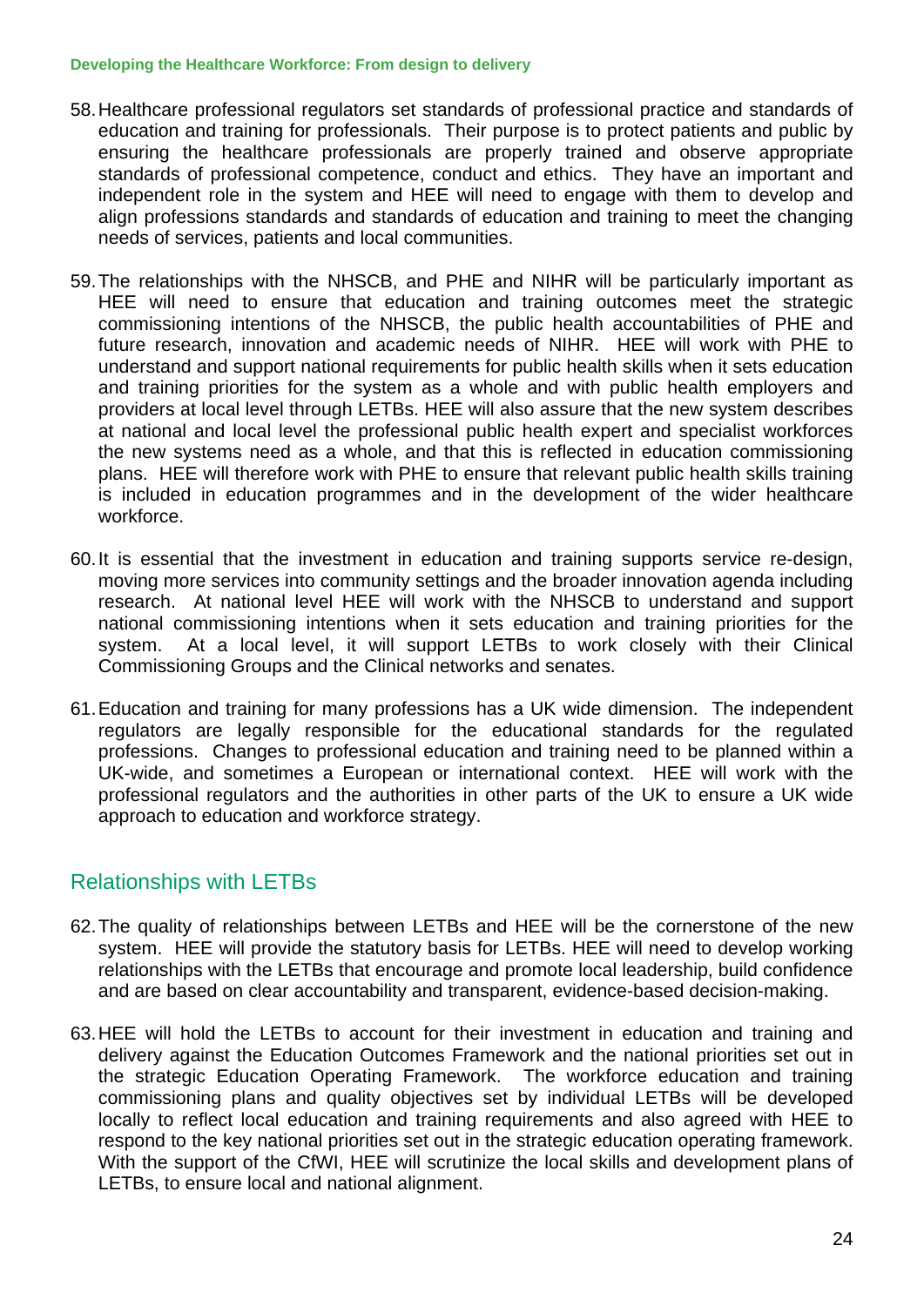58. Healthcare professional regulators set standards of professional practice and standards of education and training for professionals. Their purpose is to protect patients and public by ensuring the healthcare professionals are properly trained and observe appropriate standards of professional competence, conduct and ethics. They have an important and independent role in the system and HEE will need to engage with them to develop and align professions standards and standards of education and training to meet the changing needs of services, patients and local communities.

59. The relationships with the NHSCB, and PHE and NIHR will be particularly important as HEE will need to ensure that education and training outcomes meet the strategic commissioning intentions of the NHSCB, the public health accountabilities of PHE and future research, innovation and academic needs of NIHR. HEE will work with PHE to understand and support national requirements for public health skills when it sets education and training priorities for the system as a whole and with public health employers and providers at local level through LETBs. HEE will also assure that the new system describes at national and local level the professional public health expert and specialist workforces the new systems need as a whole, and that this is reflected in education commissioning plans. HEE will therefore work with PHE to ensure that relevant public health skills training is included in education programmes and in the development of the wider healthcare workforce.

60. It is essential that the investment in education and training supports service re-design, moving more services into community settings and the broader innovation agenda including research. At national level HEE will work with the NHSCB to understand and support national commissioning intentions when it sets education and training priorities for the system. At a local level, it will support LETBs to work closely with their Clinical Commissioning Groups and the Clinical networks and senates.

61. Education and training for many professions has a UK wide dimension. The independent regulators are legally responsible for the educational standards for the regulated professions. Changes to professional education and training need to be planned within a UK-wide, and sometimes a European or international context. HEE will work with the professional regulators and the authorities in other parts of the UK to ensure a UK wide approach to education and workforce strategy.

## Relationships with LETBs

62. The quality of relationships between LETBs and HEE will be the cornerstone of the new system. HEE will provide the statutory basis for LETBs. HEE will need to develop working relationships with the LETBs that encourage and promote local leadership, build confidence and are based on clear accountability and transparent, evidence-based decision-making.

63. HEE will hold the LETBs to account for their investment in education and training and delivery against the Education Outcomes Framework and the national priorities set out in the strategic Education Operating Framework. The workforce education and training commissioning plans and quality objectives set by individual LETBs will be developed locally to reflect local education and training requirements and also agreed with HEE to respond to the key national priorities set out in the strategic education operating framework. With the support of the CfWI, HEE will scrutinize the local skills and development plans of LETBs, to ensure local and national alignment.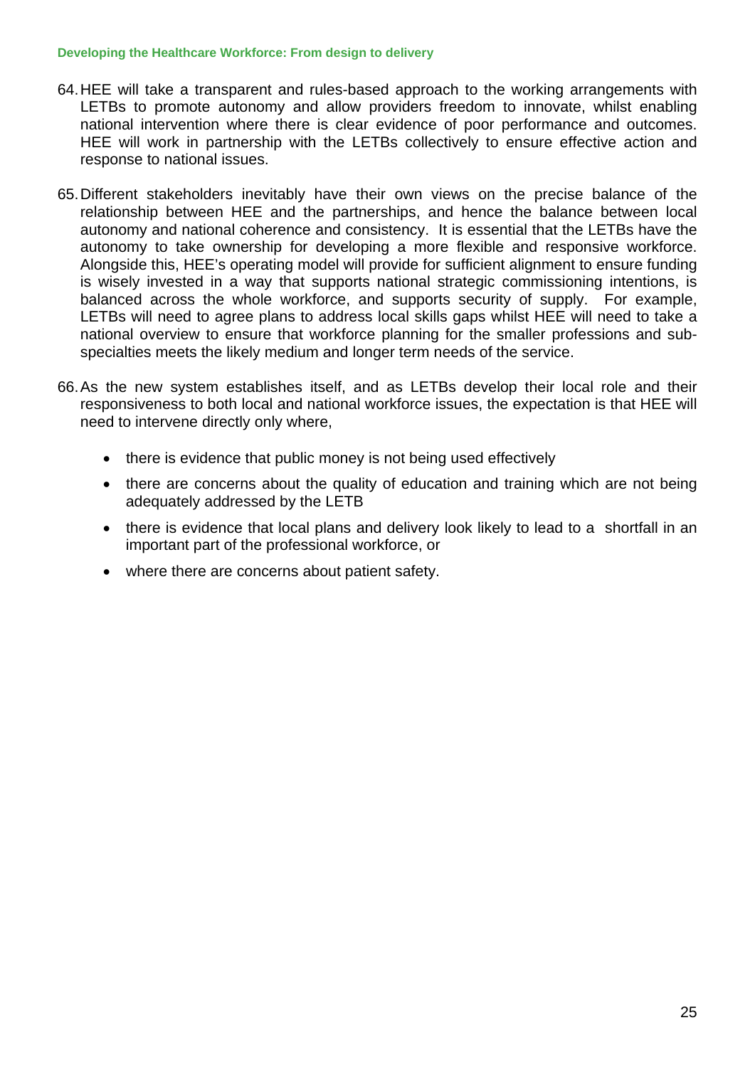64. HEE will take a transparent and rules-based approach to the working arrangements with LETBs to promote autonomy and allow providers freedom to innovate, whilst enabling national intervention where there is clear evidence of poor performance and outcomes. HEE will work in partnership with the LETBs collectively to ensure effective action and response to national issues.

65. Different stakeholders inevitably have their own views on the precise balance of the relationship between HEE and the partnerships, and hence the balance between local autonomy and national coherence and consistency. It is essential that the LETBs have the autonomy to take ownership for developing a more flexible and responsive workforce. Alongside this, HEE's operating model will provide for sufficient alignment to ensure funding is wisely invested in a way that supports national strategic commissioning intentions, is balanced across the whole workforce, and supports security of supply. For example, LETBs will need to agree plans to address local skills gaps whilst HEE will need to take a national overview to ensure that workforce planning for the smaller professions and sub-specialties meets the likely medium and longer term needs of the service.

66. As the new system establishes itself, and as LETBs develop their local role and their responsiveness to both local and national workforce issues, the expectation is that HEE will need to intervene directly only where,

    - there is evidence that public money is not being used effectively
    - there are concerns about the quality of education and training which are not being adequately addressed by the LETB
    - there is evidence that local plans and delivery look likely to lead to a shortfall in an important part of the professional workforce, or
    - where there are concerns about patient safety.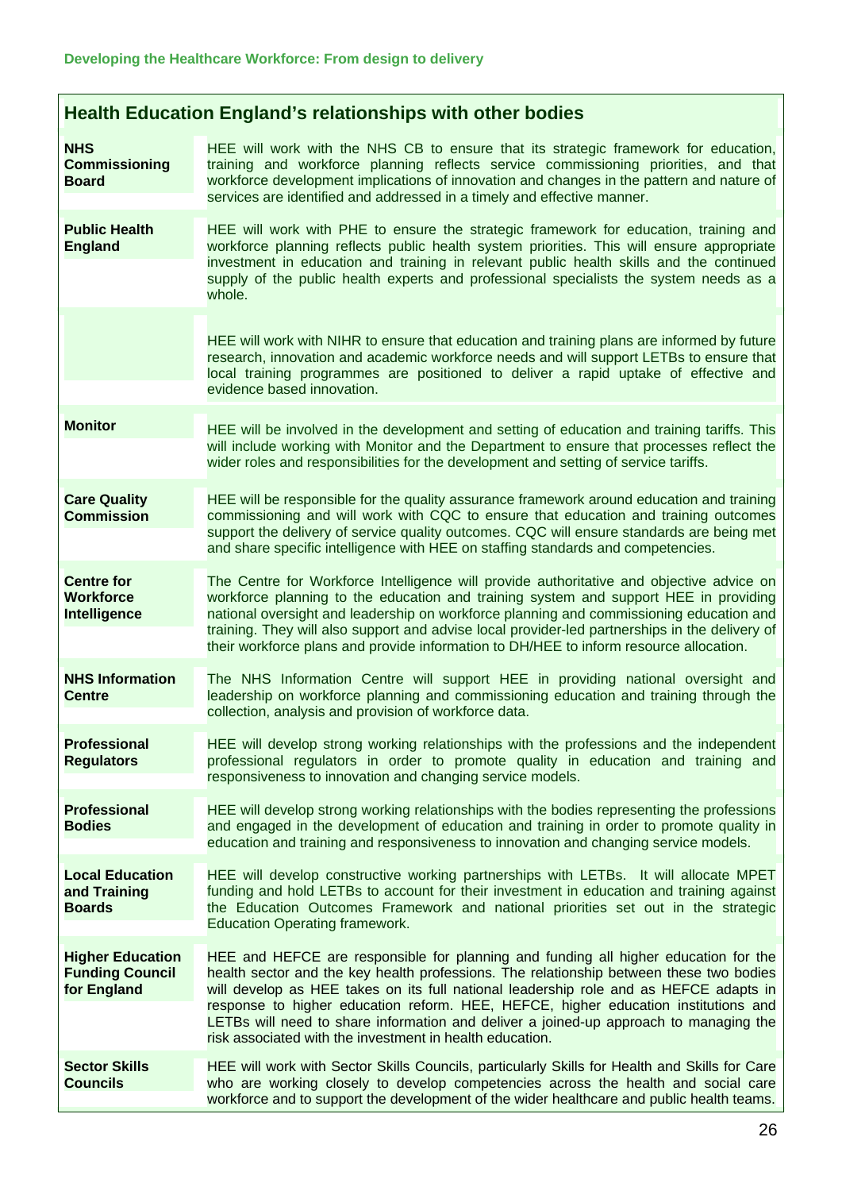## Health Education England's relationships with other bodies

| | |
|---|---|
| **NHS Commissioning Board** | HEE will work with the NHS CB to ensure that its strategic framework for education, training and workforce planning reflects service commissioning priorities, and that workforce development implications of innovation and changes in the pattern and nature of services are identified and addressed in a timely and effective manner. |
| **Public Health England** | HEE will work with PHE to ensure the strategic framework for education, training and workforce planning reflects public health system priorities. This will ensure appropriate investment in education and training in relevant public health skills and the continued supply of the public health experts and professional specialists the system needs as a whole. |
| | HEE will work with NIHR to ensure that education and training plans are informed by future research, innovation and academic workforce needs and will support LETBs to ensure that local training programmes are positioned to deliver a rapid uptake of effective and evidence based innovation. |
| **Monitor** | HEE will be involved in the development and setting of education and training tariffs. This will include working with Monitor and the Department to ensure that processes reflect the wider roles and responsibilities for the development and setting of service tariffs. |
| **Care Quality Commission** | HEE will be responsible for the quality assurance framework around education and training commissioning and will work with CQC to ensure that education and training outcomes support the delivery of service quality outcomes. CQC will ensure standards are being met and share specific intelligence with HEE on staffing standards and competencies. |
| **Centre for Workforce Intelligence** | The Centre for Workforce Intelligence will provide authoritative and objective advice on workforce planning to the education and training system and support HEE in providing national oversight and leadership on workforce planning and commissioning education and training. They will also support and advise local provider-led partnerships in the delivery of their workforce plans and provide information to DH/HEE to inform resource allocation. |
| **NHS Information Centre** | The NHS Information Centre will support HEE in providing national oversight and leadership on workforce planning and commissioning education and training through the collection, analysis and provision of workforce data. |
| **Professional Regulators** | HEE will develop strong working relationships with the professions and the independent professional regulators in order to promote quality in education and training and responsiveness to innovation and changing service models. |
| **Professional Bodies** | HEE will develop strong working relationships with the bodies representing the professions and engaged in the development of education and training in order to promote quality in education and training and responsiveness to innovation and changing service models. |
| **Local Education and Training Boards** | HEE will develop constructive working partnerships with LETBs. It will allocate MPET funding and hold LETBs to account for their investment in education and training against the Education Outcomes Framework and national priorities set out in the strategic Education Operating framework. |
| **Higher Education Funding Council for England** | HEE and HEFCE are responsible for planning and funding all higher education for the health sector and the key health professions. The relationship between these two bodies will develop as HEE takes on its full national leadership role and as HEFCE adapts in response to higher education reform. HEE, HEFCE, higher education institutions and LETBs will need to share information and deliver a joined-up approach to managing the risk associated with the investment in health education. |
| **Sector Skills Councils** | HEE will work with Sector Skills Councils, particularly Skills for Health and Skills for Care who are working closely to develop competencies across the health and social care workforce and to support the development of the wider healthcare and public health teams. |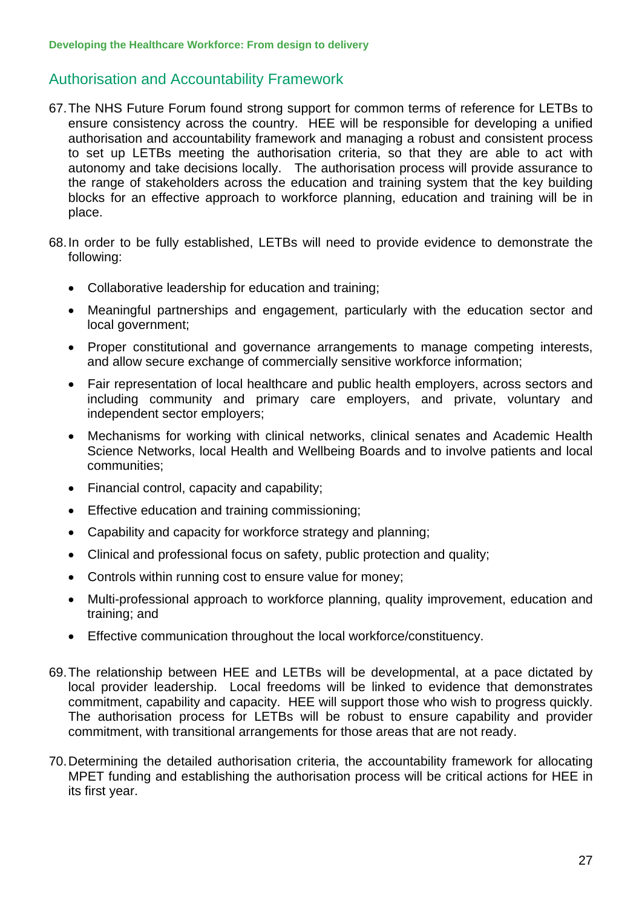## Authorisation and Accountability Framework

67. The NHS Future Forum found strong support for common terms of reference for LETBs to ensure consistency across the country. HEE will be responsible for developing a unified authorisation and accountability framework and managing a robust and consistent process to set up LETBs meeting the authorisation criteria, so that they are able to act with autonomy and take decisions locally. The authorisation process will provide assurance to the range of stakeholders across the education and training system that the key building blocks for an effective approach to workforce planning, education and training will be in place.

68. In order to be fully established, LETBs will need to provide evidence to demonstrate the following:

   - Collaborative leadership for education and training;
   - Meaningful partnerships and engagement, particularly with the education sector and local government;
   - Proper constitutional and governance arrangements to manage competing interests, and allow secure exchange of commercially sensitive workforce information;
   - Fair representation of local healthcare and public health employers, across sectors and including community and primary care employers, and private, voluntary and independent sector employers;
   - Mechanisms for working with clinical networks, clinical senates and Academic Health Science Networks, local Health and Wellbeing Boards and to involve patients and local communities;
   - Financial control, capacity and capability;
   - Effective education and training commissioning;
   - Capability and capacity for workforce strategy and planning;
   - Clinical and professional focus on safety, public protection and quality;
   - Controls within running cost to ensure value for money;
   - Multi-professional approach to workforce planning, quality improvement, education and training; and
   - Effective communication throughout the local workforce/constituency.

69. The relationship between HEE and LETBs will be developmental, at a pace dictated by local provider leadership. Local freedoms will be linked to evidence that demonstrates commitment, capability and capacity. HEE will support those who wish to progress quickly. The authorisation process for LETBs will be robust to ensure capability and provider commitment, with transitional arrangements for those areas that are not ready.

70. Determining the detailed authorisation criteria, the accountability framework for allocating MPET funding and establishing the authorisation process will be critical actions for HEE in its first year.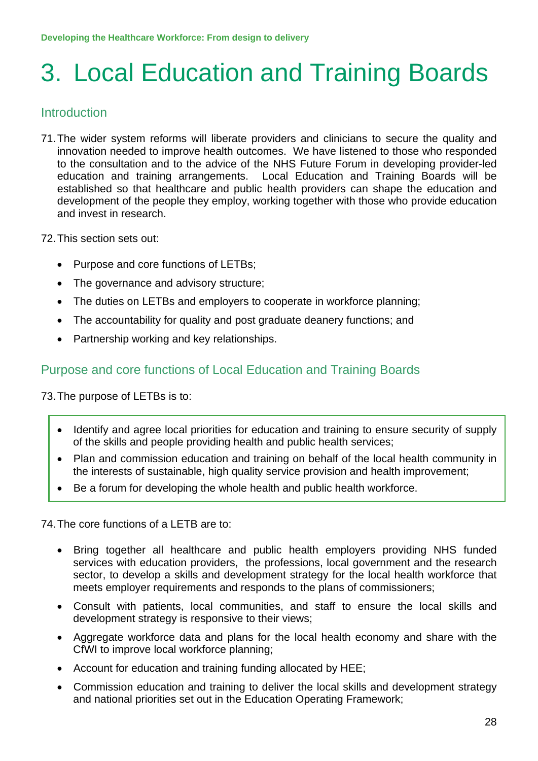# 3. Local Education and Training Boards

## Introduction

71. The wider system reforms will liberate providers and clinicians to secure the quality and innovation needed to improve health outcomes. We have listened to those who responded to the consultation and to the advice of the NHS Future Forum in developing provider-led education and training arrangements. Local Education and Training Boards will be established so that healthcare and public health providers can shape the education and development of the people they employ, working together with those who provide education and invest in research.

72. This section sets out:

- Purpose and core functions of LETBs;
- The governance and advisory structure;
- The duties on LETBs and employers to cooperate in workforce planning;
- The accountability for quality and post graduate deanery functions; and
- Partnership working and key relationships.

## Purpose and core functions of Local Education and Training Boards

73. The purpose of LETBs is to:

- Identify and agree local priorities for education and training to ensure security of supply of the skills and people providing health and public health services;
- Plan and commission education and training on behalf of the local health community in the interests of sustainable, high quality service provision and health improvement;
- Be a forum for developing the whole health and public health workforce.

74. The core functions of a LETB are to:

- Bring together all healthcare and public health employers providing NHS funded services with education providers, the professions, local government and the research sector, to develop a skills and development strategy for the local health workforce that meets employer requirements and responds to the plans of commissioners;
- Consult with patients, local communities, and staff to ensure the local skills and development strategy is responsive to their views;
- Aggregate workforce data and plans for the local health economy and share with the CfWI to improve local workforce planning;
- Account for education and training funding allocated by HEE;
- Commission education and training to deliver the local skills and development strategy and national priorities set out in the Education Operating Framework;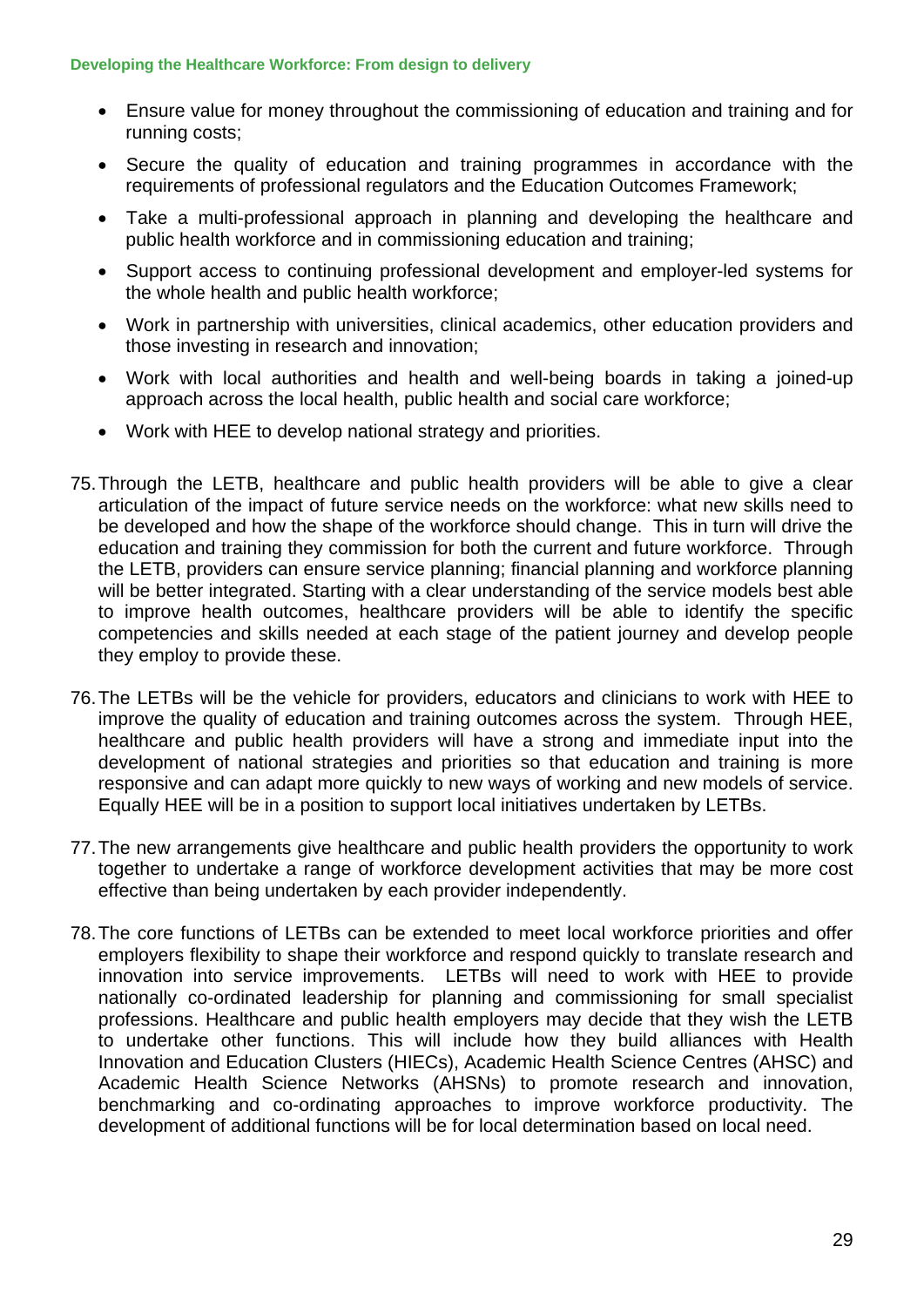- Ensure value for money throughout the commissioning of education and training and for running costs;
- Secure the quality of education and training programmes in accordance with the requirements of professional regulators and the Education Outcomes Framework;
- Take a multi-professional approach in planning and developing the healthcare and public health workforce and in commissioning education and training;
- Support access to continuing professional development and employer-led systems for the whole health and public health workforce;
- Work in partnership with universities, clinical academics, other education providers and those investing in research and innovation;
- Work with local authorities and health and well-being boards in taking a joined-up approach across the local health, public health and social care workforce;
- Work with HEE to develop national strategy and priorities.

75. Through the LETB, healthcare and public health providers will be able to give a clear articulation of the impact of future service needs on the workforce: what new skills need to be developed and how the shape of the workforce should change. This in turn will drive the education and training they commission for both the current and future workforce. Through the LETB, providers can ensure service planning; financial planning and workforce planning will be better integrated. Starting with a clear understanding of the service models best able to improve health outcomes, healthcare providers will be able to identify the specific competencies and skills needed at each stage of the patient journey and develop people they employ to provide these.

76. The LETBs will be the vehicle for providers, educators and clinicians to work with HEE to improve the quality of education and training outcomes across the system. Through HEE, healthcare and public health providers will have a strong and immediate input into the development of national strategies and priorities so that education and training is more responsive and can adapt more quickly to new ways of working and new models of service. Equally HEE will be in a position to support local initiatives undertaken by LETBs.

77. The new arrangements give healthcare and public health providers the opportunity to work together to undertake a range of workforce development activities that may be more cost effective than being undertaken by each provider independently.

78. The core functions of LETBs can be extended to meet local workforce priorities and offer employers flexibility to shape their workforce and respond quickly to translate research and innovation into service improvements. LETBs will need to work with HEE to provide nationally co-ordinated leadership for planning and commissioning for small specialist professions. Healthcare and public health employers may decide that they wish the LETB to undertake other functions. This will include how they build alliances with Health Innovation and Education Clusters (HIECs), Academic Health Science Centres (AHSC) and Academic Health Science Networks (AHSNs) to promote research and innovation, benchmarking and co-ordinating approaches to improve workforce productivity. The development of additional functions will be for local determination based on local need.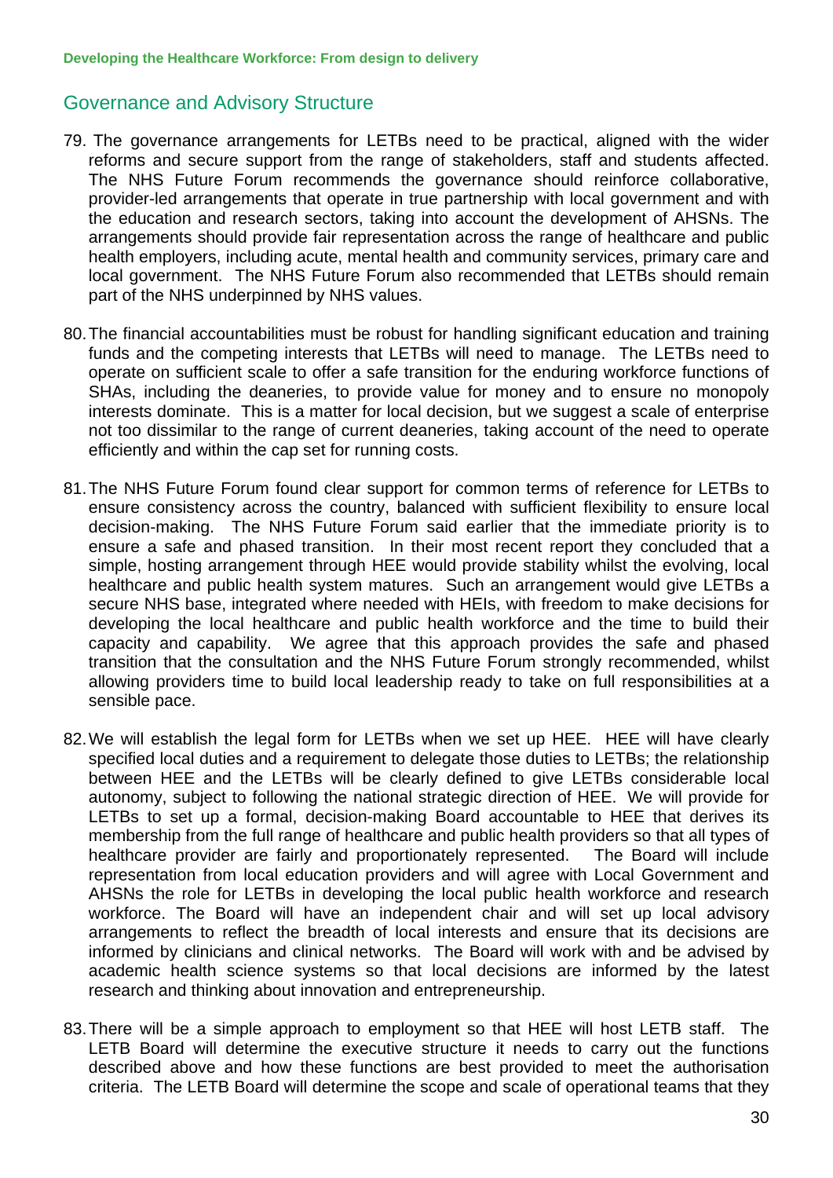## Governance and Advisory Structure

79. The governance arrangements for LETBs need to be practical, aligned with the wider reforms and secure support from the range of stakeholders, staff and students affected. The NHS Future Forum recommends the governance should reinforce collaborative, provider-led arrangements that operate in true partnership with local government and with the education and research sectors, taking into account the development of AHSNs. The arrangements should provide fair representation across the range of healthcare and public health employers, including acute, mental health and community services, primary care and local government. The NHS Future Forum also recommended that LETBs should remain part of the NHS underpinned by NHS values.

80. The financial accountabilities must be robust for handling significant education and training funds and the competing interests that LETBs will need to manage. The LETBs need to operate on sufficient scale to offer a safe transition for the enduring workforce functions of SHAs, including the deaneries, to provide value for money and to ensure no monopoly interests dominate. This is a matter for local decision, but we suggest a scale of enterprise not too dissimilar to the range of current deaneries, taking account of the need to operate efficiently and within the cap set for running costs.

81. The NHS Future Forum found clear support for common terms of reference for LETBs to ensure consistency across the country, balanced with sufficient flexibility to ensure local decision-making. The NHS Future Forum said earlier that the immediate priority is to ensure a safe and phased transition. In their most recent report they concluded that a simple, hosting arrangement through HEE would provide stability whilst the evolving, local healthcare and public health system matures. Such an arrangement would give LETBs a secure NHS base, integrated where needed with HEIs, with freedom to make decisions for developing the local healthcare and public health workforce and the time to build their capacity and capability. We agree that this approach provides the safe and phased transition that the consultation and the NHS Future Forum strongly recommended, whilst allowing providers time to build local leadership ready to take on full responsibilities at a sensible pace.

82. We will establish the legal form for LETBs when we set up HEE. HEE will have clearly specified local duties and a requirement to delegate those duties to LETBs; the relationship between HEE and the LETBs will be clearly defined to give LETBs considerable local autonomy, subject to following the national strategic direction of HEE. We will provide for LETBs to set up a formal, decision-making Board accountable to HEE that derives its membership from the full range of healthcare and public health providers so that all types of healthcare provider are fairly and proportionately represented. The Board will include representation from local education providers and will agree with Local Government and AHSNs the role for LETBs in developing the local public health workforce and research workforce. The Board will have an independent chair and will set up local advisory arrangements to reflect the breadth of local interests and ensure that its decisions are informed by clinicians and clinical networks. The Board will work with and be advised by academic health science systems so that local decisions are informed by the latest research and thinking about innovation and entrepreneurship.

83. There will be a simple approach to employment so that HEE will host LETB staff. The LETB Board will determine the executive structure it needs to carry out the functions described above and how these functions are best provided to meet the authorisation criteria. The LETB Board will determine the scope and scale of operational teams that they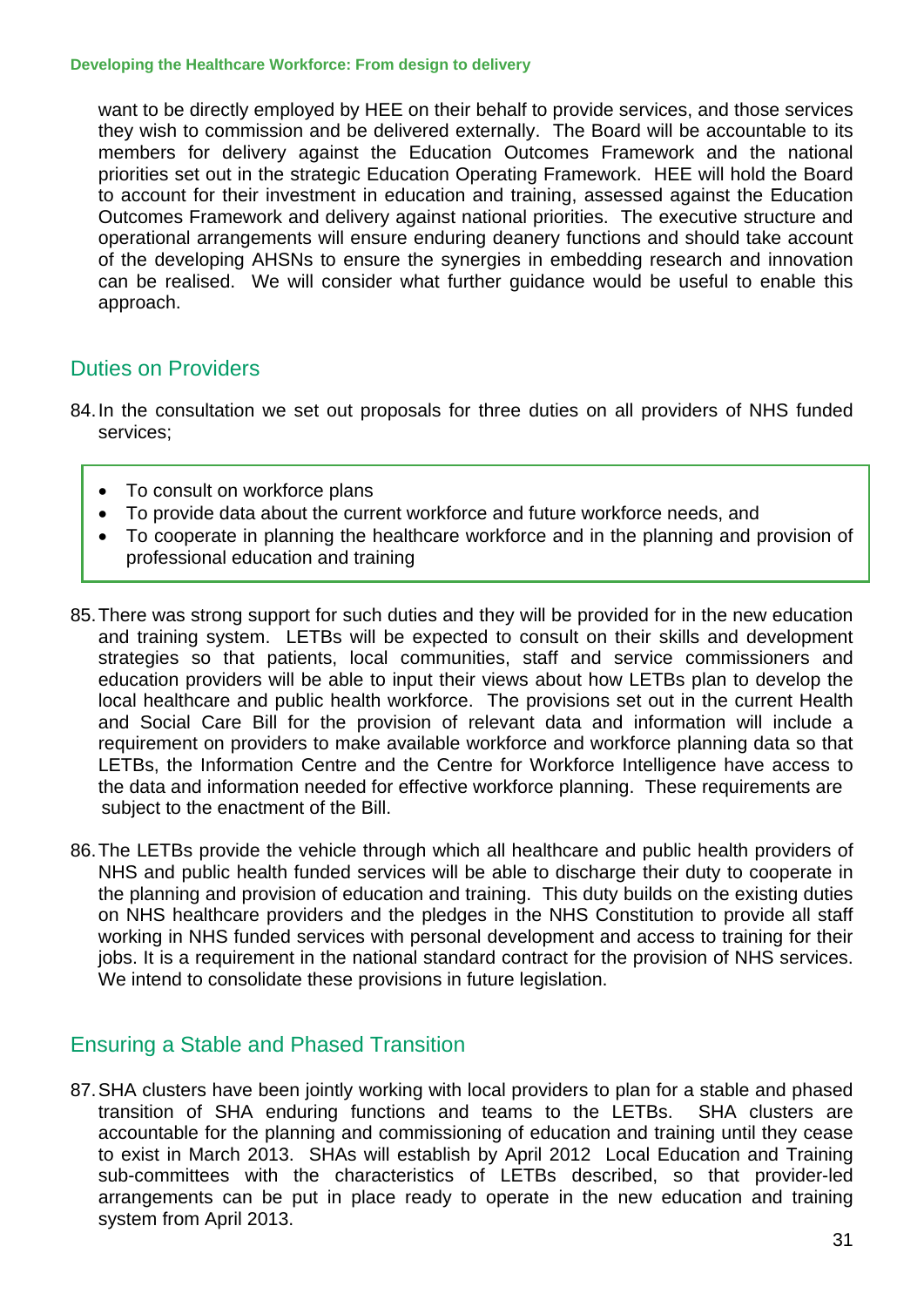want to be directly employed by HEE on their behalf to provide services, and those services they wish to commission and be delivered externally. The Board will be accountable to its members for delivery against the Education Outcomes Framework and the national priorities set out in the strategic Education Operating Framework. HEE will hold the Board to account for their investment in education and training, assessed against the Education Outcomes Framework and delivery against national priorities. The executive structure and operational arrangements will ensure enduring deanery functions and should take account of the developing AHSNs to ensure the synergies in embedding research and innovation can be realised. We will consider what further guidance would be useful to enable this approach.

## Duties on Providers

84. In the consultation we set out proposals for three duties on all providers of NHS funded services;

- To consult on workforce plans
- To provide data about the current workforce and future workforce needs, and
- To cooperate in planning the healthcare workforce and in the planning and provision of professional education and training

85. There was strong support for such duties and they will be provided for in the new education and training system. LETBs will be expected to consult on their skills and development strategies so that patients, local communities, staff and service commissioners and education providers will be able to input their views about how LETBs plan to develop the local healthcare and public health workforce. The provisions set out in the current Health and Social Care Bill for the provision of relevant data and information will include a requirement on providers to make available workforce and workforce planning data so that LETBs, the Information Centre and the Centre for Workforce Intelligence have access to the data and information needed for effective workforce planning. These requirements are subject to the enactment of the Bill.

86. The LETBs provide the vehicle through which all healthcare and public health providers of NHS and public health funded services will be able to discharge their duty to cooperate in the planning and provision of education and training. This duty builds on the existing duties on NHS healthcare providers and the pledges in the NHS Constitution to provide all staff working in NHS funded services with personal development and access to training for their jobs. It is a requirement in the national standard contract for the provision of NHS services. We intend to consolidate these provisions in future legislation.

## Ensuring a Stable and Phased Transition

87. SHA clusters have been jointly working with local providers to plan for a stable and phased transition of SHA enduring functions and teams to the LETBs. SHA clusters are accountable for the planning and commissioning of education and training until they cease to exist in March 2013. SHAs will establish by April 2012 Local Education and Training sub-committees with the characteristics of LETBs described, so that provider-led arrangements can be put in place ready to operate in the new education and training system from April 2013.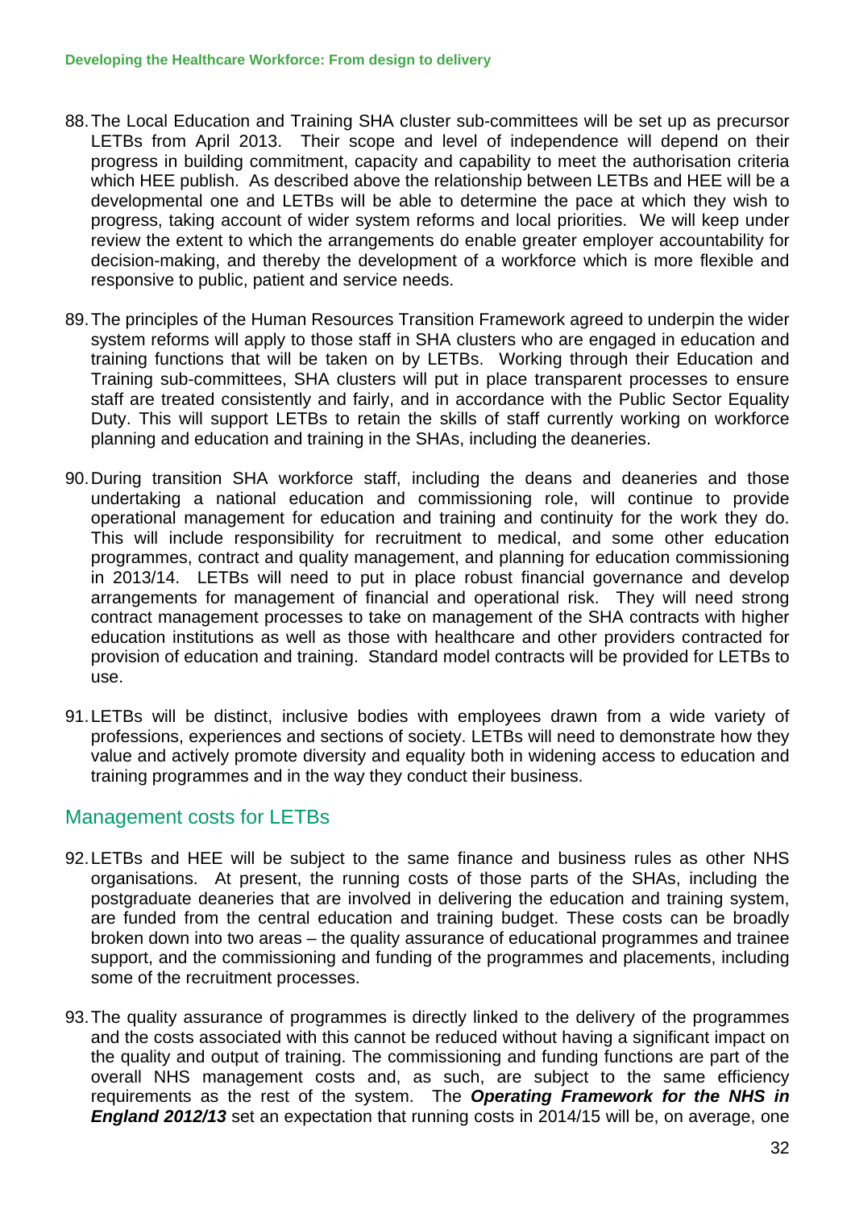88. The Local Education and Training SHA cluster sub-committees will be set up as precursor LETBs from April 2013. Their scope and level of independence will depend on their progress in building commitment, capacity and capability to meet the authorisation criteria which HEE publish. As described above the relationship between LETBs and HEE will be a developmental one and LETBs will be able to determine the pace at which they wish to progress, taking account of wider system reforms and local priorities. We will keep under review the extent to which the arrangements do enable greater employer accountability for decision-making, and thereby the development of a workforce which is more flexible and responsive to public, patient and service needs.

89. The principles of the Human Resources Transition Framework agreed to underpin the wider system reforms will apply to those staff in SHA clusters who are engaged in education and training functions that will be taken on by LETBs. Working through their Education and Training sub-committees, SHA clusters will put in place transparent processes to ensure staff are treated consistently and fairly, and in accordance with the Public Sector Equality Duty. This will support LETBs to retain the skills of staff currently working on workforce planning and education and training in the SHAs, including the deaneries.

90. During transition SHA workforce staff, including the deans and deaneries and those undertaking a national education and commissioning role, will continue to provide operational management for education and training and continuity for the work they do. This will include responsibility for recruitment to medical, and some other education programmes, contract and quality management, and planning for education commissioning in 2013/14. LETBs will need to put in place robust financial governance and develop arrangements for management of financial and operational risk. They will need strong contract management processes to take on management of the SHA contracts with higher education institutions as well as those with healthcare and other providers contracted for provision of education and training. Standard model contracts will be provided for LETBs to use.

91. LETBs will be distinct, inclusive bodies with employees drawn from a wide variety of professions, experiences and sections of society. LETBs will need to demonstrate how they value and actively promote diversity and equality both in widening access to education and training programmes and in the way they conduct their business.

## Management costs for LETBs

92. LETBs and HEE will be subject to the same finance and business rules as other NHS organisations. At present, the running costs of those parts of the SHAs, including the postgraduate deaneries that are involved in delivering the education and training system, are funded from the central education and training budget. These costs can be broadly broken down into two areas – the quality assurance of educational programmes and trainee support, and the commissioning and funding of the programmes and placements, including some of the recruitment processes.

93. The quality assurance of programmes is directly linked to the delivery of the programmes and the costs associated with this cannot be reduced without having a significant impact on the quality and output of training. The commissioning and funding functions are part of the overall NHS management costs and, as such, are subject to the same efficiency requirements as the rest of the system. The ***Operating Framework for the NHS in England 2012/13*** set an expectation that running costs in 2014/15 will be, on average, one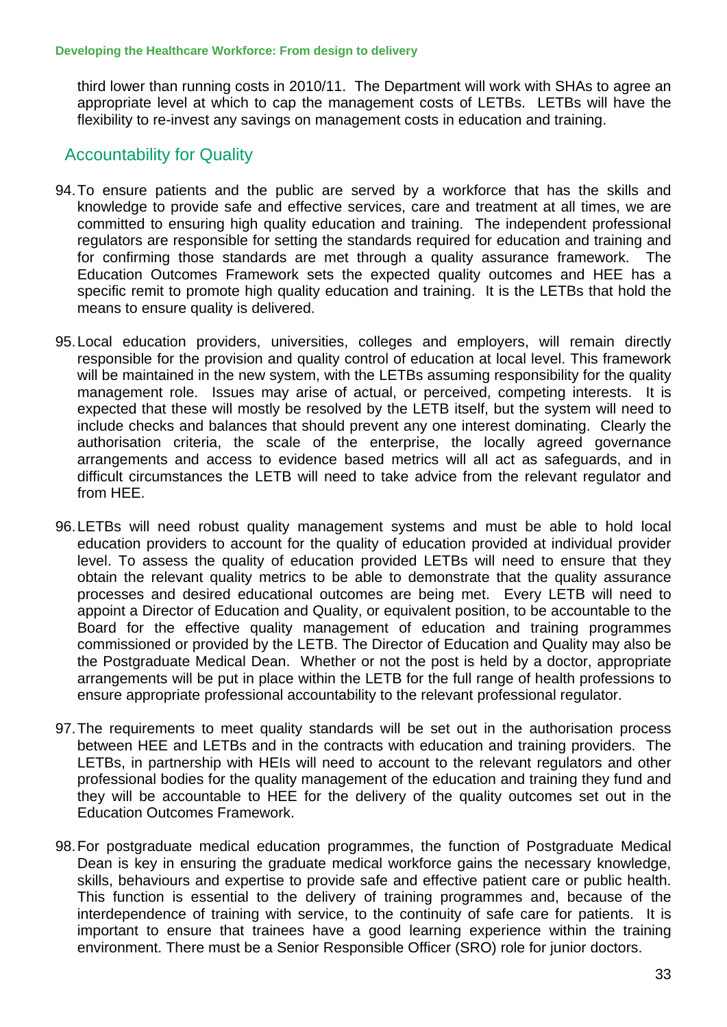third lower than running costs in 2010/11. The Department will work with SHAs to agree an appropriate level at which to cap the management costs of LETBs. LETBs will have the flexibility to re-invest any savings on management costs in education and training.

## Accountability for Quality

94. To ensure patients and the public are served by a workforce that has the skills and knowledge to provide safe and effective services, care and treatment at all times, we are committed to ensuring high quality education and training. The independent professional regulators are responsible for setting the standards required for education and training and for confirming those standards are met through a quality assurance framework. The Education Outcomes Framework sets the expected quality outcomes and HEE has a specific remit to promote high quality education and training. It is the LETBs that hold the means to ensure quality is delivered.

95. Local education providers, universities, colleges and employers, will remain directly responsible for the provision and quality control of education at local level. This framework will be maintained in the new system, with the LETBs assuming responsibility for the quality management role. Issues may arise of actual, or perceived, competing interests. It is expected that these will mostly be resolved by the LETB itself, but the system will need to include checks and balances that should prevent any one interest dominating. Clearly the authorisation criteria, the scale of the enterprise, the locally agreed governance arrangements and access to evidence based metrics will all act as safeguards, and in difficult circumstances the LETB will need to take advice from the relevant regulator and from HEE.

96. LETBs will need robust quality management systems and must be able to hold local education providers to account for the quality of education provided at individual provider level. To assess the quality of education provided LETBs will need to ensure that they obtain the relevant quality metrics to be able to demonstrate that the quality assurance processes and desired educational outcomes are being met. Every LETB will need to appoint a Director of Education and Quality, or equivalent position, to be accountable to the Board for the effective quality management of education and training programmes commissioned or provided by the LETB. The Director of Education and Quality may also be the Postgraduate Medical Dean. Whether or not the post is held by a doctor, appropriate arrangements will be put in place within the LETB for the full range of health professions to ensure appropriate professional accountability to the relevant professional regulator.

97. The requirements to meet quality standards will be set out in the authorisation process between HEE and LETBs and in the contracts with education and training providers. The LETBs, in partnership with HEIs will need to account to the relevant regulators and other professional bodies for the quality management of the education and training they fund and they will be accountable to HEE for the delivery of the quality outcomes set out in the Education Outcomes Framework.

98. For postgraduate medical education programmes, the function of Postgraduate Medical Dean is key in ensuring the graduate medical workforce gains the necessary knowledge, skills, behaviours and expertise to provide safe and effective patient care or public health. This function is essential to the delivery of training programmes and, because of the interdependence of training with service, to the continuity of safe care for patients. It is important to ensure that trainees have a good learning experience within the training environment. There must be a Senior Responsible Officer (SRO) role for junior doctors.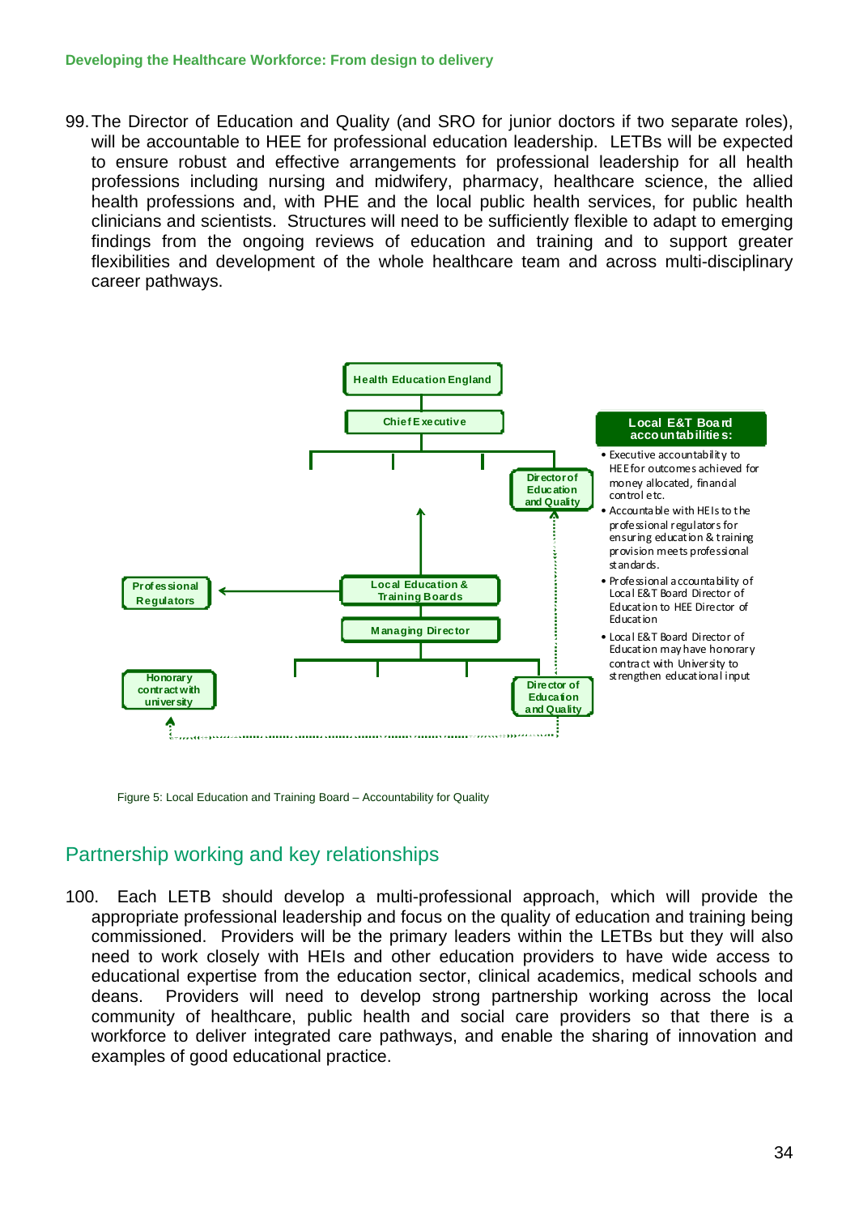99. The Director of Education and Quality (and SRO for junior doctors if two separate roles), will be accountable to HEE for professional education leadership. LETBs will be expected to ensure robust and effective arrangements for professional leadership for all health professions including nursing and midwifery, pharmacy, healthcare science, the allied health professions and, with PHE and the local public health services, for public health clinicians and scientists. Structures will need to be sufficiently flexible to adapt to emerging findings from the ongoing reviews of education and training and to support greater flexibilities and development of the whole healthcare team and across multi-disciplinary career pathways.

Health Education England

Chief Executive

Director of Education and Quality

Professional Regulators

Local Education & Training Boards

Managing Director

Honorary contract with university

Director of Education and Quality

**Local E&T Board accountabilities:**

- Executive accountability to HEE for outcomes achieved for money allocated, financial control etc.
- Accountable with HEIs to the professional regulators for ensuring education & training provision meets professional standards.
- Professional accountability of Local E&T Board Director of Education to HEE Director of Education
- Local E&T Board Director of Education may have honorary contract with University to strengthen educational input

Figure 5: Local Education and Training Board – Accountability for Quality

## Partnership working and key relationships

100. Each LETB should develop a multi-professional approach, which will provide the appropriate professional leadership and focus on the quality of education and training being commissioned. Providers will be the primary leaders within the LETBs but they will also need to work closely with HEIs and other education providers to have wide access to educational expertise from the education sector, clinical academics, medical schools and deans. Providers will need to develop strong partnership working across the local community of healthcare, public health and social care providers so that there is a workforce to deliver integrated care pathways, and enable the sharing of innovation and examples of good educational practice.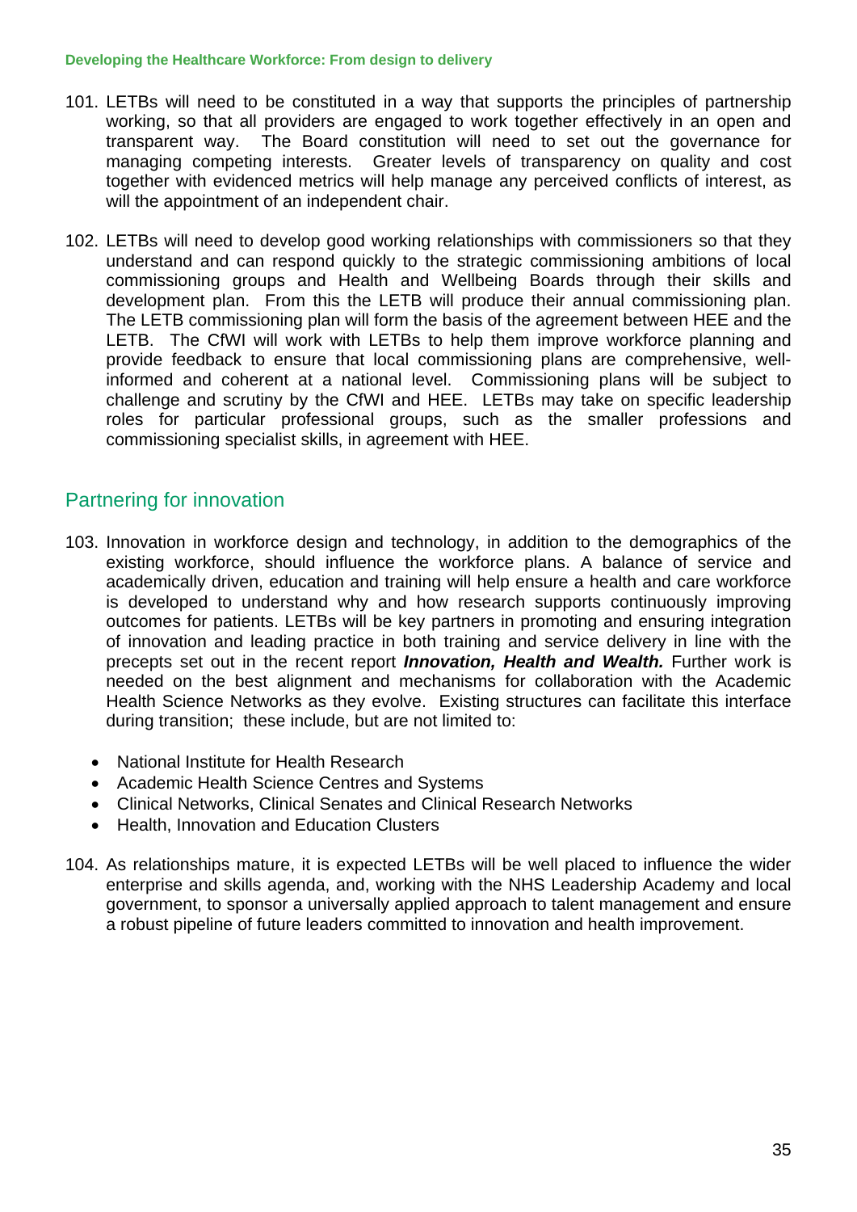101. LETBs will need to be constituted in a way that supports the principles of partnership working, so that all providers are engaged to work together effectively in an open and transparent way. The Board constitution will need to set out the governance for managing competing interests. Greater levels of transparency on quality and cost together with evidenced metrics will help manage any perceived conflicts of interest, as will the appointment of an independent chair.

102. LETBs will need to develop good working relationships with commissioners so that they understand and can respond quickly to the strategic commissioning ambitions of local commissioning groups and Health and Wellbeing Boards through their skills and development plan. From this the LETB will produce their annual commissioning plan. The LETB commissioning plan will form the basis of the agreement between HEE and the LETB. The CfWI will work with LETBs to help them improve workforce planning and provide feedback to ensure that local commissioning plans are comprehensive, well-informed and coherent at a national level. Commissioning plans will be subject to challenge and scrutiny by the CfWI and HEE. LETBs may take on specific leadership roles for particular professional groups, such as the smaller professions and commissioning specialist skills, in agreement with HEE.

## Partnering for innovation

103. Innovation in workforce design and technology, in addition to the demographics of the existing workforce, should influence the workforce plans. A balance of service and academically driven, education and training will help ensure a health and care workforce is developed to understand why and how research supports continuously improving outcomes for patients. LETBs will be key partners in promoting and ensuring integration of innovation and leading practice in both training and service delivery in line with the precepts set out in the recent report ***Innovation, Health and Wealth.*** Further work is needed on the best alignment and mechanisms for collaboration with the Academic Health Science Networks as they evolve. Existing structures can facilitate this interface during transition; these include, but are not limited to:

    - National Institute for Health Research
    - Academic Health Science Centres and Systems
    - Clinical Networks, Clinical Senates and Clinical Research Networks
    - Health, Innovation and Education Clusters

104. As relationships mature, it is expected LETBs will be well placed to influence the wider enterprise and skills agenda, and, working with the NHS Leadership Academy and local government, to sponsor a universally applied approach to talent management and ensure a robust pipeline of future leaders committed to innovation and health improvement.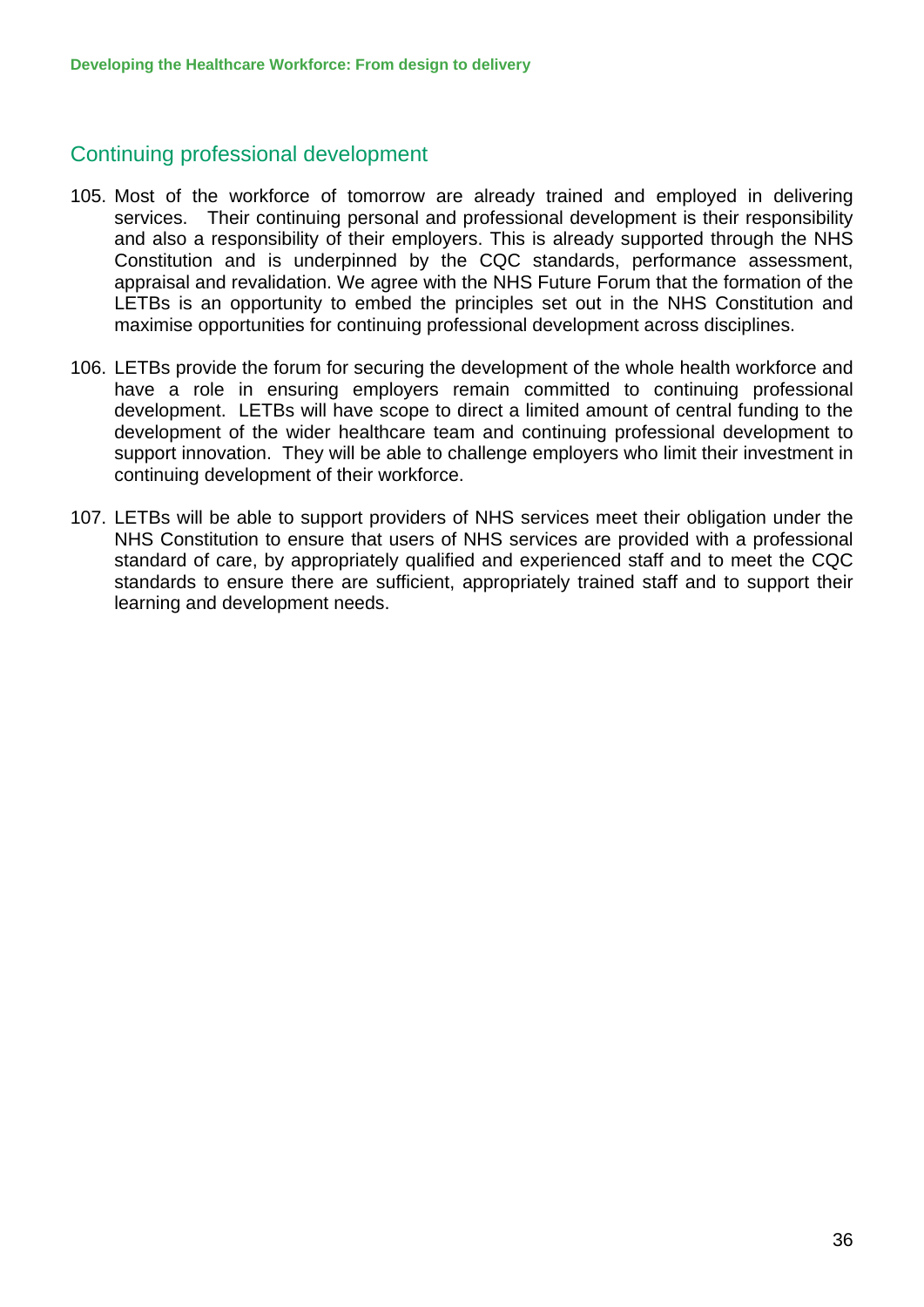## Continuing professional development

105. Most of the workforce of tomorrow are already trained and employed in delivering services. Their continuing personal and professional development is their responsibility and also a responsibility of their employers. This is already supported through the NHS Constitution and is underpinned by the CQC standards, performance assessment, appraisal and revalidation. We agree with the NHS Future Forum that the formation of the LETBs is an opportunity to embed the principles set out in the NHS Constitution and maximise opportunities for continuing professional development across disciplines.

106. LETBs provide the forum for securing the development of the whole health workforce and have a role in ensuring employers remain committed to continuing professional development. LETBs will have scope to direct a limited amount of central funding to the development of the wider healthcare team and continuing professional development to support innovation. They will be able to challenge employers who limit their investment in continuing development of their workforce.

107. LETBs will be able to support providers of NHS services meet their obligation under the NHS Constitution to ensure that users of NHS services are provided with a professional standard of care, by appropriately qualified and experienced staff and to meet the CQC standards to ensure there are sufficient, appropriately trained staff and to support their learning and development needs.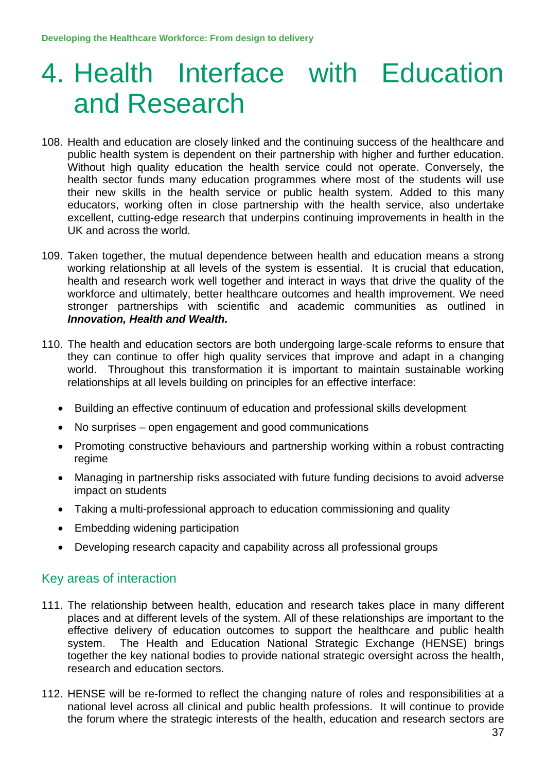// The running header "Developing the Healthcare Workforce: From design to delivery" and page number 37 are omitted per rules.
# 4. Health Interface with Education and Research

108. Health and education are closely linked and the continuing success of the healthcare and public health system is dependent on their partnership with higher and further education. Without high quality education the health service could not operate. Conversely, the health sector funds many education programmes where most of the students will use their new skills in the health service or public health system. Added to this many educators, working often in close partnership with the health service, also undertake excellent, cutting-edge research that underpins continuing improvements in health in the UK and across the world.

109. Taken together, the mutual dependence between health and education means a strong working relationship at all levels of the system is essential. It is crucial that education, health and research work well together and interact in ways that drive the quality of the workforce and ultimately, better healthcare outcomes and health improvement. We need stronger partnerships with scientific and academic communities as outlined in ***Innovation, Health and Wealth.***

110. The health and education sectors are both undergoing large-scale reforms to ensure that they can continue to offer high quality services that improve and adapt in a changing world. Throughout this transformation it is important to maintain sustainable working relationships at all levels building on principles for an effective interface:

- Building an effective continuum of education and professional skills development
- No surprises – open engagement and good communications
- Promoting constructive behaviours and partnership working within a robust contracting regime
- Managing in partnership risks associated with future funding decisions to avoid adverse impact on students
- Taking a multi-professional approach to education commissioning and quality
- Embedding widening participation
- Developing research capacity and capability across all professional groups

## Key areas of interaction

111. The relationship between health, education and research takes place in many different places and at different levels of the system. All of these relationships are important to the effective delivery of education outcomes to support the healthcare and public health system. The Health and Education National Strategic Exchange (HENSE) brings together the key national bodies to provide national strategic oversight across the health, research and education sectors.

112. HENSE will be re-formed to reflect the changing nature of roles and responsibilities at a national level across all clinical and public health professions. It will continue to provide the forum where the strategic interests of the health, education and research sectors are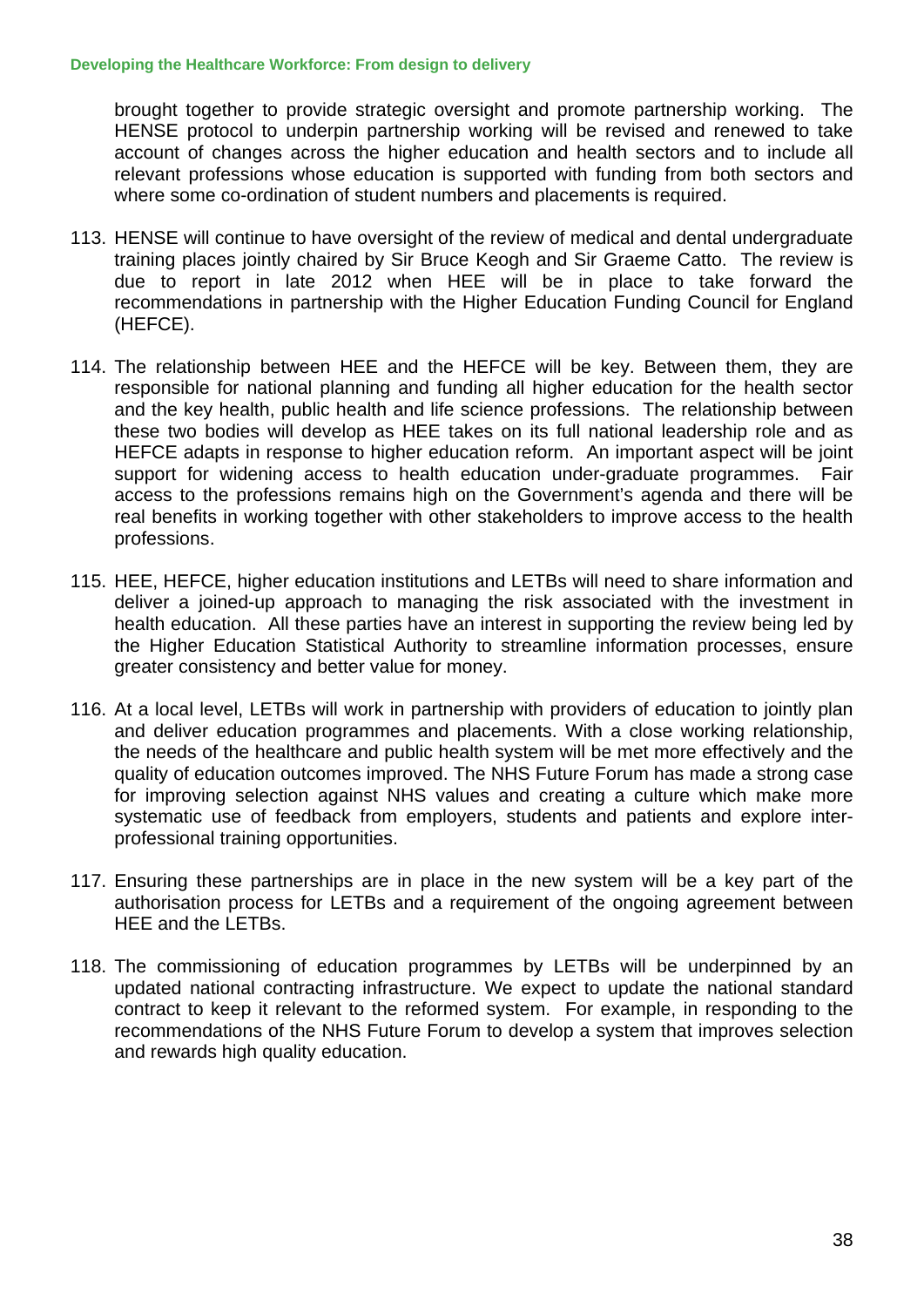brought together to provide strategic oversight and promote partnership working. The HENSE protocol to underpin partnership working will be revised and renewed to take account of changes across the higher education and health sectors and to include all relevant professions whose education is supported with funding from both sectors and where some co-ordination of student numbers and placements is required.

113. HENSE will continue to have oversight of the review of medical and dental undergraduate training places jointly chaired by Sir Bruce Keogh and Sir Graeme Catto. The review is due to report in late 2012 when HEE will be in place to take forward the recommendations in partnership with the Higher Education Funding Council for England (HEFCE).

114. The relationship between HEE and the HEFCE will be key. Between them, they are responsible for national planning and funding all higher education for the health sector and the key health, public health and life science professions. The relationship between these two bodies will develop as HEE takes on its full national leadership role and as HEFCE adapts in response to higher education reform. An important aspect will be joint support for widening access to health education under-graduate programmes. Fair access to the professions remains high on the Government's agenda and there will be real benefits in working together with other stakeholders to improve access to the health professions.

115. HEE, HEFCE, higher education institutions and LETBs will need to share information and deliver a joined-up approach to managing the risk associated with the investment in health education. All these parties have an interest in supporting the review being led by the Higher Education Statistical Authority to streamline information processes, ensure greater consistency and better value for money.

116. At a local level, LETBs will work in partnership with providers of education to jointly plan and deliver education programmes and placements. With a close working relationship, the needs of the healthcare and public health system will be met more effectively and the quality of education outcomes improved. The NHS Future Forum has made a strong case for improving selection against NHS values and creating a culture which make more systematic use of feedback from employers, students and patients and explore inter-professional training opportunities.

117. Ensuring these partnerships are in place in the new system will be a key part of the authorisation process for LETBs and a requirement of the ongoing agreement between HEE and the LETBs.

118. The commissioning of education programmes by LETBs will be underpinned by an updated national contracting infrastructure. We expect to update the national standard contract to keep it relevant to the reformed system. For example, in responding to the recommendations of the NHS Future Forum to develop a system that improves selection and rewards high quality education.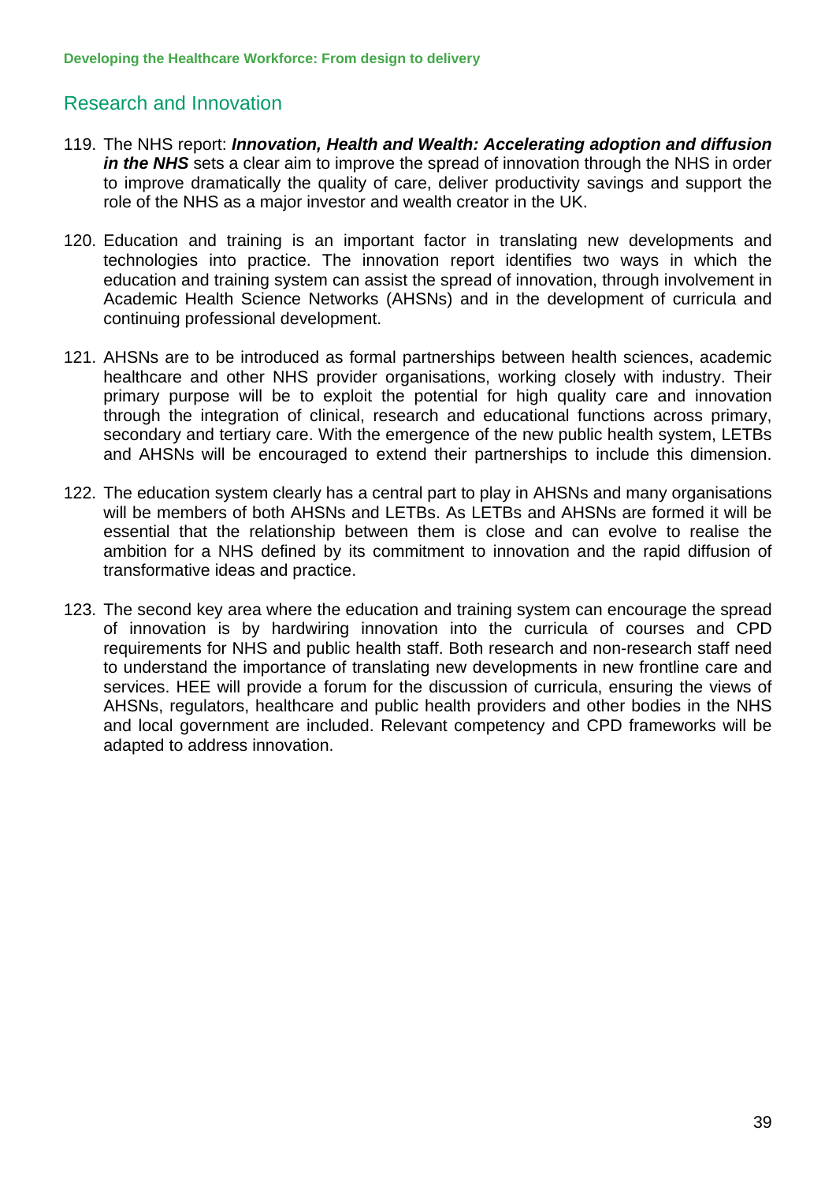## Research and Innovation

119. The NHS report: ***Innovation, Health and Wealth: Accelerating adoption and diffusion in the NHS*** sets a clear aim to improve the spread of innovation through the NHS in order to improve dramatically the quality of care, deliver productivity savings and support the role of the NHS as a major investor and wealth creator in the UK.

120. Education and training is an important factor in translating new developments and technologies into practice. The innovation report identifies two ways in which the education and training system can assist the spread of innovation, through involvement in Academic Health Science Networks (AHSNs) and in the development of curricula and continuing professional development.

121. AHSNs are to be introduced as formal partnerships between health sciences, academic healthcare and other NHS provider organisations, working closely with industry. Their primary purpose will be to exploit the potential for high quality care and innovation through the integration of clinical, research and educational functions across primary, secondary and tertiary care. With the emergence of the new public health system, LETBs and AHSNs will be encouraged to extend their partnerships to include this dimension.

122. The education system clearly has a central part to play in AHSNs and many organisations will be members of both AHSNs and LETBs. As LETBs and AHSNs are formed it will be essential that the relationship between them is close and can evolve to realise the ambition for a NHS defined by its commitment to innovation and the rapid diffusion of transformative ideas and practice.

123. The second key area where the education and training system can encourage the spread of innovation is by hardwiring innovation into the curricula of courses and CPD requirements for NHS and public health staff. Both research and non-research staff need to understand the importance of translating new developments in new frontline care and services. HEE will provide a forum for the discussion of curricula, ensuring the views of AHSNs, regulators, healthcare and public health providers and other bodies in the NHS and local government are included. Relevant competency and CPD frameworks will be adapted to address innovation.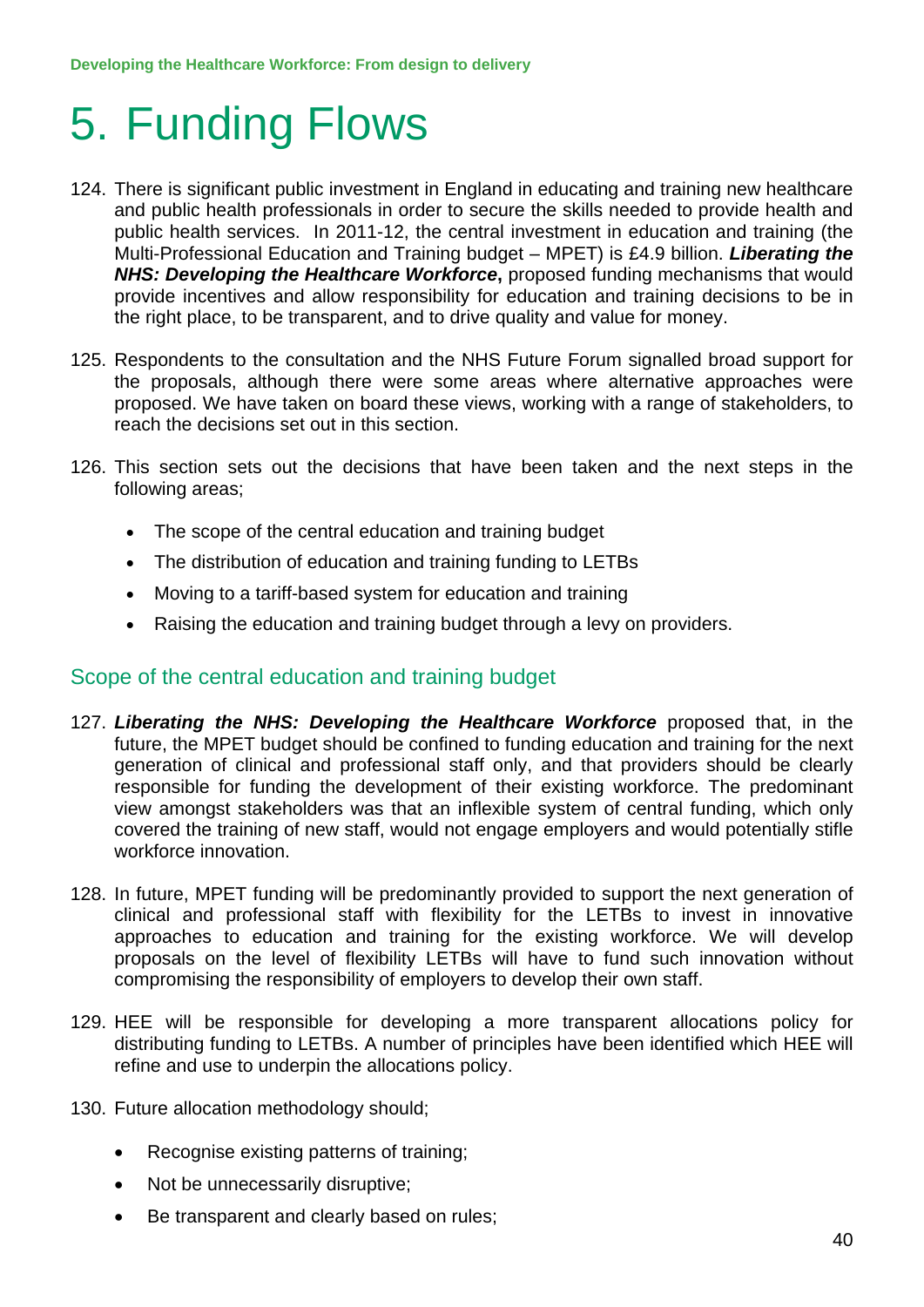# 5. Funding Flows

124. There is significant public investment in England in educating and training new healthcare and public health professionals in order to secure the skills needed to provide health and public health services. In 2011-12, the central investment in education and training (the Multi-Professional Education and Training budget – MPET) is £4.9 billion. ***Liberating the NHS: Developing the Healthcare Workforce***, proposed funding mechanisms that would provide incentives and allow responsibility for education and training decisions to be in the right place, to be transparent, and to drive quality and value for money.

125. Respondents to the consultation and the NHS Future Forum signalled broad support for the proposals, although there were some areas where alternative approaches were proposed. We have taken on board these views, working with a range of stakeholders, to reach the decisions set out in this section.

126. This section sets out the decisions that have been taken and the next steps in the following areas;

    - The scope of the central education and training budget
    - The distribution of education and training funding to LETBs
    - Moving to a tariff-based system for education and training
    - Raising the education and training budget through a levy on providers.

## Scope of the central education and training budget

127. ***Liberating the NHS: Developing the Healthcare Workforce*** proposed that, in the future, the MPET budget should be confined to funding education and training for the next generation of clinical and professional staff only, and that providers should be clearly responsible for funding the development of their existing workforce. The predominant view amongst stakeholders was that an inflexible system of central funding, which only covered the training of new staff, would not engage employers and would potentially stifle workforce innovation.

128. In future, MPET funding will be predominantly provided to support the next generation of clinical and professional staff with flexibility for the LETBs to invest in innovative approaches to education and training for the existing workforce. We will develop proposals on the level of flexibility LETBs will have to fund such innovation without compromising the responsibility of employers to develop their own staff.

129. HEE will be responsible for developing a more transparent allocations policy for distributing funding to LETBs. A number of principles have been identified which HEE will refine and use to underpin the allocations policy.

130. Future allocation methodology should;

    - Recognise existing patterns of training;
    - Not be unnecessarily disruptive;
    - Be transparent and clearly based on rules;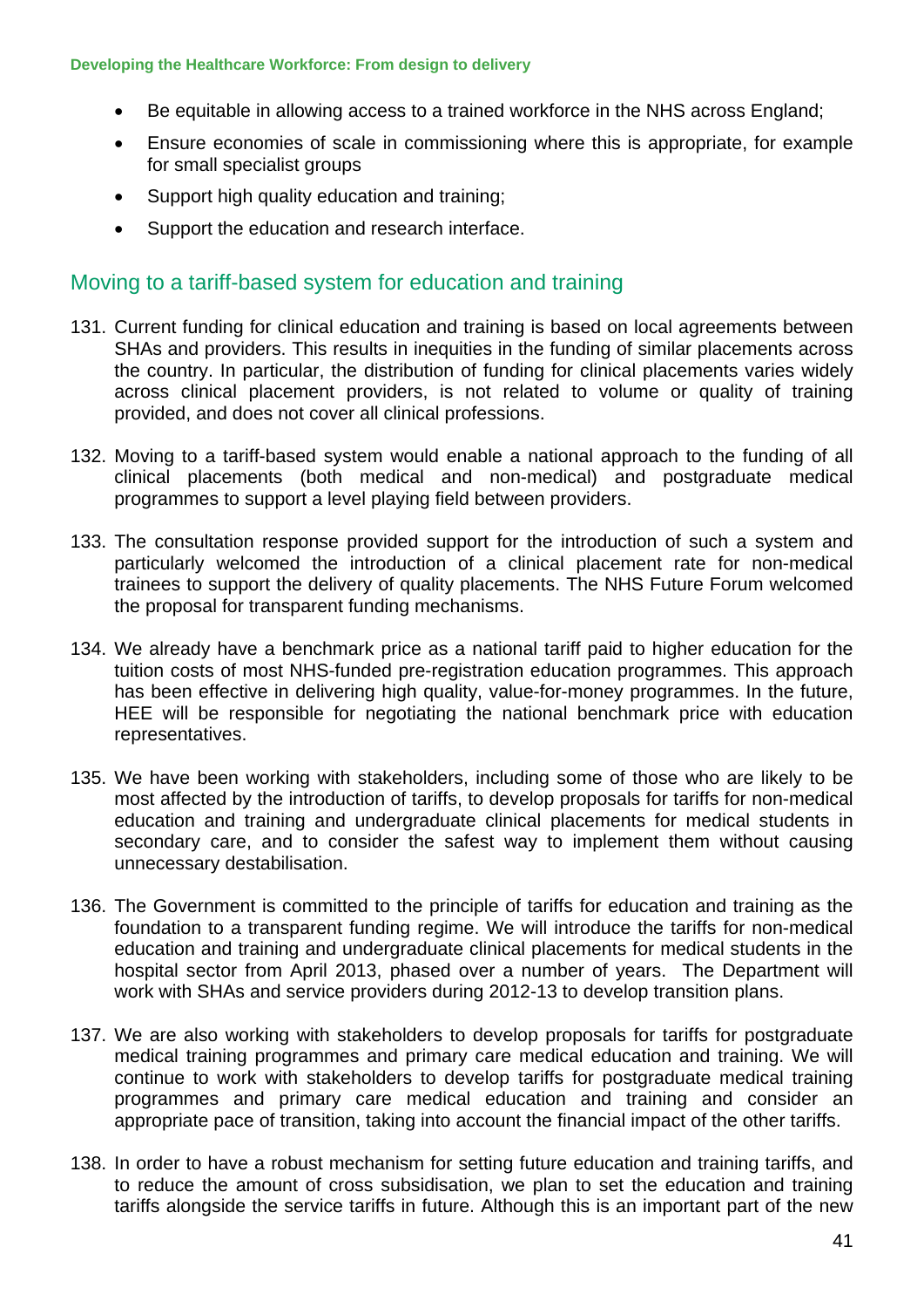- Be equitable in allowing access to a trained workforce in the NHS across England;
- Ensure economies of scale in commissioning where this is appropriate, for example for small specialist groups
- Support high quality education and training;
- Support the education and research interface.

## Moving to a tariff-based system for education and training

131. Current funding for clinical education and training is based on local agreements between SHAs and providers. This results in inequities in the funding of similar placements across the country. In particular, the distribution of funding for clinical placements varies widely across clinical placement providers, is not related to volume or quality of training provided, and does not cover all clinical professions.

132. Moving to a tariff-based system would enable a national approach to the funding of all clinical placements (both medical and non-medical) and postgraduate medical programmes to support a level playing field between providers.

133. The consultation response provided support for the introduction of such a system and particularly welcomed the introduction of a clinical placement rate for non-medical trainees to support the delivery of quality placements. The NHS Future Forum welcomed the proposal for transparent funding mechanisms.

134. We already have a benchmark price as a national tariff paid to higher education for the tuition costs of most NHS-funded pre-registration education programmes. This approach has been effective in delivering high quality, value-for-money programmes. In the future, HEE will be responsible for negotiating the national benchmark price with education representatives.

135. We have been working with stakeholders, including some of those who are likely to be most affected by the introduction of tariffs, to develop proposals for tariffs for non-medical education and training and undergraduate clinical placements for medical students in secondary care, and to consider the safest way to implement them without causing unnecessary destabilisation.

136. The Government is committed to the principle of tariffs for education and training as the foundation to a transparent funding regime. We will introduce the tariffs for non-medical education and training and undergraduate clinical placements for medical students in the hospital sector from April 2013, phased over a number of years. The Department will work with SHAs and service providers during 2012-13 to develop transition plans.

137. We are also working with stakeholders to develop proposals for tariffs for postgraduate medical training programmes and primary care medical education and training. We will continue to work with stakeholders to develop tariffs for postgraduate medical training programmes and primary care medical education and training and consider an appropriate pace of transition, taking into account the financial impact of the other tariffs.

138. In order to have a robust mechanism for setting future education and training tariffs, and to reduce the amount of cross subsidisation, we plan to set the education and training tariffs alongside the service tariffs in future. Although this is an important part of the new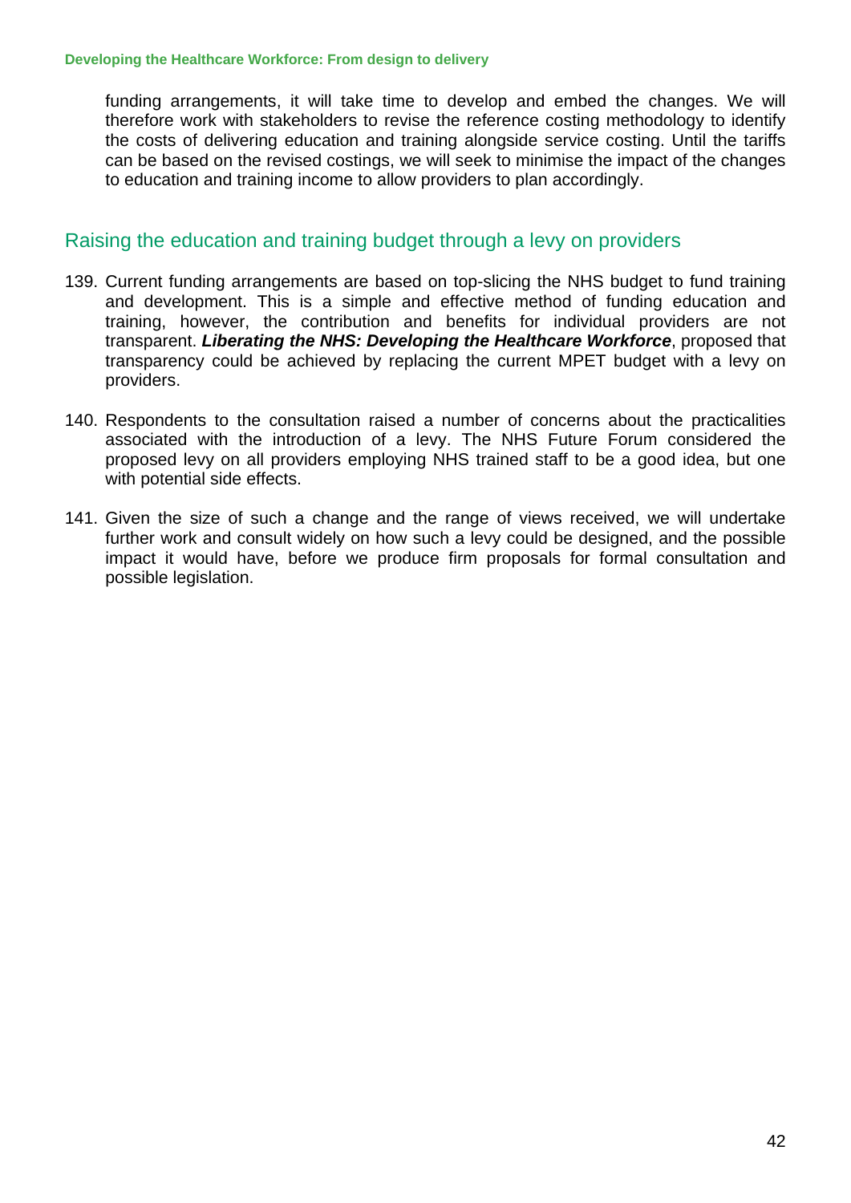funding arrangements, it will take time to develop and embed the changes. We will therefore work with stakeholders to revise the reference costing methodology to identify the costs of delivering education and training alongside service costing. Until the tariffs can be based on the revised costings, we will seek to minimise the impact of the changes to education and training income to allow providers to plan accordingly.

## Raising the education and training budget through a levy on providers

139. Current funding arrangements are based on top-slicing the NHS budget to fund training and development. This is a simple and effective method of funding education and training, however, the contribution and benefits for individual providers are not transparent. ***Liberating the NHS: Developing the Healthcare Workforce***, proposed that transparency could be achieved by replacing the current MPET budget with a levy on providers.

140. Respondents to the consultation raised a number of concerns about the practicalities associated with the introduction of a levy. The NHS Future Forum considered the proposed levy on all providers employing NHS trained staff to be a good idea, but one with potential side effects.

141. Given the size of such a change and the range of views received, we will undertake further work and consult widely on how such a levy could be designed, and the possible impact it would have, before we produce firm proposals for formal consultation and possible legislation.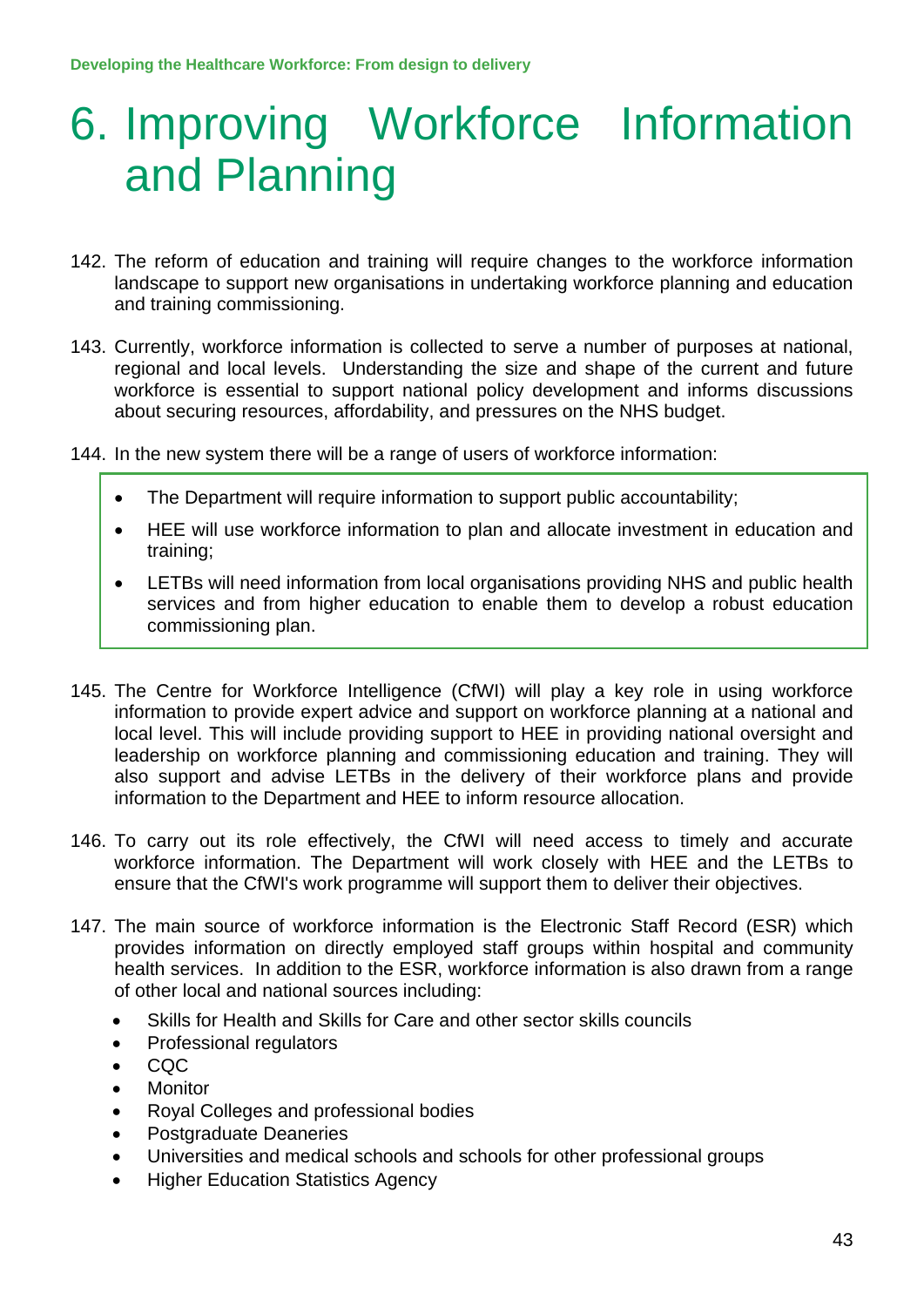# 6. Improving Workforce Information and Planning

142. The reform of education and training will require changes to the workforce information landscape to support new organisations in undertaking workforce planning and education and training commissioning.

143. Currently, workforce information is collected to serve a number of purposes at national, regional and local levels. Understanding the size and shape of the current and future workforce is essential to support national policy development and informs discussions about securing resources, affordability, and pressures on the NHS budget.

144. In the new system there will be a range of users of workforce information:

- The Department will require information to support public accountability;
- HEE will use workforce information to plan and allocate investment in education and training;
- LETBs will need information from local organisations providing NHS and public health services and from higher education to enable them to develop a robust education commissioning plan.

145. The Centre for Workforce Intelligence (CfWI) will play a key role in using workforce information to provide expert advice and support on workforce planning at a national and local level. This will include providing support to HEE in providing national oversight and leadership on workforce planning and commissioning education and training. They will also support and advise LETBs in the delivery of their workforce plans and provide information to the Department and HEE to inform resource allocation.

146. To carry out its role effectively, the CfWI will need access to timely and accurate workforce information. The Department will work closely with HEE and the LETBs to ensure that the CfWI's work programme will support them to deliver their objectives.

147. The main source of workforce information is the Electronic Staff Record (ESR) which provides information on directly employed staff groups within hospital and community health services. In addition to the ESR, workforce information is also drawn from a range of other local and national sources including:

- Skills for Health and Skills for Care and other sector skills councils
- Professional regulators
- CQC
- Monitor
- Royal Colleges and professional bodies
- Postgraduate Deaneries
- Universities and medical schools and schools for other professional groups
- Higher Education Statistics Agency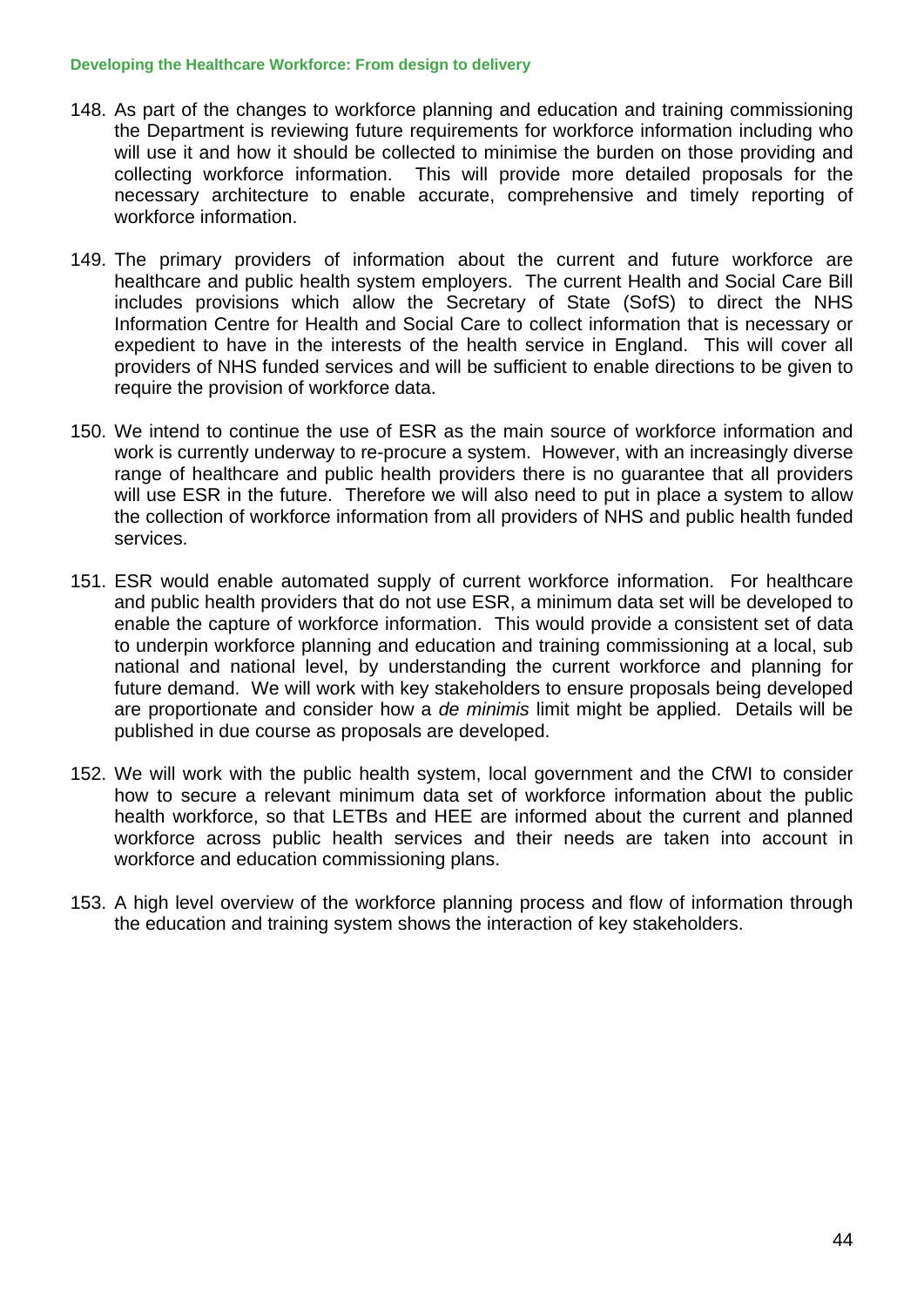148. As part of the changes to workforce planning and education and training commissioning the Department is reviewing future requirements for workforce information including who will use it and how it should be collected to minimise the burden on those providing and collecting workforce information. This will provide more detailed proposals for the necessary architecture to enable accurate, comprehensive and timely reporting of workforce information.

149. The primary providers of information about the current and future workforce are healthcare and public health system employers. The current Health and Social Care Bill includes provisions which allow the Secretary of State (SofS) to direct the NHS Information Centre for Health and Social Care to collect information that is necessary or expedient to have in the interests of the health service in England. This will cover all providers of NHS funded services and will be sufficient to enable directions to be given to require the provision of workforce data.

150. We intend to continue the use of ESR as the main source of workforce information and work is currently underway to re-procure a system. However, with an increasingly diverse range of healthcare and public health providers there is no guarantee that all providers will use ESR in the future. Therefore we will also need to put in place a system to allow the collection of workforce information from all providers of NHS and public health funded services.

151. ESR would enable automated supply of current workforce information. For healthcare and public health providers that do not use ESR, a minimum data set will be developed to enable the capture of workforce information. This would provide a consistent set of data to underpin workforce planning and education and training commissioning at a local, sub national and national level, by understanding the current workforce and planning for future demand. We will work with key stakeholders to ensure proposals being developed are proportionate and consider how a *de minimis* limit might be applied. Details will be published in due course as proposals are developed.

152. We will work with the public health system, local government and the CfWI to consider how to secure a relevant minimum data set of workforce information about the public health workforce, so that LETBs and HEE are informed about the current and planned workforce across public health services and their needs are taken into account in workforce and education commissioning plans.

153. A high level overview of the workforce planning process and flow of information through the education and training system shows the interaction of key stakeholders.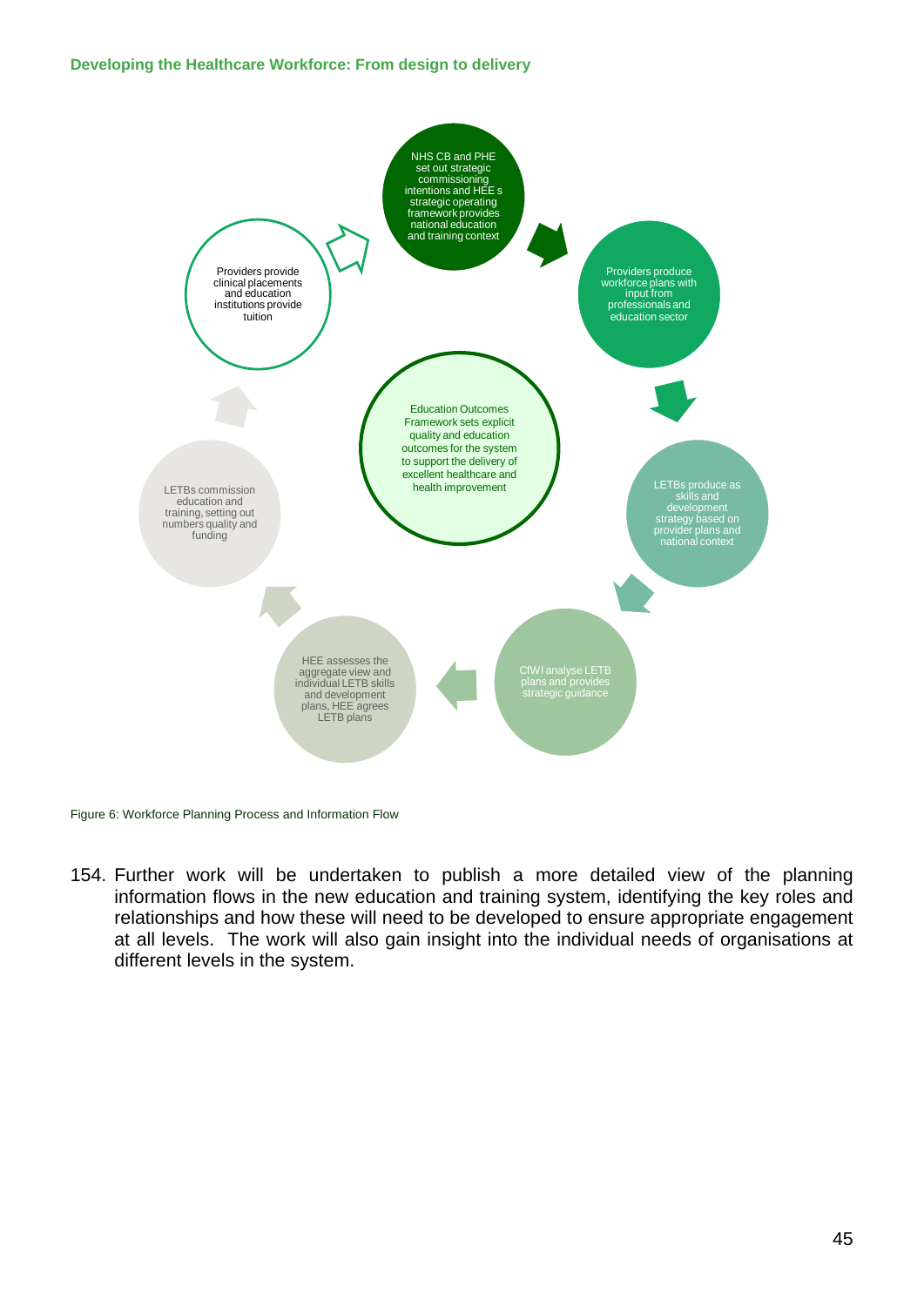Developing the Healthcare Workforce: From design to delivery

NHS CB and PHE set out strategic commissioning intentions and HEE s strategic operating framework provides national education and training context

Providers produce workforce plans with input from professionals and education sector

LETBs produce as skills and development strategy based on provider plans and national context

CfWI analyse LETB plans and provides strategic guidance

HEE assesses the aggregate view and individual LETB skills and development plans, HEE agrees LETB plans

LETBs commission education and training, setting out numbers quality and funding

Providers provide clinical placements and education institutions provide tuition

Education Outcomes Framework sets explicit quality and education outcomes for the system to support the delivery of excellent healthcare and health improvement

Figure 6: Workforce Planning Process and Information Flow

154. Further work will be undertaken to publish a more detailed view of the planning information flows in the new education and training system, identifying the key roles and relationships and how these will need to be developed to ensure appropriate engagement at all levels. The work will also gain insight into the individual needs of organisations at different levels in the system.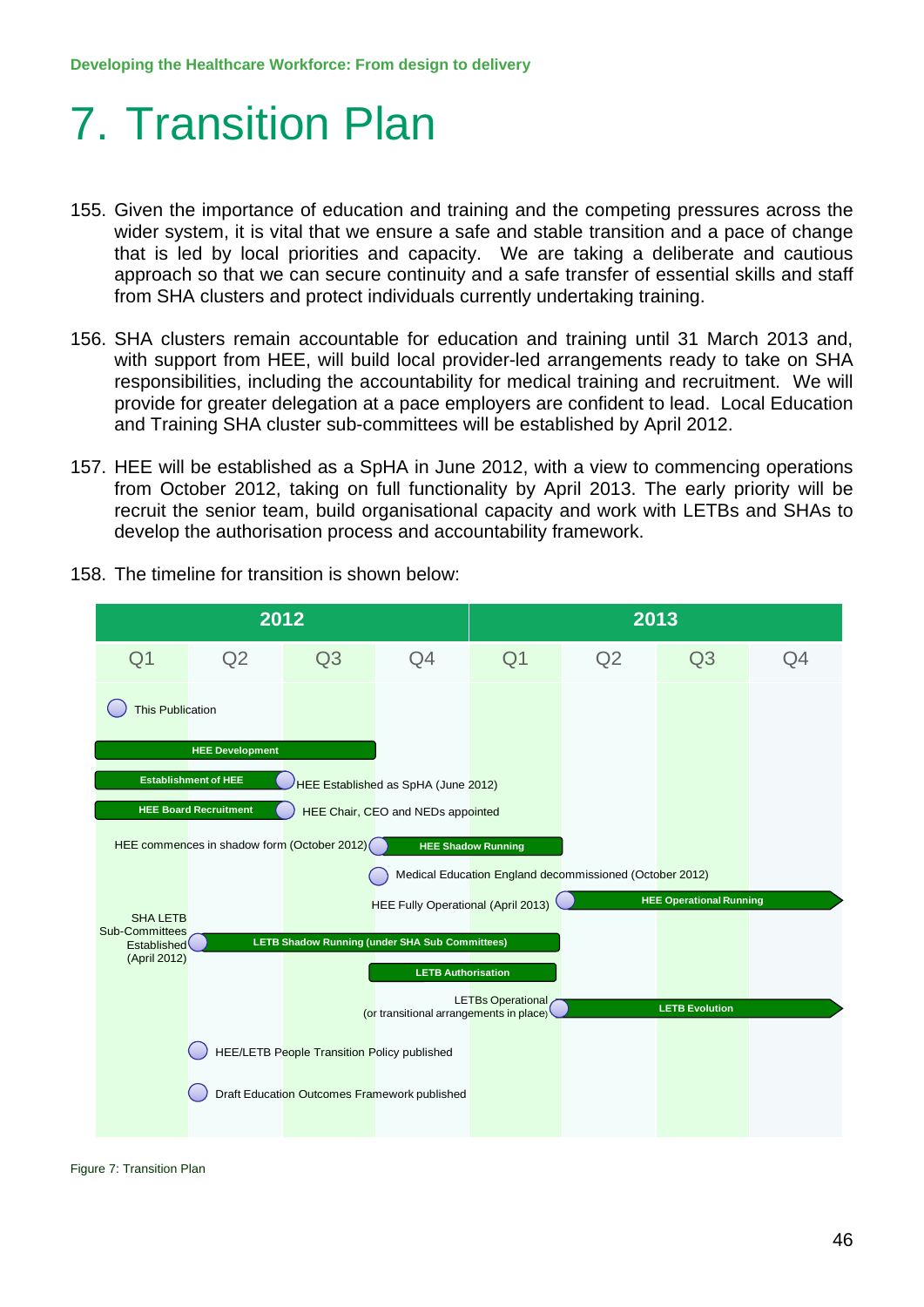# 7. Transition Plan

155. Given the importance of education and training and the competing pressures across the wider system, it is vital that we ensure a safe and stable transition and a pace of change that is led by local priorities and capacity. We are taking a deliberate and cautious approach so that we can secure continuity and a safe transfer of essential skills and staff from SHA clusters and protect individuals currently undertaking training.

156. SHA clusters remain accountable for education and training until 31 March 2013 and, with support from HEE, will build local provider-led arrangements ready to take on SHA responsibilities, including the accountability for medical training and recruitment. We will provide for greater delegation at a pace employers are confident to lead. Local Education and Training SHA cluster sub-committees will be established by April 2012.

157. HEE will be established as a SpHA in June 2012, with a view to commencing operations from October 2012, taking on full functionality by April 2013. The early priority will be recruit the senior team, build organisational capacity and work with LETBs and SHAs to develop the authorisation process and accountability framework.

158. The timeline for transition is shown below:

| 2012 | | | | 2013 | | | |
|---|---|---|---|---|---|---|---|
| Q1 | Q2 | Q3 | Q4 | Q1 | Q2 | Q3 | Q4 |

- This Publication
- HEE Development
- Establishment of HEE — HEE Established as SpHA (June 2012)
- HEE Board Recruitment — HEE Chair, CEO and NEDs appointed
- HEE commences in shadow form (October 2012) — HEE Shadow Running
- Medical Education England decommissioned (October 2012)
- HEE Fully Operational (April 2013) — HEE Operational Running
- SHA LETB Sub-Committees Established (April 2012) — LETB Shadow Running (under SHA Sub Committees)
- LETB Authorisation
- LETBs Operational (or transitional arrangements in place) — LETB Evolution
- HEE/LETB People Transition Policy published
- Draft Education Outcomes Framework published

Figure 7: Transition Plan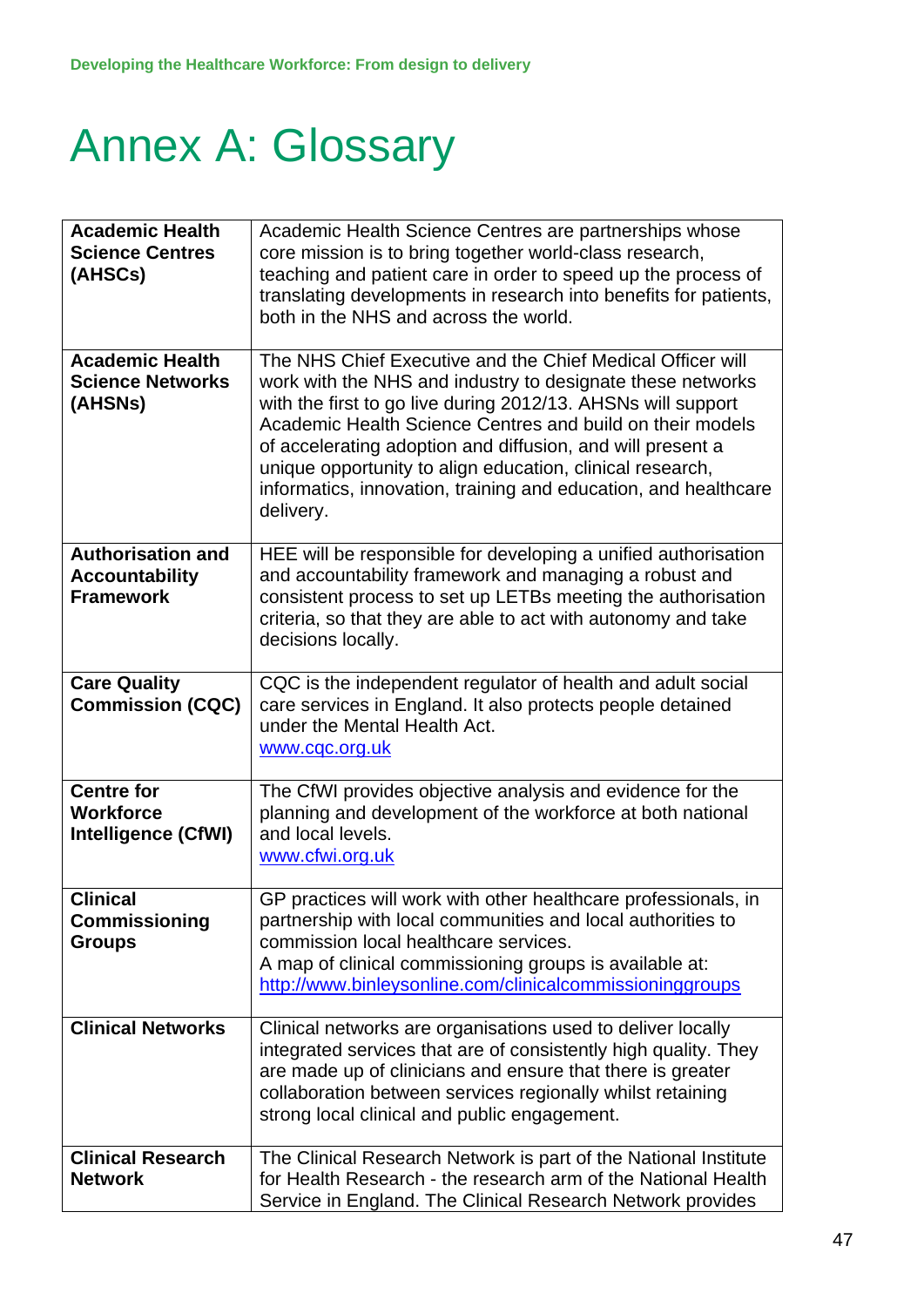# Annex A: Glossary

| | |
|---|---|
| **Academic Health Science Centres (AHSCs)** | Academic Health Science Centres are partnerships whose core mission is to bring together world-class research, teaching and patient care in order to speed up the process of translating developments in research into benefits for patients, both in the NHS and across the world. |
| **Academic Health Science Networks (AHSNs)** | The NHS Chief Executive and the Chief Medical Officer will work with the NHS and industry to designate these networks with the first to go live during 2012/13. AHSNs will support Academic Health Science Centres and build on their models of accelerating adoption and diffusion, and will present a unique opportunity to align education, clinical research, informatics, innovation, training and education, and healthcare delivery. |
| **Authorisation and Accountability Framework** | HEE will be responsible for developing a unified authorisation and accountability framework and managing a robust and consistent process to set up LETBs meeting the authorisation criteria, so that they are able to act with autonomy and take decisions locally. |
| **Care Quality Commission (CQC)** | CQC is the independent regulator of health and adult social care services in England. It also protects people detained under the Mental Health Act. [www.cqc.org.uk](http://www.cqc.org.uk) |
| **Centre for Workforce Intelligence (CfWI)** | The CfWI provides objective analysis and evidence for the planning and development of the workforce at both national and local levels. [www.cfwi.org.uk](http://www.cfwi.org.uk) |
| **Clinical Commissioning Groups** | GP practices will work with other healthcare professionals, in partnership with local communities and local authorities to commission local healthcare services. A map of clinical commissioning groups is available at: [http://www.binleysonline.com/clinicalcommissioninggroups](http://www.binleysonline.com/clinicalcommissioninggroups) |
| **Clinical Networks** | Clinical networks are organisations used to deliver locally integrated services that are of consistently high quality. They are made up of clinicians and ensure that there is greater collaboration between services regionally whilst retaining strong local clinical and public engagement. |
| **Clinical Research Network** | The Clinical Research Network is part of the National Institute for Health Research - the research arm of the National Health Service in England. The Clinical Research Network provides |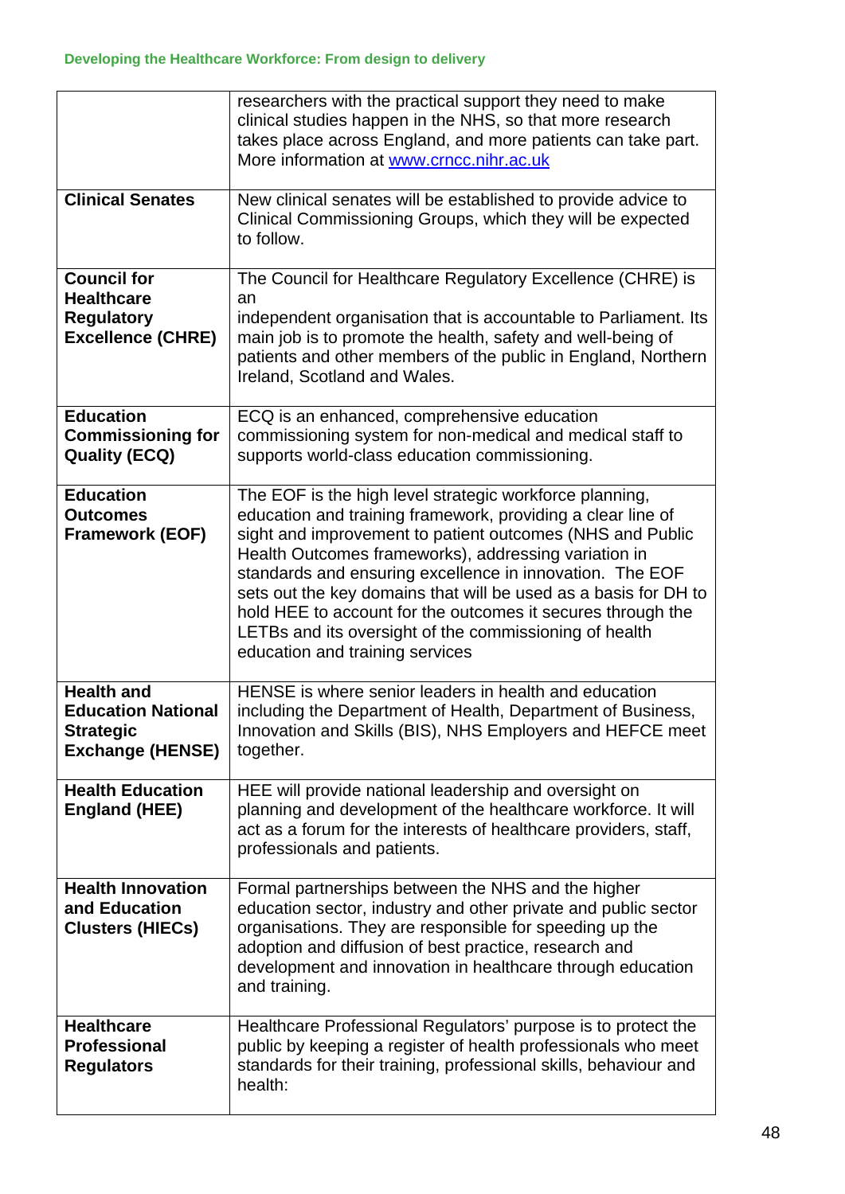| | |
|---|---|
| | researchers with the practical support they need to make clinical studies happen in the NHS, so that more research takes place across England, and more patients can take part. More information at [www.crncc.nihr.ac.uk](http://www.crncc.nihr.ac.uk) |
| **Clinical Senates** | New clinical senates will be established to provide advice to Clinical Commissioning Groups, which they will be expected to follow. |
| **Council for Healthcare Regulatory Excellence (CHRE)** | The Council for Healthcare Regulatory Excellence (CHRE) is an independent organisation that is accountable to Parliament. Its main job is to promote the health, safety and well-being of patients and other members of the public in England, Northern Ireland, Scotland and Wales. |
| **Education Commissioning for Quality (ECQ)** | ECQ is an enhanced, comprehensive education commissioning system for non-medical and medical staff to supports world-class education commissioning. |
| **Education Outcomes Framework (EOF)** | The EOF is the high level strategic workforce planning, education and training framework, providing a clear line of sight and improvement to patient outcomes (NHS and Public Health Outcomes frameworks), addressing variation in standards and ensuring excellence in innovation. The EOF sets out the key domains that will be used as a basis for DH to hold HEE to account for the outcomes it secures through the LETBs and its oversight of the commissioning of health education and training services |
| **Health and Education National Strategic Exchange (HENSE)** | HENSE is where senior leaders in health and education including the Department of Health, Department of Business, Innovation and Skills (BIS), NHS Employers and HEFCE meet together. |
| **Health Education England (HEE)** | HEE will provide national leadership and oversight on planning and development of the healthcare workforce. It will act as a forum for the interests of healthcare providers, staff, professionals and patients. |
| **Health Innovation and Education Clusters (HIECs)** | Formal partnerships between the NHS and the higher education sector, industry and other private and public sector organisations. They are responsible for speeding up the adoption and diffusion of best practice, research and development and innovation in healthcare through education and training. |
| **Healthcare Professional Regulators** | Healthcare Professional Regulators' purpose is to protect the public by keeping a register of health professionals who meet standards for their training, professional skills, behaviour and health: |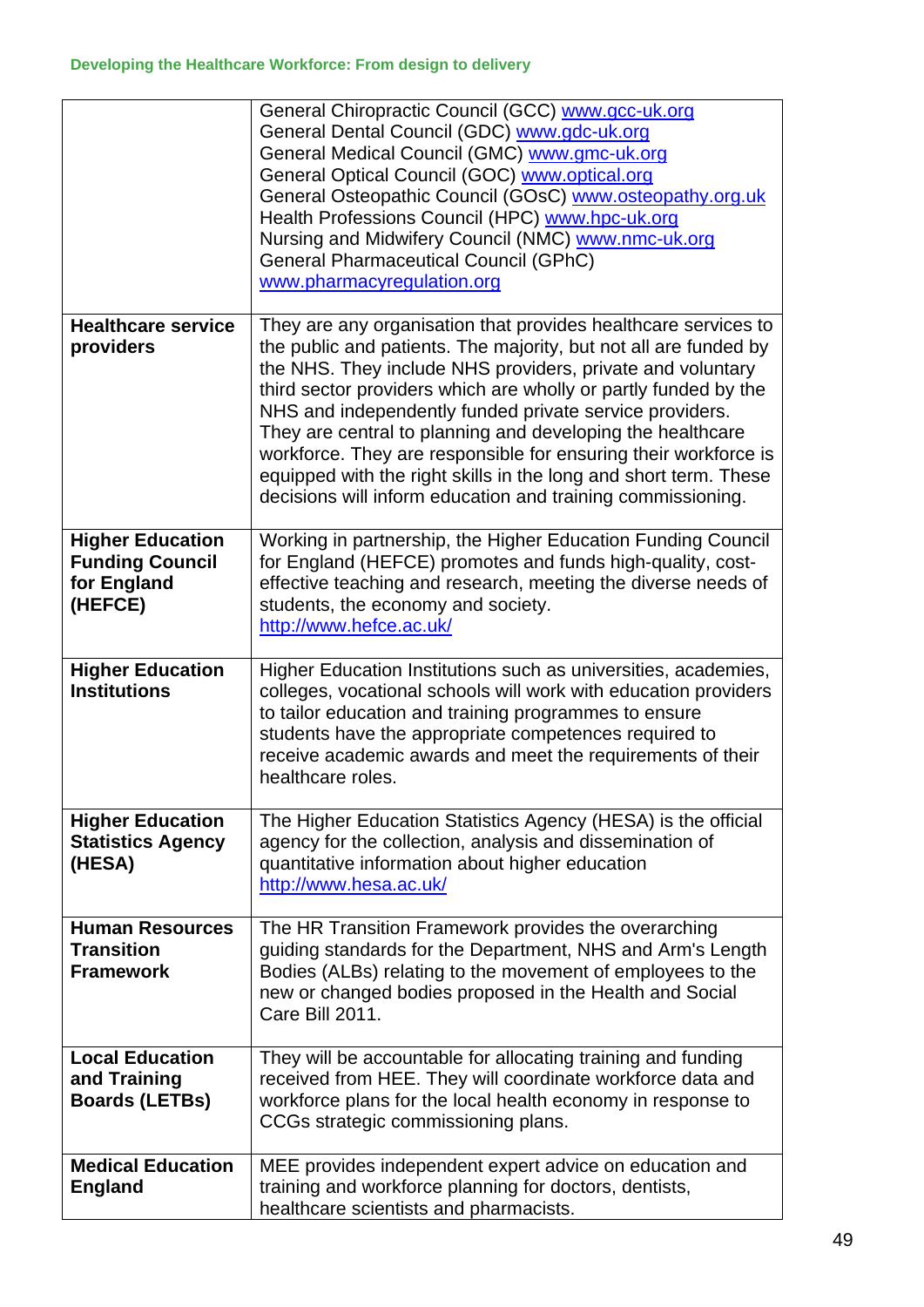| | |
|---|---|
| | General Chiropractic Council (GCC) www.gcc-uk.org<br>General Dental Council (GDC) www.gdc-uk.org<br>General Medical Council (GMC) www.gmc-uk.org<br>General Optical Council (GOC) www.optical.org<br>General Osteopathic Council (GOsC) www.osteopathy.org.uk<br>Health Professions Council (HPC) www.hpc-uk.org<br>Nursing and Midwifery Council (NMC) www.nmc-uk.org<br>General Pharmaceutical Council (GPhC)<br>www.pharmacyregulation.org |
| **Healthcare service providers** | They are any organisation that provides healthcare services to the public and patients. The majority, but not all are funded by the NHS. They include NHS providers, private and voluntary third sector providers which are wholly or partly funded by the NHS and independently funded private service providers. They are central to planning and developing the healthcare workforce. They are responsible for ensuring their workforce is equipped with the right skills in the long and short term. These decisions will inform education and training commissioning. |
| **Higher Education Funding Council for England (HEFCE)** | Working in partnership, the Higher Education Funding Council for England (HEFCE) promotes and funds high-quality, cost-effective teaching and research, meeting the diverse needs of students, the economy and society.<br>http://www.hefce.ac.uk/ |
| **Higher Education Institutions** | Higher Education Institutions such as universities, academies, colleges, vocational schools will work with education providers to tailor education and training programmes to ensure students have the appropriate competences required to receive academic awards and meet the requirements of their healthcare roles. |
| **Higher Education Statistics Agency (HESA)** | The Higher Education Statistics Agency (HESA) is the official agency for the collection, analysis and dissemination of quantitative information about higher education<br>http://www.hesa.ac.uk/ |
| **Human Resources Transition Framework** | The HR Transition Framework provides the overarching guiding standards for the Department, NHS and Arm's Length Bodies (ALBs) relating to the movement of employees to the new or changed bodies proposed in the Health and Social Care Bill 2011. |
| **Local Education and Training Boards (LETBs)** | They will be accountable for allocating training and funding received from HEE. They will coordinate workforce data and workforce plans for the local health economy in response to CCGs strategic commissioning plans. |
| **Medical Education England** | MEE provides independent expert advice on education and training and workforce planning for doctors, dentists, healthcare scientists and pharmacists. |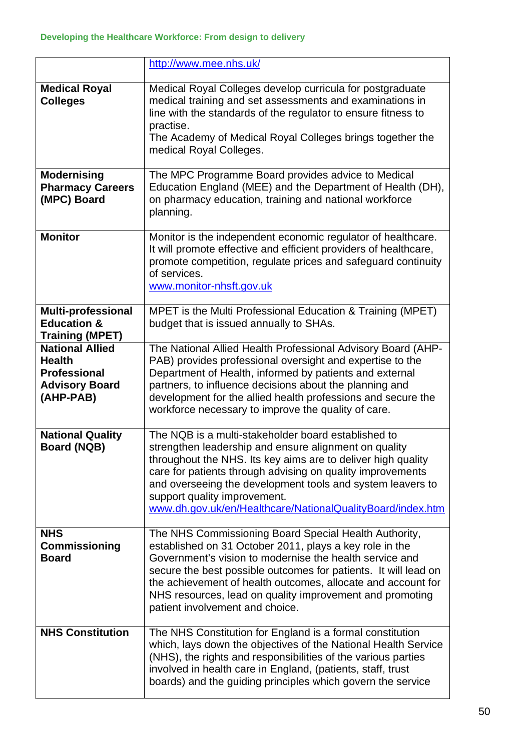| | |
|---|---|
| | http://www.mee.nhs.uk/ |
| **Medical Royal Colleges** | Medical Royal Colleges develop curricula for postgraduate medical training and set assessments and examinations in line with the standards of the regulator to ensure fitness to practise.<br>The Academy of Medical Royal Colleges brings together the medical Royal Colleges. |
| **Modernising Pharmacy Careers (MPC) Board** | The MPC Programme Board provides advice to Medical Education England (MEE) and the Department of Health (DH), on pharmacy education, training and national workforce planning. |
| **Monitor** | Monitor is the independent economic regulator of healthcare. It will promote effective and efficient providers of healthcare, promote competition, regulate prices and safeguard continuity of services.<br>www.monitor-nhsft.gov.uk |
| **Multi-professional Education & Training (MPET)** | MPET is the Multi Professional Education & Training (MPET) budget that is issued annually to SHAs. |
| **National Allied Health Professional Advisory Board (AHP-PAB)** | The National Allied Health Professional Advisory Board (AHP-PAB) provides professional oversight and expertise to the Department of Health, informed by patients and external partners, to influence decisions about the planning and development for the allied health professions and secure the workforce necessary to improve the quality of care. |
| **National Quality Board (NQB)** | The NQB is a multi-stakeholder board established to strengthen leadership and ensure alignment on quality throughout the NHS. Its key aims are to deliver high quality care for patients through advising on quality improvements and overseeing the development tools and system leavers to support quality improvement.<br>www.dh.gov.uk/en/Healthcare/NationalQualityBoard/index.htm |
| **NHS Commissioning Board** | The NHS Commissioning Board Special Health Authority, established on 31 October 2011, plays a key role in the Government's vision to modernise the health service and secure the best possible outcomes for patients. It will lead on the achievement of health outcomes, allocate and account for NHS resources, lead on quality improvement and promoting patient involvement and choice. |
| **NHS Constitution** | The NHS Constitution for England is a formal constitution which, lays down the objectives of the National Health Service (NHS), the rights and responsibilities of the various parties involved in health care in England, (patients, staff, trust boards) and the guiding principles which govern the service |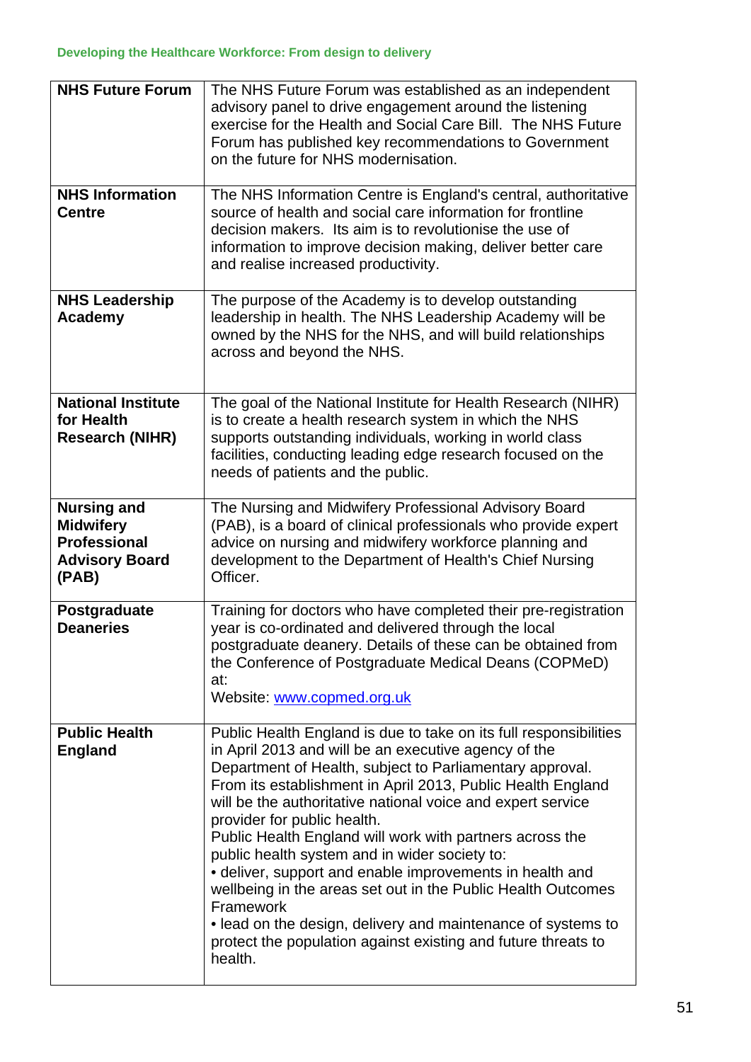| | |
|---|---|
| **NHS Future Forum** | The NHS Future Forum was established as an independent advisory panel to drive engagement around the listening exercise for the Health and Social Care Bill. The NHS Future Forum has published key recommendations to Government on the future for NHS modernisation. |
| **NHS Information Centre** | The NHS Information Centre is England's central, authoritative source of health and social care information for frontline decision makers. Its aim is to revolutionise the use of information to improve decision making, deliver better care and realise increased productivity. |
| **NHS Leadership Academy** | The purpose of the Academy is to develop outstanding leadership in health. The NHS Leadership Academy will be owned by the NHS for the NHS, and will build relationships across and beyond the NHS. |
| **National Institute for Health Research (NIHR)** | The goal of the National Institute for Health Research (NIHR) is to create a health research system in which the NHS supports outstanding individuals, working in world class facilities, conducting leading edge research focused on the needs of patients and the public. |
| **Nursing and Midwifery Professional Advisory Board (PAB)** | The Nursing and Midwifery Professional Advisory Board (PAB), is a board of clinical professionals who provide expert advice on nursing and midwifery workforce planning and development to the Department of Health's Chief Nursing Officer. |
| **Postgraduate Deaneries** | Training for doctors who have completed their pre-registration year is co-ordinated and delivered through the local postgraduate deanery. Details of these can be obtained from the Conference of Postgraduate Medical Deans (COPMeD) at:<br>Website: [www.copmed.org.uk](http://www.copmed.org.uk) |
| **Public Health England** | Public Health England is due to take on its full responsibilities in April 2013 and will be an executive agency of the Department of Health, subject to Parliamentary approval. From its establishment in April 2013, Public Health England will be the authoritative national voice and expert service provider for public health.<br>Public Health England will work with partners across the public health system and in wider society to:<br>• deliver, support and enable improvements in health and wellbeing in the areas set out in the Public Health Outcomes Framework<br>• lead on the design, delivery and maintenance of systems to protect the population against existing and future threats to health. |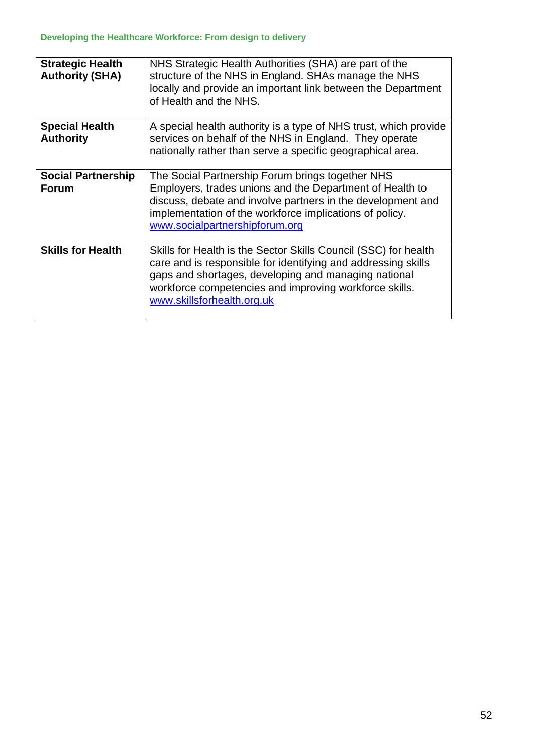| | |
|---|---|
| **Strategic Health Authority (SHA)** | NHS Strategic Health Authorities (SHA) are part of the structure of the NHS in England. SHAs manage the NHS locally and provide an important link between the Department of Health and the NHS. |
| **Special Health Authority** | A special health authority is a type of NHS trust, which provide services on behalf of the NHS in England. They operate nationally rather than serve a specific geographical area. |
| **Social Partnership Forum** | The Social Partnership Forum brings together NHS Employers, trades unions and the Department of Health to discuss, debate and involve partners in the development and implementation of the workforce implications of policy. www.socialpartnershipforum.org |
| **Skills for Health** | Skills for Health is the Sector Skills Council (SSC) for health care and is responsible for identifying and addressing skills gaps and shortages, developing and managing national workforce competencies and improving workforce skills. www.skillsforhealth.org.uk |